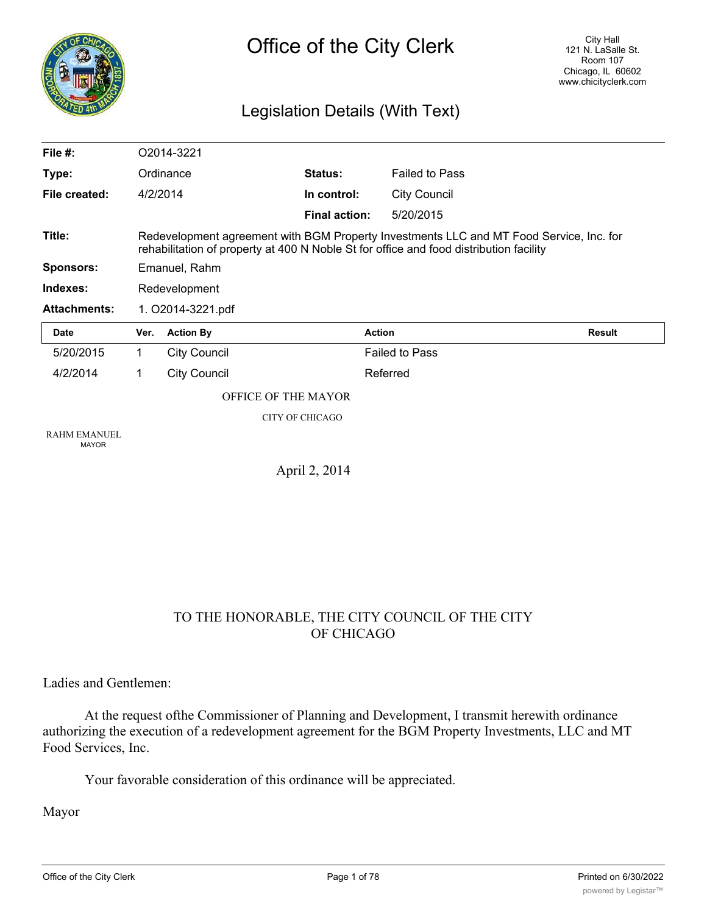# Office of the City Clerk

City Hall
121 N. LaSalle St.
Room 107
Chicago, IL 60602
www.chicityclerk.com

## Legislation Details (With Text)

| | | | |
|---|---|---|---|
| **File #:** | O2014-3221 | | |
| **Type:** | Ordinance | **Status:** | Failed to Pass |
| **File created:** | 4/2/2014 | **In control:** | City Council |
| | | **Final action:** | 5/20/2015 |
| **Title:** | Redevelopment agreement with BGM Property Investments LLC and MT Food Service, Inc. for rehabilitation of property at 400 N Noble St for office and food distribution facility | | |
| **Sponsors:** | Emanuel, Rahm | | |
| **Indexes:** | Redevelopment | | |
| **Attachments:** | 1. O2014-3221.pdf | | |

| Date | Ver. | Action By | Action | Result |
|---|---|---|---|---|
| 5/20/2015 | 1 | City Council | Failed to Pass | |
| 4/2/2014 | 1 | City Council | Referred | |

OFFICE OF THE MAYOR

CITY OF CHICAGO

RAHM EMANUEL
MAYOR

April 2, 2014

TO THE HONORABLE, THE CITY COUNCIL OF THE CITY OF CHICAGO

Ladies and Gentlemen:

At the request ofthe Commissioner of Planning and Development, I transmit herewith ordinance authorizing the execution of a redevelopment agreement for the BGM Property Investments, LLC and MT Food Services, Inc.

Your favorable consideration of this ordinance will be appreciated.

Mayor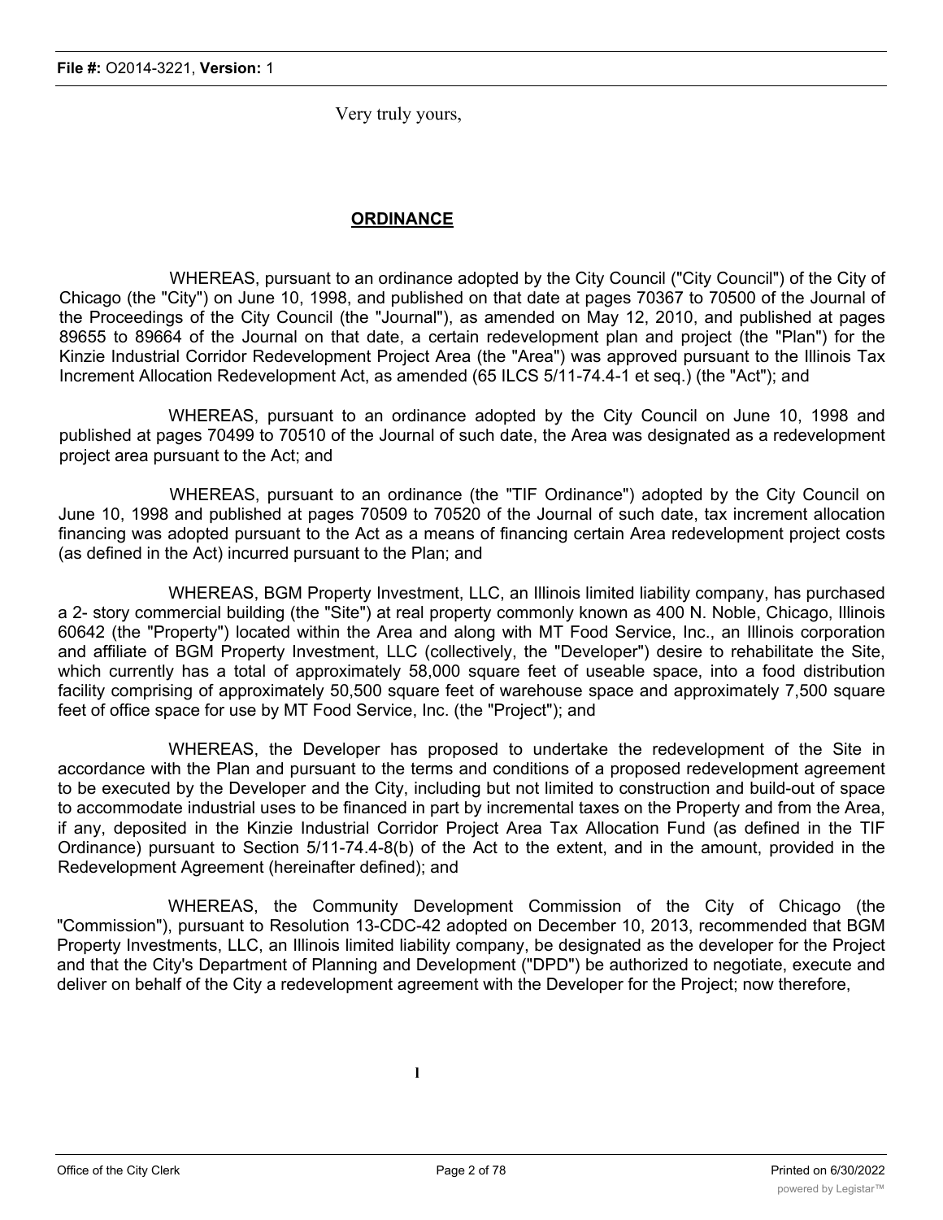Very truly yours,

**ORDINANCE**

WHEREAS, pursuant to an ordinance adopted by the City Council ("City Council") of the City of Chicago (the "City") on June 10, 1998, and published on that date at pages 70367 to 70500 of the Journal of the Proceedings of the City Council (the "Journal"), as amended on May 12, 2010, and published at pages 89655 to 89664 of the Journal on that date, a certain redevelopment plan and project (the "Plan") for the Kinzie Industrial Corridor Redevelopment Project Area (the "Area") was approved pursuant to the Illinois Tax Increment Allocation Redevelopment Act, as amended (65 ILCS 5/11-74.4-1 et seq.) (the "Act"); and

WHEREAS, pursuant to an ordinance adopted by the City Council on June 10, 1998 and published at pages 70499 to 70510 of the Journal of such date, the Area was designated as a redevelopment project area pursuant to the Act; and

WHEREAS, pursuant to an ordinance (the "TIF Ordinance") adopted by the City Council on June 10, 1998 and published at pages 70509 to 70520 of the Journal of such date, tax increment allocation financing was adopted pursuant to the Act as a means of financing certain Area redevelopment project costs (as defined in the Act) incurred pursuant to the Plan; and

WHEREAS, BGM Property Investment, LLC, an Illinois limited liability company, has purchased a 2- story commercial building (the "Site") at real property commonly known as 400 N. Noble, Chicago, Illinois 60642 (the "Property") located within the Area and along with MT Food Service, Inc., an Illinois corporation and affiliate of BGM Property Investment, LLC (collectively, the "Developer") desire to rehabilitate the Site, which currently has a total of approximately 58,000 square feet of useable space, into a food distribution facility comprising of approximately 50,500 square feet of warehouse space and approximately 7,500 square feet of office space for use by MT Food Service, Inc. (the "Project"); and

WHEREAS, the Developer has proposed to undertake the redevelopment of the Site in accordance with the Plan and pursuant to the terms and conditions of a proposed redevelopment agreement to be executed by the Developer and the City, including but not limited to construction and build-out of space to accommodate industrial uses to be financed in part by incremental taxes on the Property and from the Area, if any, deposited in the Kinzie Industrial Corridor Project Area Tax Allocation Fund (as defined in the TIF Ordinance) pursuant to Section 5/11-74.4-8(b) of the Act to the extent, and in the amount, provided in the Redevelopment Agreement (hereinafter defined); and

WHEREAS, the Community Development Commission of the City of Chicago (the "Commission"), pursuant to Resolution 13-CDC-42 adopted on December 10, 2013, recommended that BGM Property Investments, LLC, an Illinois limited liability company, be designated as the developer for the Project and that the City's Department of Planning and Development ("DPD") be authorized to negotiate, execute and deliver on behalf of the City a redevelopment agreement with the Developer for the Project; now therefore,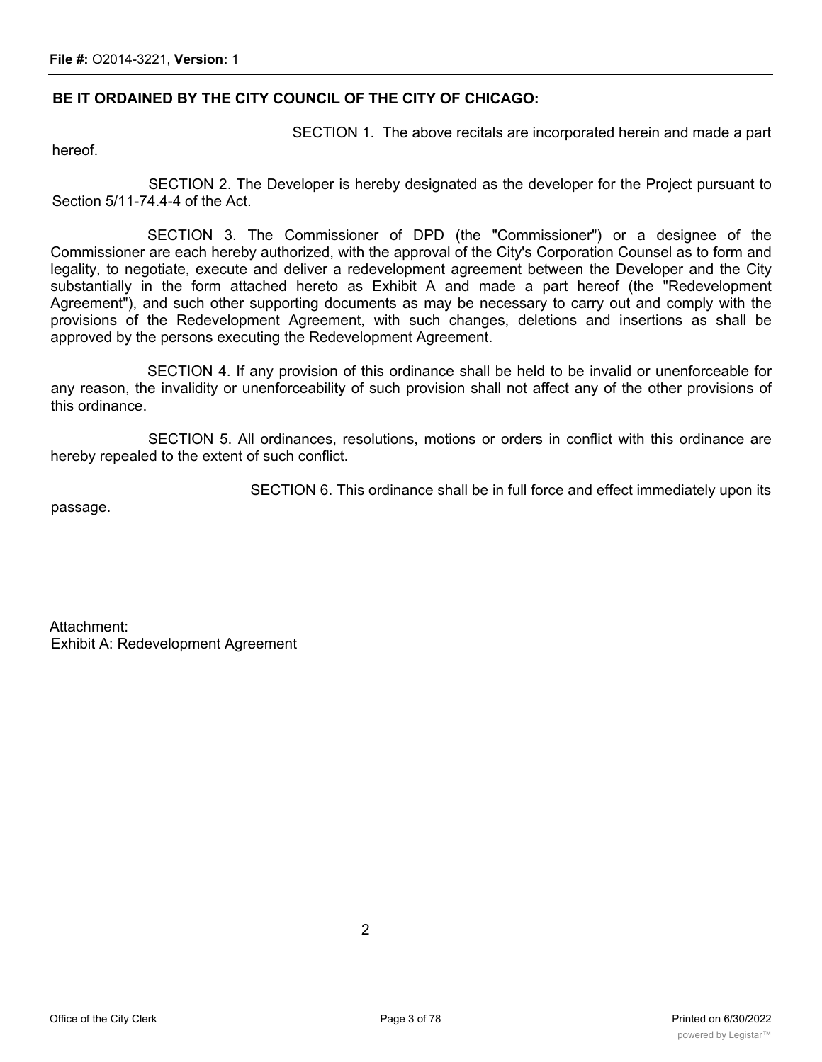**BE IT ORDAINED BY THE CITY COUNCIL OF THE CITY OF CHICAGO:**

SECTION 1. The above recitals are incorporated herein and made a part hereof.

SECTION 2. The Developer is hereby designated as the developer for the Project pursuant to Section 5/11-74.4-4 of the Act.

SECTION 3. The Commissioner of DPD (the "Commissioner") or a designee of the Commissioner are each hereby authorized, with the approval of the City's Corporation Counsel as to form and legality, to negotiate, execute and deliver a redevelopment agreement between the Developer and the City substantially in the form attached hereto as Exhibit A and made a part hereof (the "Redevelopment Agreement"), and such other supporting documents as may be necessary to carry out and comply with the provisions of the Redevelopment Agreement, with such changes, deletions and insertions as shall be approved by the persons executing the Redevelopment Agreement.

SECTION 4. If any provision of this ordinance shall be held to be invalid or unenforceable for any reason, the invalidity or unenforceability of such provision shall not affect any of the other provisions of this ordinance.

SECTION 5. All ordinances, resolutions, motions or orders in conflict with this ordinance are hereby repealed to the extent of such conflict.

SECTION 6. This ordinance shall be in full force and effect immediately upon its passage.

Attachment:
Exhibit A: Redevelopment Agreement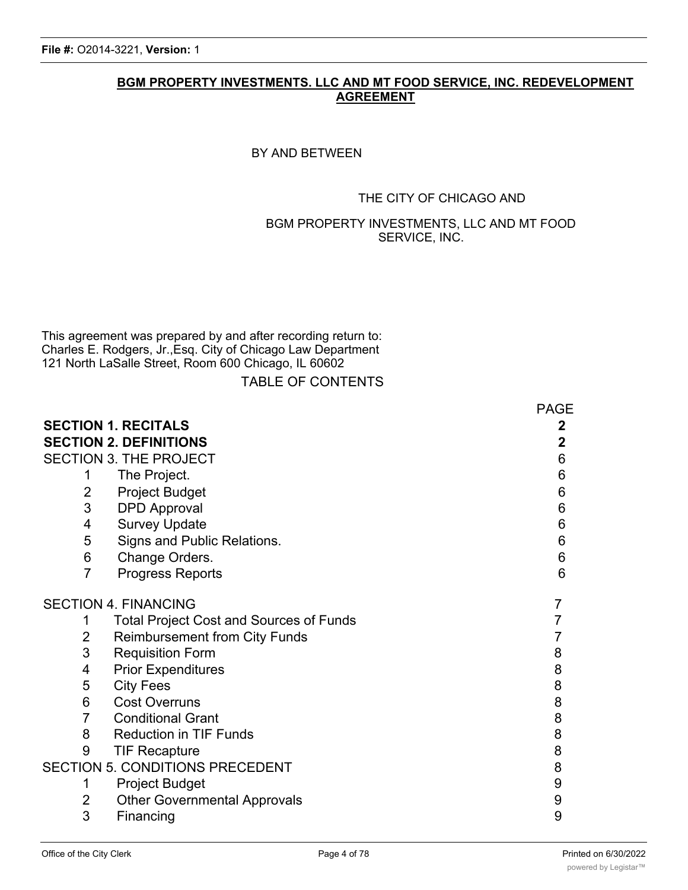**BGM PROPERTY INVESTMENTS. LLC AND MT FOOD SERVICE, INC. REDEVELOPMENT AGREEMENT**

BY AND BETWEEN

THE CITY OF CHICAGO AND

BGM PROPERTY INVESTMENTS, LLC AND MT FOOD SERVICE, INC.

This agreement was prepared by and after recording return to:
Charles E. Rodgers, Jr.,Esq. City of Chicago Law Department
121 North LaSalle Street, Room 600 Chicago, IL 60602

TABLE OF CONTENTS

| | PAGE |
|---|---|
| **SECTION 1. RECITALS** | **2** |
| **SECTION 2. DEFINITIONS** | **2** |
| SECTION 3. THE PROJECT | 6 |
| 1 The Project. | 6 |
| 2 Project Budget | 6 |
| 3 DPD Approval | 6 |
| 4 Survey Update | 6 |
| 5 Signs and Public Relations. | 6 |
| 6 Change Orders. | 6 |
| 7 Progress Reports | 6 |
| SECTION 4. FINANCING | 7 |
| 1 Total Project Cost and Sources of Funds | 7 |
| 2 Reimbursement from City Funds | 7 |
| 3 Requisition Form | 8 |
| 4 Prior Expenditures | 8 |
| 5 City Fees | 8 |
| 6 Cost Overruns | 8 |
| 7 Conditional Grant | 8 |
| 8 Reduction in TIF Funds | 8 |
| 9 TIF Recapture | 8 |
| SECTION 5. CONDITIONS PRECEDENT | 8 |
| 1 Project Budget | 9 |
| 2 Other Governmental Approvals | 9 |
| 3 Financing | 9 |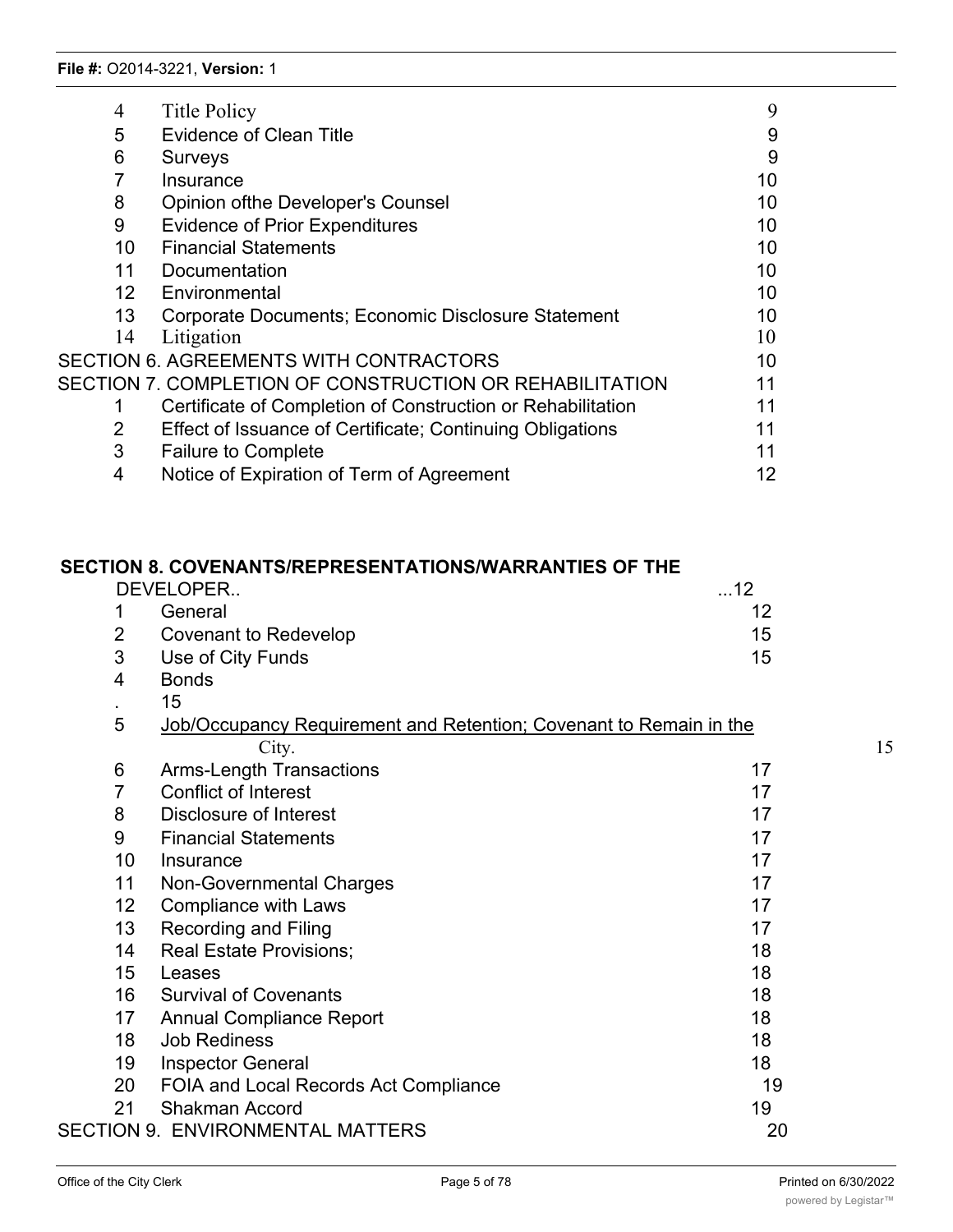| | | |
|---|---|---|
| 4 | Title Policy | 9 |
| 5 | Evidence of Clean Title | 9 |
| 6 | Surveys | 9 |
| 7 | Insurance | 10 |
| 8 | Opinion ofthe Developer's Counsel | 10 |
| 9 | Evidence of Prior Expenditures | 10 |
| 10 | Financial Statements | 10 |
| 11 | Documentation | 10 |
| 12 | Environmental | 10 |
| 13 | Corporate Documents; Economic Disclosure Statement | 10 |
| 14 | Litigation | 10 |
| SECTION 6. AGREEMENTS WITH CONTRACTORS | | 10 |
| SECTION 7. COMPLETION OF CONSTRUCTION OR REHABILITATION | | 11 |
| 1 | Certificate of Completion of Construction or Rehabilitation | 11 |
| 2 | Effect of Issuance of Certificate; Continuing Obligations | 11 |
| 3 | Failure to Complete | 11 |
| 4 | Notice of Expiration of Term of Agreement | 12 |

**SECTION 8. COVENANTS/REPRESENTATIONS/WARRANTIES OF THE** DEVELOPER.. ...12

| | | |
|---|---|---|
| 1 | General | 12 |
| 2 | Covenant to Redevelop | 15 |
| 3 | Use of City Funds | 15 |
| 4 | Bonds . | 15 |
| 5 | Job/Occupancy Requirement and Retention; Covenant to Remain in the City. | 15 |
| 6 | Arms-Length Transactions | 17 |
| 7 | Conflict of Interest | 17 |
| 8 | Disclosure of Interest | 17 |
| 9 | Financial Statements | 17 |
| 10 | Insurance | 17 |
| 11 | Non-Governmental Charges | 17 |
| 12 | Compliance with Laws | 17 |
| 13 | Recording and Filing | 17 |
| 14 | Real Estate Provisions; | 18 |
| 15 | Leases | 18 |
| 16 | Survival of Covenants | 18 |
| 17 | Annual Compliance Report | 18 |
| 18 | Job Rediness | 18 |
| 19 | Inspector General | 18 |
| 20 | FOIA and Local Records Act Compliance | 19 |
| 21 | Shakman Accord | 19 |
| SECTION 9. ENVIRONMENTAL MATTERS | | 20 |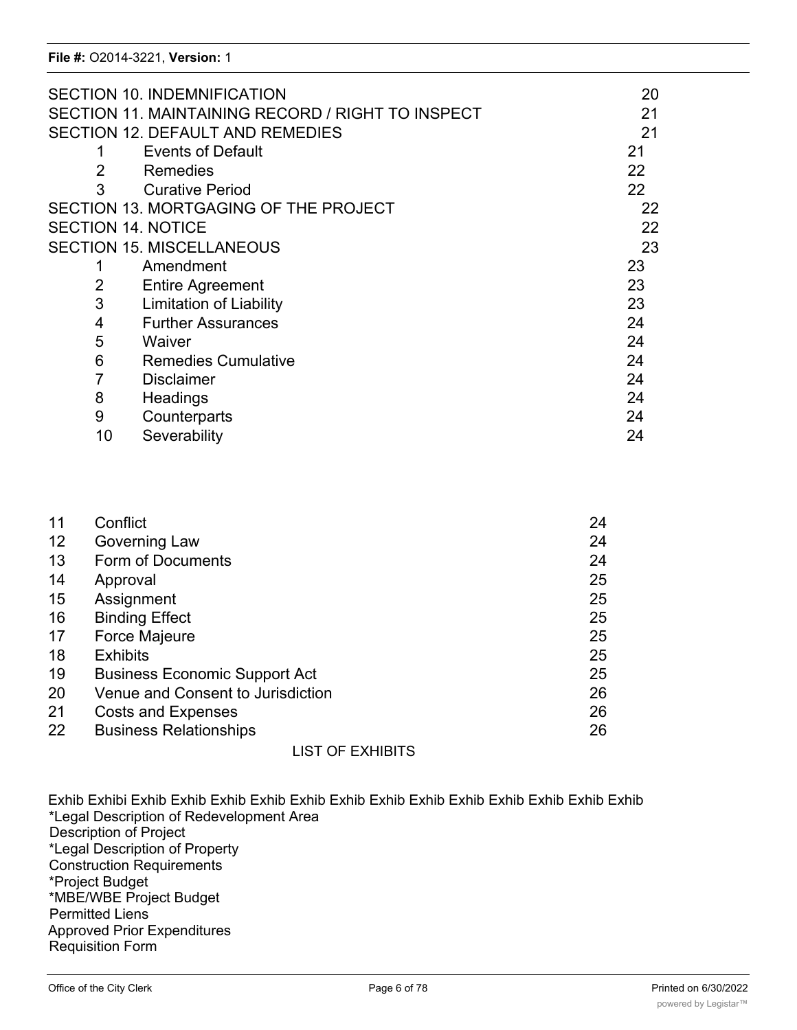| | | |
|---|---|---|
| SECTION 10. INDEMNIFICATION | | 20 |
| SECTION 11. MAINTAINING RECORD / RIGHT TO INSPECT | | 21 |
| SECTION 12. DEFAULT AND REMEDIES | | 21 |
| 1 | Events of Default | 21 |
| 2 | Remedies | 22 |
| 3 | Curative Period | 22 |
| SECTION 13. MORTGAGING OF THE PROJECT | | 22 |
| SECTION 14. NOTICE | | 22 |
| SECTION 15. MISCELLANEOUS | | 23 |
| 1 | Amendment | 23 |
| 2 | Entire Agreement | 23 |
| 3 | Limitation of Liability | 23 |
| 4 | Further Assurances | 24 |
| 5 | Waiver | 24 |
| 6 | Remedies Cumulative | 24 |
| 7 | Disclaimer | 24 |
| 8 | Headings | 24 |
| 9 | Counterparts | 24 |
| 10 | Severability | 24 |
| 11 | Conflict | 24 |
| 12 | Governing Law | 24 |
| 13 | Form of Documents | 24 |
| 14 | Approval | 25 |
| 15 | Assignment | 25 |
| 16 | Binding Effect | 25 |
| 17 | Force Majeure | 25 |
| 18 | Exhibits | 25 |
| 19 | Business Economic Support Act | 25 |
| 20 | Venue and Consent to Jurisdiction | 26 |
| 21 | Costs and Expenses | 26 |
| 22 | Business Relationships | 26 |

LIST OF EXHIBITS

Exhib Exhibi Exhib Exhib Exhib Exhib Exhib Exhib Exhib Exhib Exhib Exhib Exhib Exhib Exhib
*Legal Description of Redevelopment Area
Description of Project
*Legal Description of Property
Construction Requirements
*Project Budget
*MBE/WBE Project Budget
Permitted Liens
Approved Prior Expenditures
Requisition Form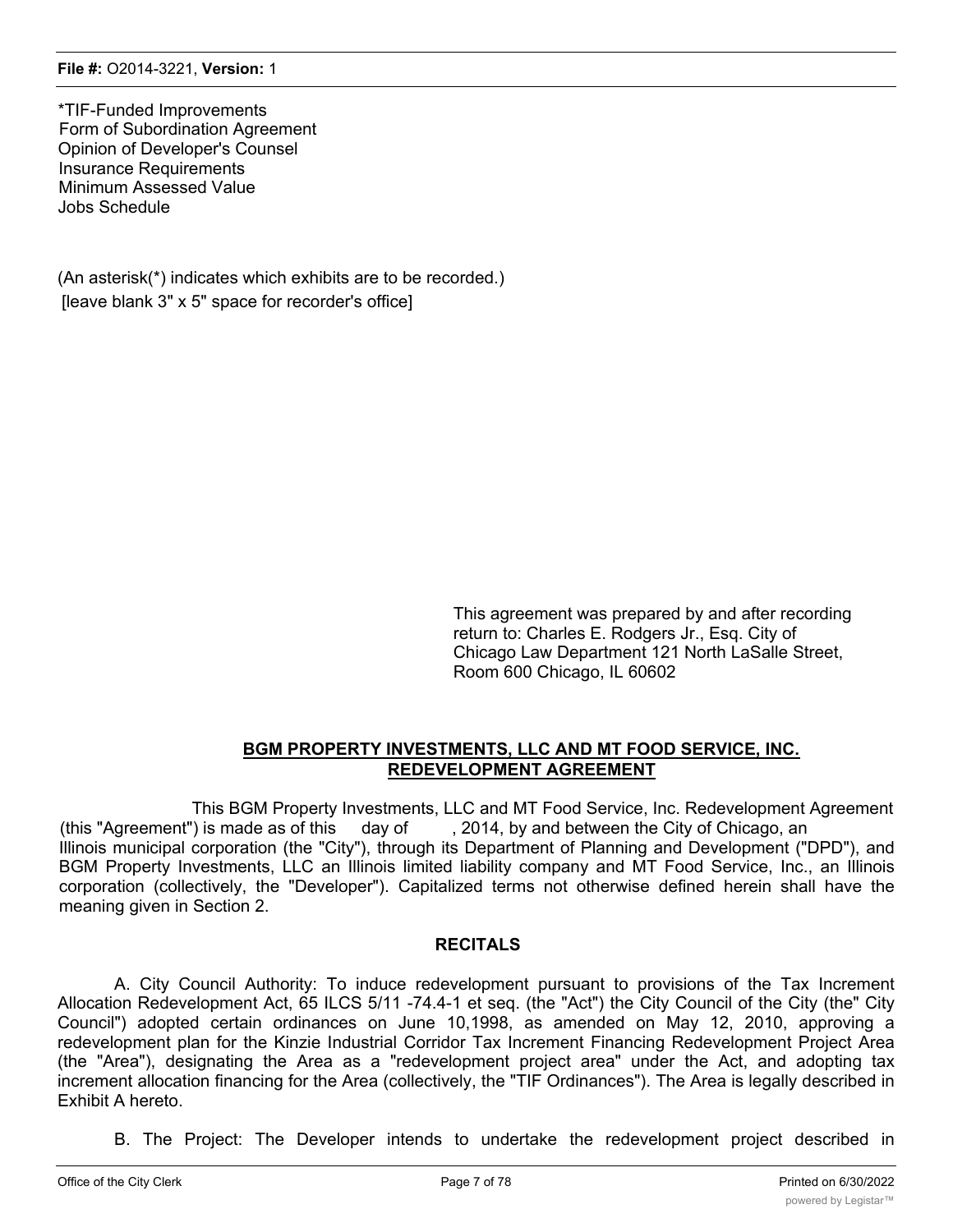*TIF-Funded Improvements
Form of Subordination Agreement
Opinion of Developer's Counsel
Insurance Requirements
Minimum Assessed Value
Jobs Schedule

(An asterisk(*) indicates which exhibits are to be recorded.)
[leave blank 3" x 5" space for recorder's office]

This agreement was prepared by and after recording return to: Charles E. Rodgers Jr., Esq. City of Chicago Law Department 121 North LaSalle Street, Room 600 Chicago, IL 60602

## BGM PROPERTY INVESTMENTS, LLC AND MT FOOD SERVICE, INC. REDEVELOPMENT AGREEMENT

This BGM Property Investments, LLC and MT Food Service, Inc. Redevelopment Agreement (this "Agreement") is made as of this day of , 2014, by and between the City of Chicago, an Illinois municipal corporation (the "City"), through its Department of Planning and Development ("DPD"), and BGM Property Investments, LLC an Illinois limited liability company and MT Food Service, Inc., an Illinois corporation (collectively, the "Developer"). Capitalized terms not otherwise defined herein shall have the meaning given in Section 2.

### RECITALS

A. City Council Authority: To induce redevelopment pursuant to provisions of the Tax Increment Allocation Redevelopment Act, 65 ILCS 5/11 -74.4-1 et seq. (the "Act") the City Council of the City (the" City Council") adopted certain ordinances on June 10,1998, as amended on May 12, 2010, approving a redevelopment plan for the Kinzie Industrial Corridor Tax Increment Financing Redevelopment Project Area (the "Area"), designating the Area as a "redevelopment project area" under the Act, and adopting tax increment allocation financing for the Area (collectively, the "TIF Ordinances"). The Area is legally described in Exhibit A hereto.

B. The Project: The Developer intends to undertake the redevelopment project described in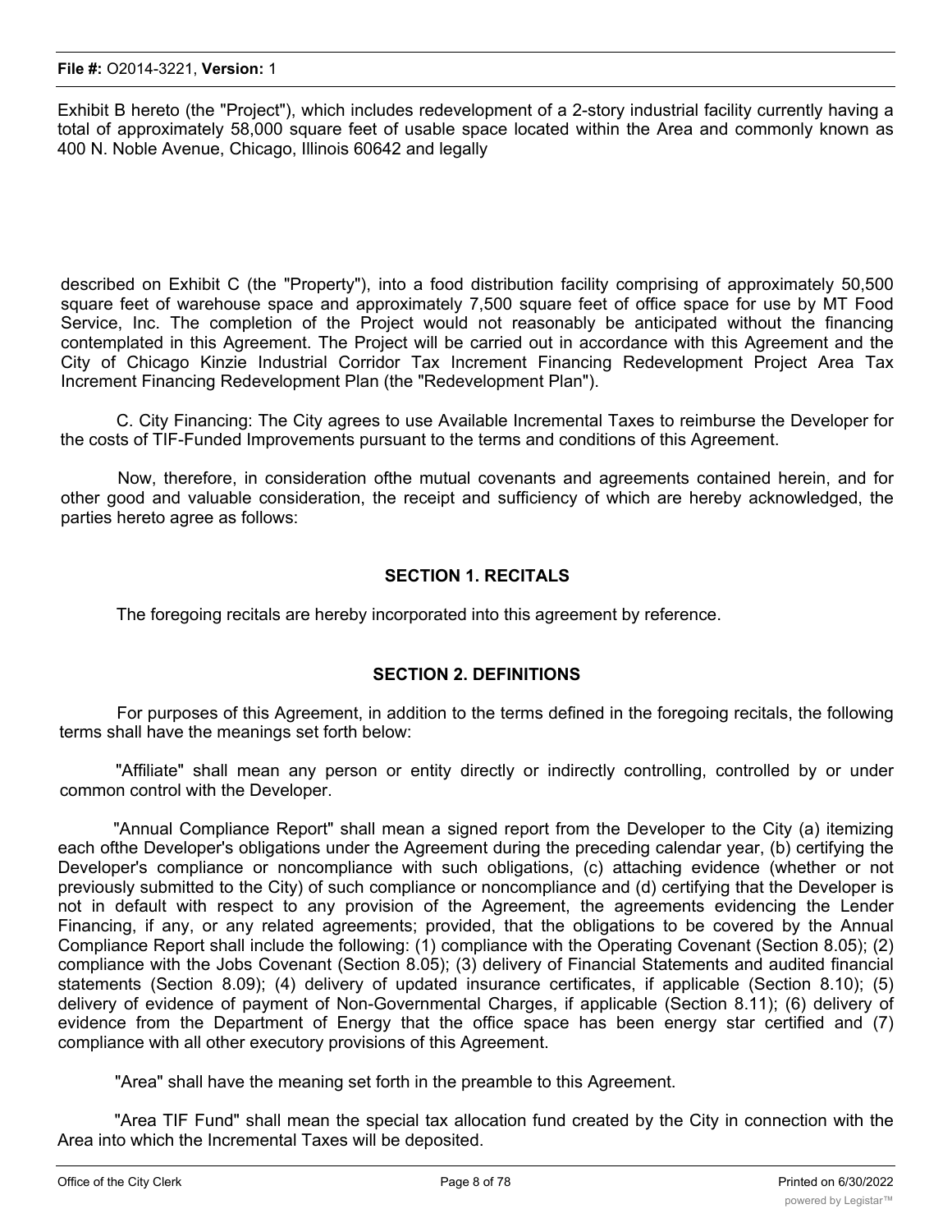Exhibit B hereto (the "Project"), which includes redevelopment of a 2-story industrial facility currently having a total of approximately 58,000 square feet of usable space located within the Area and commonly known as 400 N. Noble Avenue, Chicago, Illinois 60642 and legally

described on Exhibit C (the "Property"), into a food distribution facility comprising of approximately 50,500 square feet of warehouse space and approximately 7,500 square feet of office space for use by MT Food Service, Inc. The completion of the Project would not reasonably be anticipated without the financing contemplated in this Agreement. The Project will be carried out in accordance with this Agreement and the City of Chicago Kinzie Industrial Corridor Tax Increment Financing Redevelopment Project Area Tax Increment Financing Redevelopment Plan (the "Redevelopment Plan").

C. City Financing: The City agrees to use Available Incremental Taxes to reimburse the Developer for the costs of TIF-Funded Improvements pursuant to the terms and conditions of this Agreement.

Now, therefore, in consideration ofthe mutual covenants and agreements contained herein, and for other good and valuable consideration, the receipt and sufficiency of which are hereby acknowledged, the parties hereto agree as follows:

## SECTION 1. RECITALS

The foregoing recitals are hereby incorporated into this agreement by reference.

## SECTION 2. DEFINITIONS

For purposes of this Agreement, in addition to the terms defined in the foregoing recitals, the following terms shall have the meanings set forth below:

"Affiliate" shall mean any person or entity directly or indirectly controlling, controlled by or under common control with the Developer.

"Annual Compliance Report" shall mean a signed report from the Developer to the City (a) itemizing each ofthe Developer's obligations under the Agreement during the preceding calendar year, (b) certifying the Developer's compliance or noncompliance with such obligations, (c) attaching evidence (whether or not previously submitted to the City) of such compliance or noncompliance and (d) certifying that the Developer is not in default with respect to any provision of the Agreement, the agreements evidencing the Lender Financing, if any, or any related agreements; provided, that the obligations to be covered by the Annual Compliance Report shall include the following: (1) compliance with the Operating Covenant (Section 8.05); (2) compliance with the Jobs Covenant (Section 8.05); (3) delivery of Financial Statements and audited financial statements (Section 8.09); (4) delivery of updated insurance certificates, if applicable (Section 8.10); (5) delivery of evidence of payment of Non-Governmental Charges, if applicable (Section 8.11); (6) delivery of evidence from the Department of Energy that the office space has been energy star certified and (7) compliance with all other executory provisions of this Agreement.

"Area" shall have the meaning set forth in the preamble to this Agreement.

"Area TIF Fund" shall mean the special tax allocation fund created by the City in connection with the Area into which the Incremental Taxes will be deposited.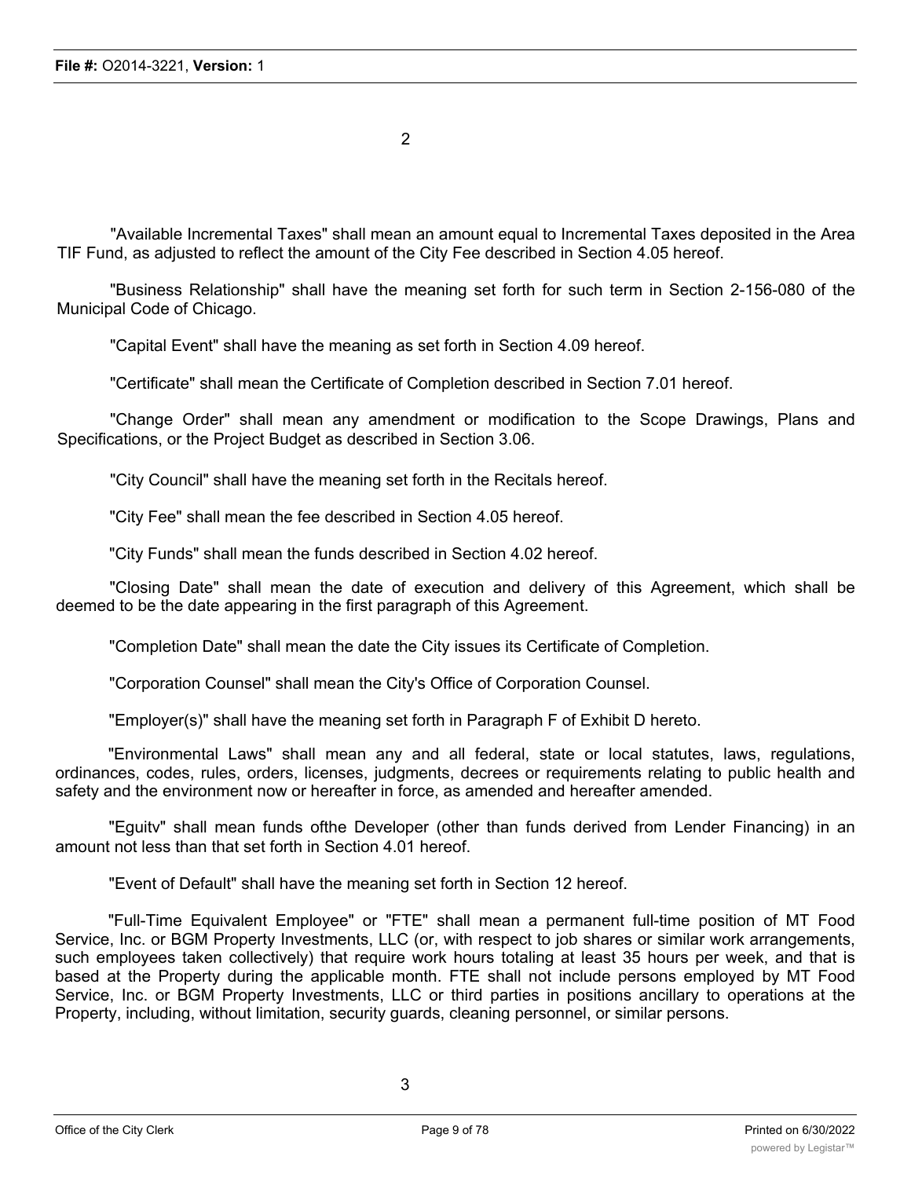"Available Incremental Taxes" shall mean an amount equal to Incremental Taxes deposited in the Area TIF Fund, as adjusted to reflect the amount of the City Fee described in Section 4.05 hereof.

"Business Relationship" shall have the meaning set forth for such term in Section 2-156-080 of the Municipal Code of Chicago.

"Capital Event" shall have the meaning as set forth in Section 4.09 hereof.

"Certificate" shall mean the Certificate of Completion described in Section 7.01 hereof.

"Change Order" shall mean any amendment or modification to the Scope Drawings, Plans and Specifications, or the Project Budget as described in Section 3.06.

"City Council" shall have the meaning set forth in the Recitals hereof.

"City Fee" shall mean the fee described in Section 4.05 hereof.

"City Funds" shall mean the funds described in Section 4.02 hereof.

"Closing Date" shall mean the date of execution and delivery of this Agreement, which shall be deemed to be the date appearing in the first paragraph of this Agreement.

"Completion Date" shall mean the date the City issues its Certificate of Completion.

"Corporation Counsel" shall mean the City's Office of Corporation Counsel.

"Employer(s)" shall have the meaning set forth in Paragraph F of Exhibit D hereto.

"Environmental Laws" shall mean any and all federal, state or local statutes, laws, regulations, ordinances, codes, rules, orders, licenses, judgments, decrees or requirements relating to public health and safety and the environment now or hereafter in force, as amended and hereafter amended.

"Eguitv" shall mean funds ofthe Developer (other than funds derived from Lender Financing) in an amount not less than that set forth in Section 4.01 hereof.

"Event of Default" shall have the meaning set forth in Section 12 hereof.

"Full-Time Equivalent Employee" or "FTE" shall mean a permanent full-time position of MT Food Service, Inc. or BGM Property Investments, LLC (or, with respect to job shares or similar work arrangements, such employees taken collectively) that require work hours totaling at least 35 hours per week, and that is based at the Property during the applicable month. FTE shall not include persons employed by MT Food Service, Inc. or BGM Property Investments, LLC or third parties in positions ancillary to operations at the Property, including, without limitation, security guards, cleaning personnel, or similar persons.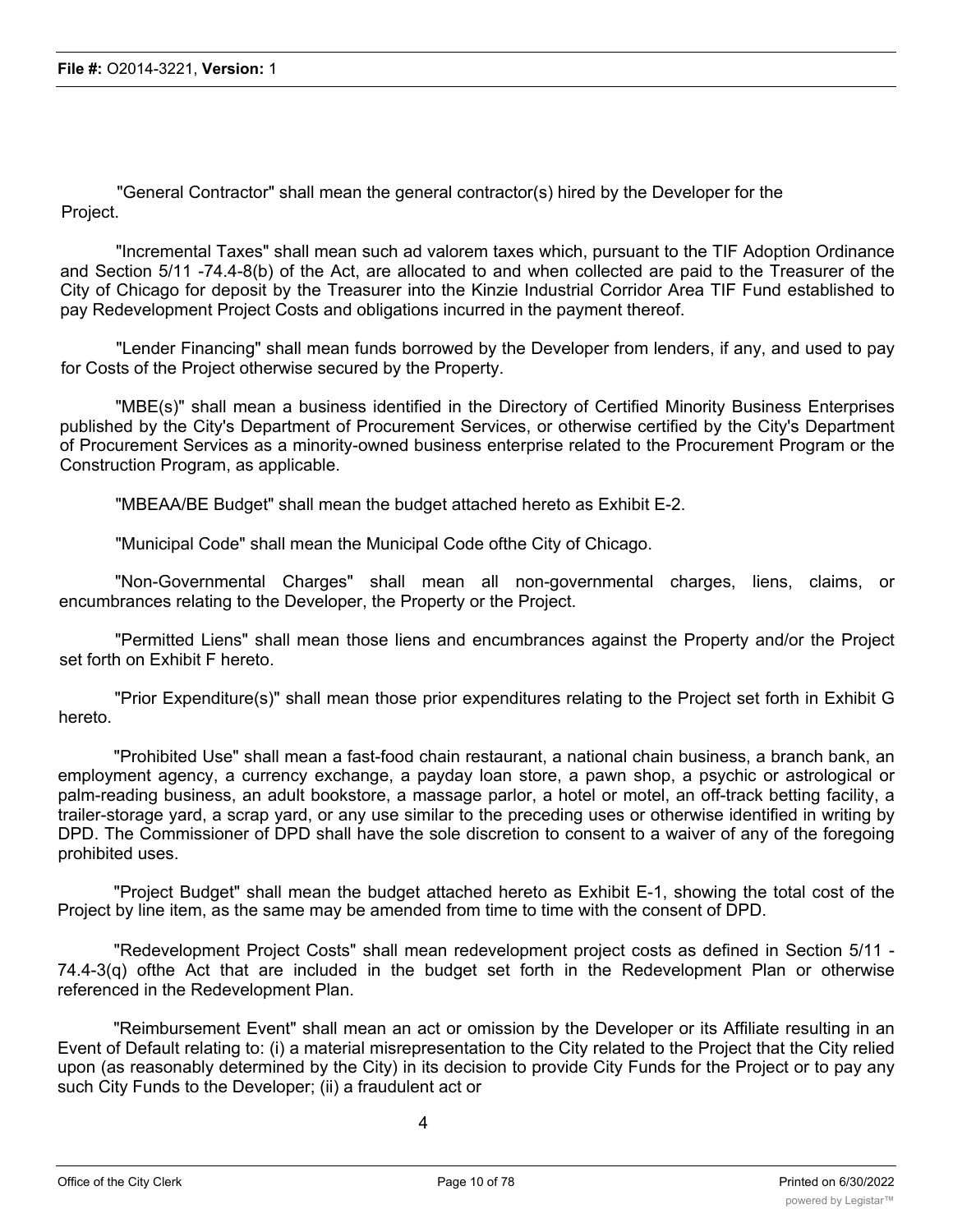"General Contractor" shall mean the general contractor(s) hired by the Developer for the Project.

"Incremental Taxes" shall mean such ad valorem taxes which, pursuant to the TIF Adoption Ordinance and Section 5/11 -74.4-8(b) of the Act, are allocated to and when collected are paid to the Treasurer of the City of Chicago for deposit by the Treasurer into the Kinzie Industrial Corridor Area TIF Fund established to pay Redevelopment Project Costs and obligations incurred in the payment thereof.

"Lender Financing" shall mean funds borrowed by the Developer from lenders, if any, and used to pay for Costs of the Project otherwise secured by the Property.

"MBE(s)" shall mean a business identified in the Directory of Certified Minority Business Enterprises published by the City's Department of Procurement Services, or otherwise certified by the City's Department of Procurement Services as a minority-owned business enterprise related to the Procurement Program or the Construction Program, as applicable.

"MBEAA/BE Budget" shall mean the budget attached hereto as Exhibit E-2.

"Municipal Code" shall mean the Municipal Code ofthe City of Chicago.

"Non-Governmental Charges" shall mean all non-governmental charges, liens, claims, or encumbrances relating to the Developer, the Property or the Project.

"Permitted Liens" shall mean those liens and encumbrances against the Property and/or the Project set forth on Exhibit F hereto.

"Prior Expenditure(s)" shall mean those prior expenditures relating to the Project set forth in Exhibit G hereto.

"Prohibited Use" shall mean a fast-food chain restaurant, a national chain business, a branch bank, an employment agency, a currency exchange, a payday loan store, a pawn shop, a psychic or astrological or palm-reading business, an adult bookstore, a massage parlor, a hotel or motel, an off-track betting facility, a trailer-storage yard, a scrap yard, or any use similar to the preceding uses or otherwise identified in writing by DPD. The Commissioner of DPD shall have the sole discretion to consent to a waiver of any of the foregoing prohibited uses.

"Project Budget" shall mean the budget attached hereto as Exhibit E-1, showing the total cost of the Project by line item, as the same may be amended from time to time with the consent of DPD.

"Redevelopment Project Costs" shall mean redevelopment project costs as defined in Section 5/11 - 74.4-3(q) ofthe Act that are included in the budget set forth in the Redevelopment Plan or otherwise referenced in the Redevelopment Plan.

"Reimbursement Event" shall mean an act or omission by the Developer or its Affiliate resulting in an Event of Default relating to: (i) a material misrepresentation to the City related to the Project that the City relied upon (as reasonably determined by the City) in its decision to provide City Funds for the Project or to pay any such City Funds to the Developer; (ii) a fraudulent act or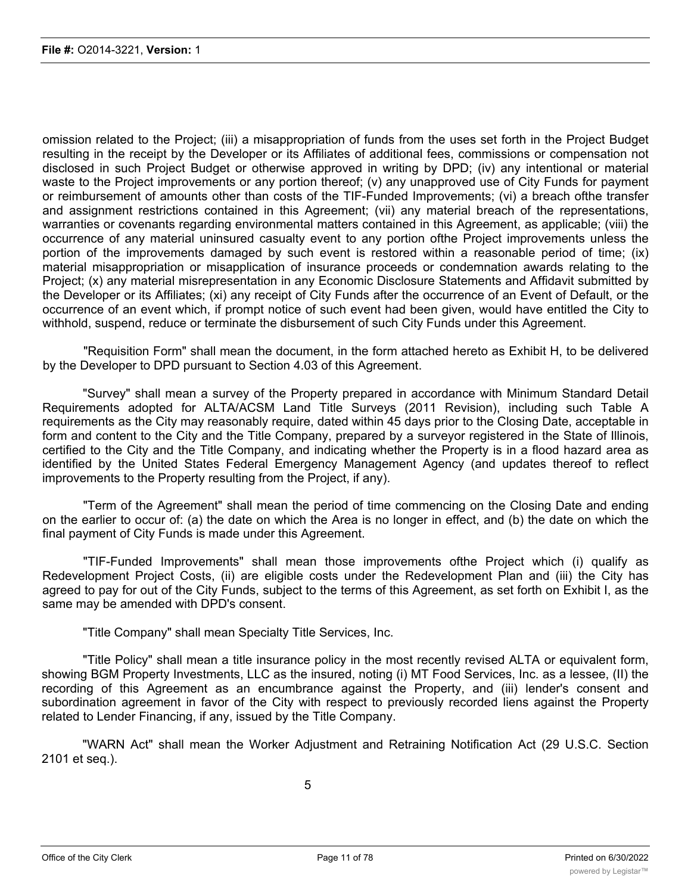omission related to the Project; (iii) a misappropriation of funds from the uses set forth in the Project Budget resulting in the receipt by the Developer or its Affiliates of additional fees, commissions or compensation not disclosed in such Project Budget or otherwise approved in writing by DPD; (iv) any intentional or material waste to the Project improvements or any portion thereof; (v) any unapproved use of City Funds for payment or reimbursement of amounts other than costs of the TIF-Funded Improvements; (vi) a breach ofthe transfer and assignment restrictions contained in this Agreement; (vii) any material breach of the representations, warranties or covenants regarding environmental matters contained in this Agreement, as applicable; (viii) the occurrence of any material uninsured casualty event to any portion ofthe Project improvements unless the portion of the improvements damaged by such event is restored within a reasonable period of time; (ix) material misappropriation or misapplication of insurance proceeds or condemnation awards relating to the Project; (x) any material misrepresentation in any Economic Disclosure Statements and Affidavit submitted by the Developer or its Affiliates; (xi) any receipt of City Funds after the occurrence of an Event of Default, or the occurrence of an event which, if prompt notice of such event had been given, would have entitled the City to withhold, suspend, reduce or terminate the disbursement of such City Funds under this Agreement.

"Requisition Form" shall mean the document, in the form attached hereto as Exhibit H, to be delivered by the Developer to DPD pursuant to Section 4.03 of this Agreement.

"Survey" shall mean a survey of the Property prepared in accordance with Minimum Standard Detail Requirements adopted for ALTA/ACSM Land Title Surveys (2011 Revision), including such Table A requirements as the City may reasonably require, dated within 45 days prior to the Closing Date, acceptable in form and content to the City and the Title Company, prepared by a surveyor registered in the State of Illinois, certified to the City and the Title Company, and indicating whether the Property is in a flood hazard area as identified by the United States Federal Emergency Management Agency (and updates thereof to reflect improvements to the Property resulting from the Project, if any).

"Term of the Agreement" shall mean the period of time commencing on the Closing Date and ending on the earlier to occur of: (a) the date on which the Area is no longer in effect, and (b) the date on which the final payment of City Funds is made under this Agreement.

"TIF-Funded Improvements" shall mean those improvements ofthe Project which (i) qualify as Redevelopment Project Costs, (ii) are eligible costs under the Redevelopment Plan and (iii) the City has agreed to pay for out of the City Funds, subject to the terms of this Agreement, as set forth on Exhibit I, as the same may be amended with DPD's consent.

"Title Company" shall mean Specialty Title Services, Inc.

"Title Policy" shall mean a title insurance policy in the most recently revised ALTA or equivalent form, showing BGM Property Investments, LLC as the insured, noting (i) MT Food Services, Inc. as a lessee, (II) the recording of this Agreement as an encumbrance against the Property, and (iii) lender's consent and subordination agreement in favor of the City with respect to previously recorded liens against the Property related to Lender Financing, if any, issued by the Title Company.

"WARN Act" shall mean the Worker Adjustment and Retraining Notification Act (29 U.S.C. Section 2101 et seq.).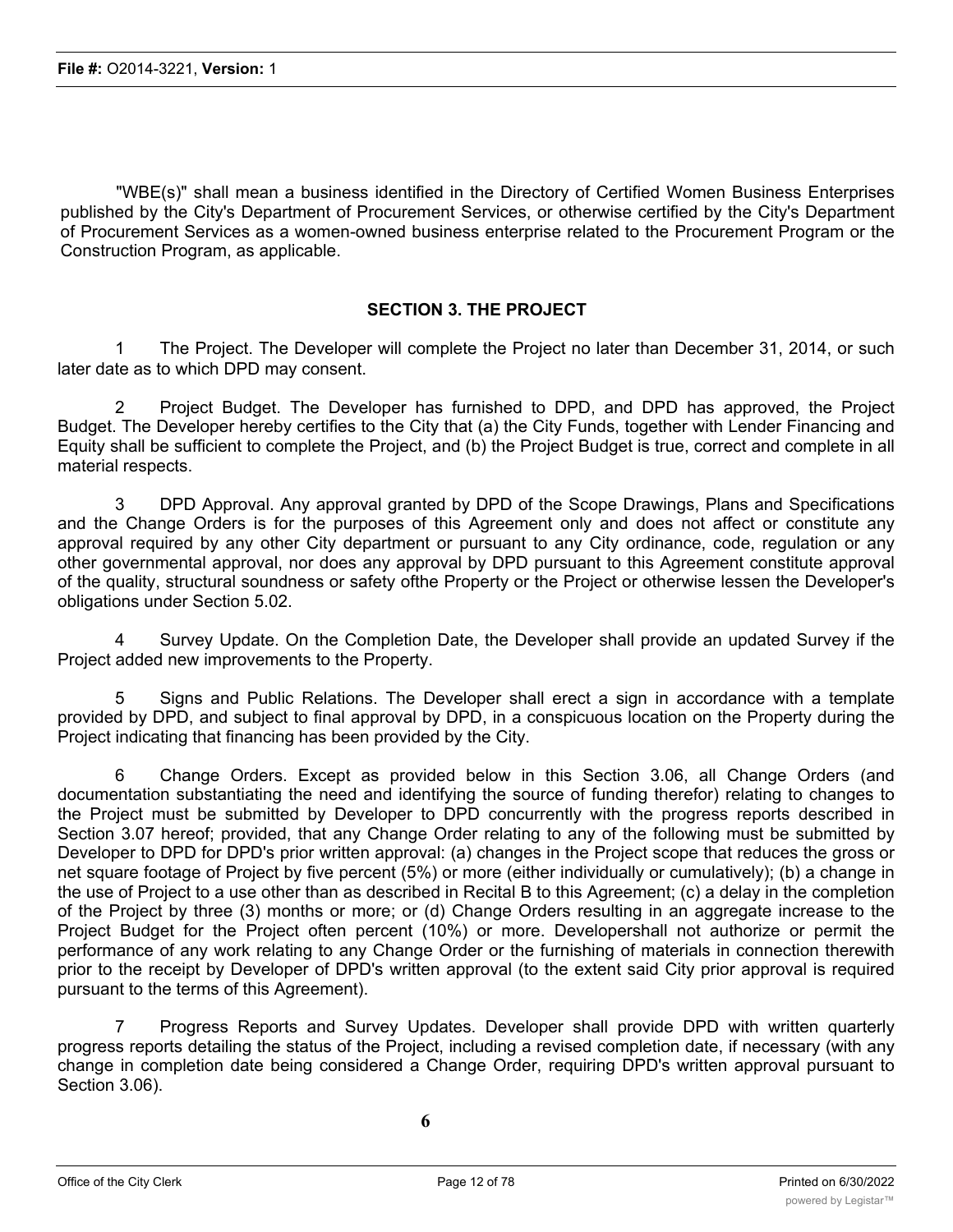"WBE(s)" shall mean a business identified in the Directory of Certified Women Business Enterprises published by the City's Department of Procurement Services, or otherwise certified by the City's Department of Procurement Services as a women-owned business enterprise related to the Procurement Program or the Construction Program, as applicable.

## SECTION 3. THE PROJECT

1 The Project. The Developer will complete the Project no later than December 31, 2014, or such later date as to which DPD may consent.

2 Project Budget. The Developer has furnished to DPD, and DPD has approved, the Project Budget. The Developer hereby certifies to the City that (a) the City Funds, together with Lender Financing and Equity shall be sufficient to complete the Project, and (b) the Project Budget is true, correct and complete in all material respects.

3 DPD Approval. Any approval granted by DPD of the Scope Drawings, Plans and Specifications and the Change Orders is for the purposes of this Agreement only and does not affect or constitute any approval required by any other City department or pursuant to any City ordinance, code, regulation or any other governmental approval, nor does any approval by DPD pursuant to this Agreement constitute approval of the quality, structural soundness or safety ofthe Property or the Project or otherwise lessen the Developer's obligations under Section 5.02.

4 Survey Update. On the Completion Date, the Developer shall provide an updated Survey if the Project added new improvements to the Property.

5 Signs and Public Relations. The Developer shall erect a sign in accordance with a template provided by DPD, and subject to final approval by DPD, in a conspicuous location on the Property during the Project indicating that financing has been provided by the City.

6 Change Orders. Except as provided below in this Section 3.06, all Change Orders (and documentation substantiating the need and identifying the source of funding therefor) relating to changes to the Project must be submitted by Developer to DPD concurrently with the progress reports described in Section 3.07 hereof; provided, that any Change Order relating to any of the following must be submitted by Developer to DPD for DPD's prior written approval: (a) changes in the Project scope that reduces the gross or net square footage of Project by five percent (5%) or more (either individually or cumulatively); (b) a change in the use of Project to a use other than as described in Recital B to this Agreement; (c) a delay in the completion of the Project by three (3) months or more; or (d) Change Orders resulting in an aggregate increase to the Project Budget for the Project often percent (10%) or more. Developershall not authorize or permit the performance of any work relating to any Change Order or the furnishing of materials in connection therewith prior to the receipt by Developer of DPD's written approval (to the extent said City prior approval is required pursuant to the terms of this Agreement).

7 Progress Reports and Survey Updates. Developer shall provide DPD with written quarterly progress reports detailing the status of the Project, including a revised completion date, if necessary (with any change in completion date being considered a Change Order, requiring DPD's written approval pursuant to Section 3.06).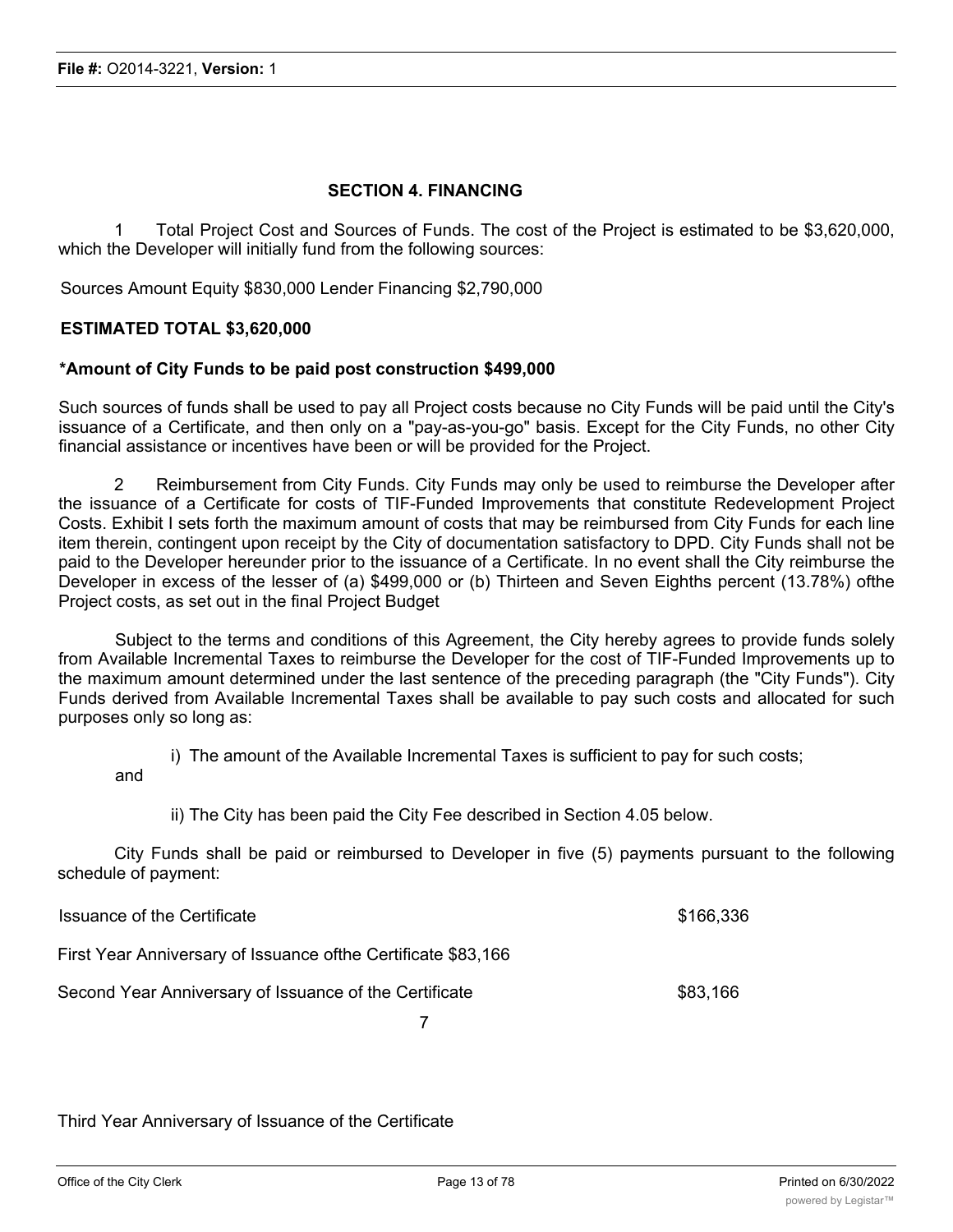## SECTION 4. FINANCING

1 Total Project Cost and Sources of Funds. The cost of the Project is estimated to be $3,620,000, which the Developer will initially fund from the following sources:

Sources Amount Equity $830,000 Lender Financing $2,790,000

**ESTIMATED TOTAL $3,620,000**

***Amount of City Funds to be paid post construction $499,000**

Such sources of funds shall be used to pay all Project costs because no City Funds will be paid until the City's issuance of a Certificate, and then only on a "pay-as-you-go" basis. Except for the City Funds, no other City financial assistance or incentives have been or will be provided for the Project.

2 Reimbursement from City Funds. City Funds may only be used to reimburse the Developer after the issuance of a Certificate for costs of TIF-Funded Improvements that constitute Redevelopment Project Costs. Exhibit I sets forth the maximum amount of costs that may be reimbursed from City Funds for each line item therein, contingent upon receipt by the City of documentation satisfactory to DPD. City Funds shall not be paid to the Developer hereunder prior to the issuance of a Certificate. In no event shall the City reimburse the Developer in excess of the lesser of (a) $499,000 or (b) Thirteen and Seven Eighths percent (13.78%) ofthe Project costs, as set out in the final Project Budget

Subject to the terms and conditions of this Agreement, the City hereby agrees to provide funds solely from Available Incremental Taxes to reimburse the Developer for the cost of TIF-Funded Improvements up to the maximum amount determined under the last sentence of the preceding paragraph (the "City Funds"). City Funds derived from Available Incremental Taxes shall be available to pay such costs and allocated for such purposes only so long as:

i) The amount of the Available Incremental Taxes is sufficient to pay for such costs;

and

ii) The City has been paid the City Fee described in Section 4.05 below.

City Funds shall be paid or reimbursed to Developer in five (5) payments pursuant to the following schedule of payment:

| | |
|---|---|
| Issuance of the Certificate | $166,336 |
| First Year Anniversary of Issuance ofthe Certificate | $83,166 |
| Second Year Anniversary of Issuance of the Certificate | $83,166 |
| Third Year Anniversary of Issuance of the Certificate | |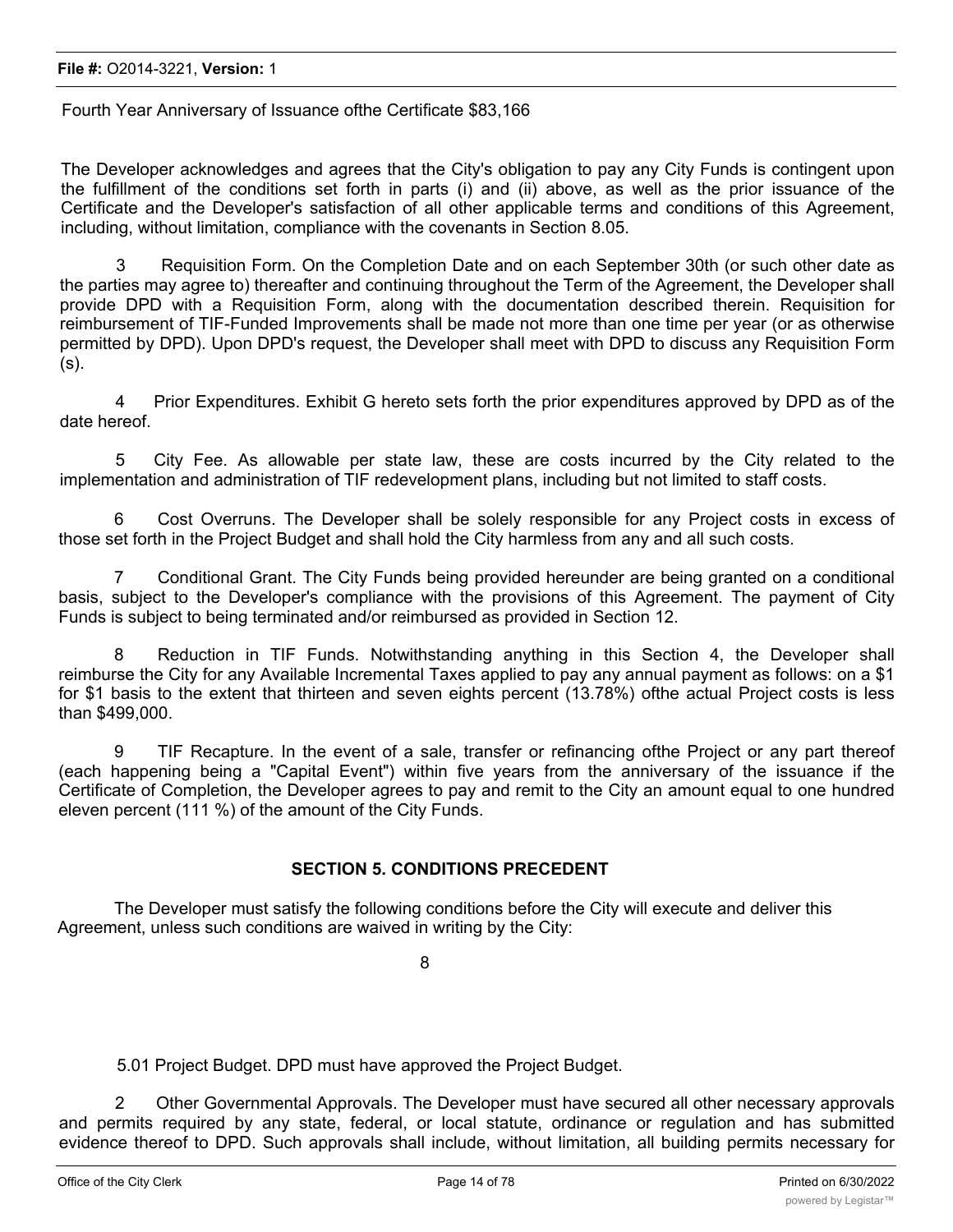Fourth Year Anniversary of Issuance ofthe Certificate $83,166

The Developer acknowledges and agrees that the City's obligation to pay any City Funds is contingent upon the fulfillment of the conditions set forth in parts (i) and (ii) above, as well as the prior issuance of the Certificate and the Developer's satisfaction of all other applicable terms and conditions of this Agreement, including, without limitation, compliance with the covenants in Section 8.05.

3 Requisition Form. On the Completion Date and on each September 30th (or such other date as the parties may agree to) thereafter and continuing throughout the Term of the Agreement, the Developer shall provide DPD with a Requisition Form, along with the documentation described therein. Requisition for reimbursement of TIF-Funded Improvements shall be made not more than one time per year (or as otherwise permitted by DPD). Upon DPD's request, the Developer shall meet with DPD to discuss any Requisition Form (s).

4 Prior Expenditures. Exhibit G hereto sets forth the prior expenditures approved by DPD as of the date hereof.

5 City Fee. As allowable per state law, these are costs incurred by the City related to the implementation and administration of TIF redevelopment plans, including but not limited to staff costs.

6 Cost Overruns. The Developer shall be solely responsible for any Project costs in excess of those set forth in the Project Budget and shall hold the City harmless from any and all such costs.

7 Conditional Grant. The City Funds being provided hereunder are being granted on a conditional basis, subject to the Developer's compliance with the provisions of this Agreement. The payment of City Funds is subject to being terminated and/or reimbursed as provided in Section 12.

8 Reduction in TIF Funds. Notwithstanding anything in this Section 4, the Developer shall reimburse the City for any Available Incremental Taxes applied to pay any annual payment as follows: on a $1 for $1 basis to the extent that thirteen and seven eights percent (13.78%) ofthe actual Project costs is less than $499,000.

9 TIF Recapture. In the event of a sale, transfer or refinancing ofthe Project or any part thereof (each happening being a "Capital Event") within five years from the anniversary of the issuance if the Certificate of Completion, the Developer agrees to pay and remit to the City an amount equal to one hundred eleven percent (111 %) of the amount of the City Funds.

## SECTION 5. CONDITIONS PRECEDENT

The Developer must satisfy the following conditions before the City will execute and deliver this Agreement, unless such conditions are waived in writing by the City:

5.01 Project Budget. DPD must have approved the Project Budget.

2 Other Governmental Approvals. The Developer must have secured all other necessary approvals and permits required by any state, federal, or local statute, ordinance or regulation and has submitted evidence thereof to DPD. Such approvals shall include, without limitation, all building permits necessary for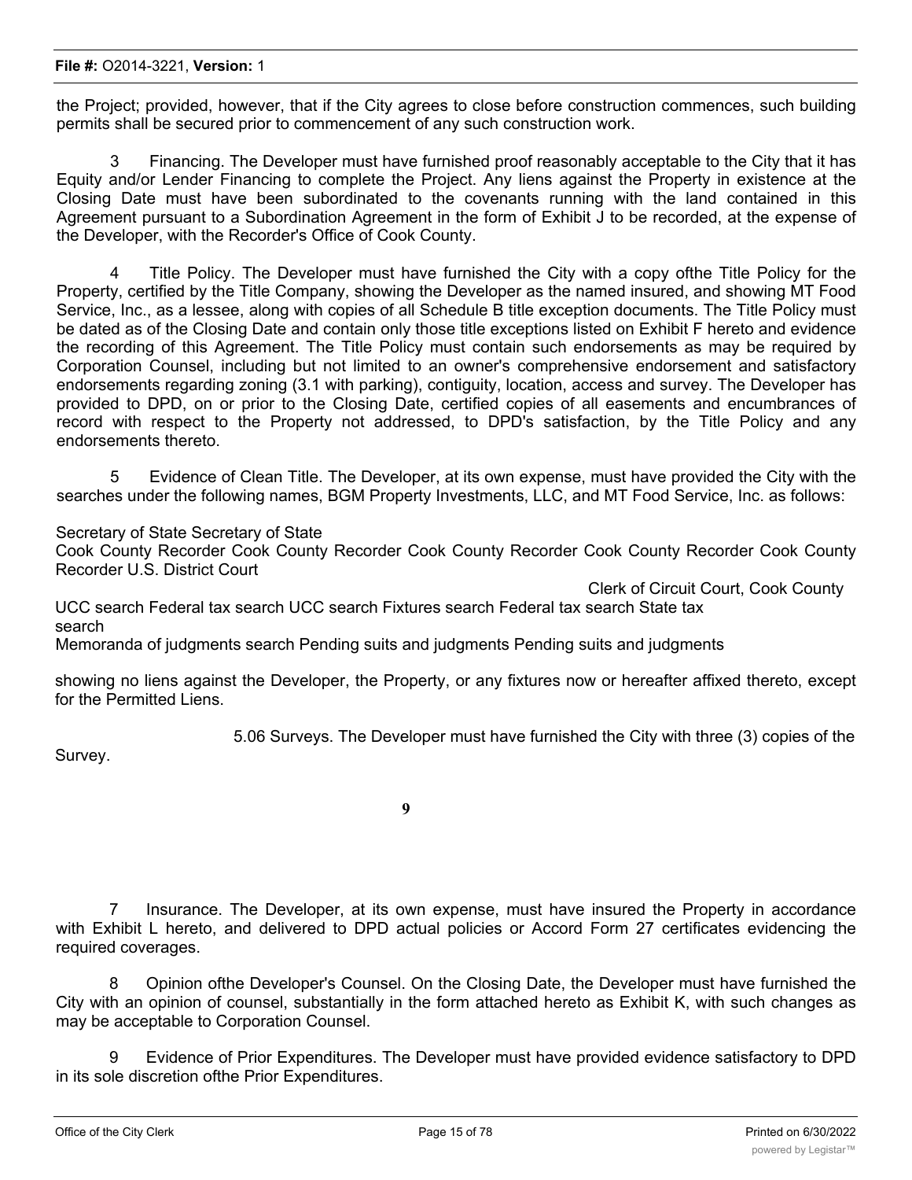the Project; provided, however, that if the City agrees to close before construction commences, such building permits shall be secured prior to commencement of any such construction work.

3 Financing. The Developer must have furnished proof reasonably acceptable to the City that it has Equity and/or Lender Financing to complete the Project. Any liens against the Property in existence at the Closing Date must have been subordinated to the covenants running with the land contained in this Agreement pursuant to a Subordination Agreement in the form of Exhibit J to be recorded, at the expense of the Developer, with the Recorder's Office of Cook County.

4 Title Policy. The Developer must have furnished the City with a copy ofthe Title Policy for the Property, certified by the Title Company, showing the Developer as the named insured, and showing MT Food Service, Inc., as a lessee, along with copies of all Schedule B title exception documents. The Title Policy must be dated as of the Closing Date and contain only those title exceptions listed on Exhibit F hereto and evidence the recording of this Agreement. The Title Policy must contain such endorsements as may be required by Corporation Counsel, including but not limited to an owner's comprehensive endorsement and satisfactory endorsements regarding zoning (3.1 with parking), contiguity, location, access and survey. The Developer has provided to DPD, on or prior to the Closing Date, certified copies of all easements and encumbrances of record with respect to the Property not addressed, to DPD's satisfaction, by the Title Policy and any endorsements thereto.

5 Evidence of Clean Title. The Developer, at its own expense, must have provided the City with the searches under the following names, BGM Property Investments, LLC, and MT Food Service, Inc. as follows:

Secretary of State Secretary of State
Cook County Recorder Cook County Recorder Cook County Recorder Cook County Recorder Cook County Recorder U.S. District Court
Clerk of Circuit Court, Cook County
UCC search Federal tax search UCC search Fixtures search Federal tax search State tax search
Memoranda of judgments search Pending suits and judgments Pending suits and judgments

showing no liens against the Developer, the Property, or any fixtures now or hereafter affixed thereto, except for the Permitted Liens.

5.06 Surveys. The Developer must have furnished the City with three (3) copies of the Survey.

7 Insurance. The Developer, at its own expense, must have insured the Property in accordance with Exhibit L hereto, and delivered to DPD actual policies or Accord Form 27 certificates evidencing the required coverages.

8 Opinion ofthe Developer's Counsel. On the Closing Date, the Developer must have furnished the City with an opinion of counsel, substantially in the form attached hereto as Exhibit K, with such changes as may be acceptable to Corporation Counsel.

9 Evidence of Prior Expenditures. The Developer must have provided evidence satisfactory to DPD in its sole discretion ofthe Prior Expenditures.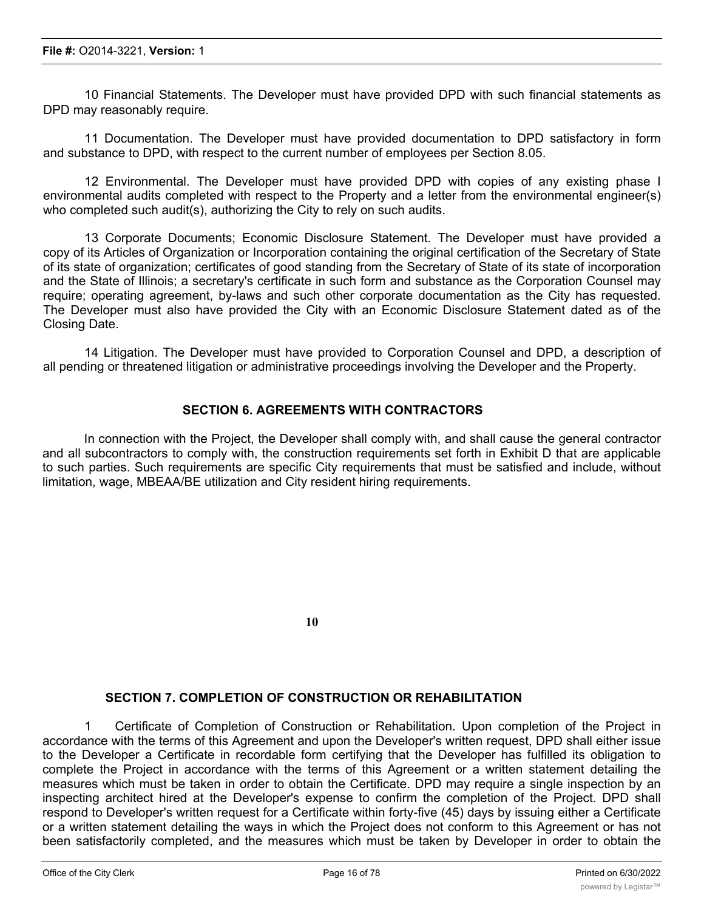10 Financial Statements. The Developer must have provided DPD with such financial statements as DPD may reasonably require.

11 Documentation. The Developer must have provided documentation to DPD satisfactory in form and substance to DPD, with respect to the current number of employees per Section 8.05.

12 Environmental. The Developer must have provided DPD with copies of any existing phase I environmental audits completed with respect to the Property and a letter from the environmental engineer(s) who completed such audit(s), authorizing the City to rely on such audits.

13 Corporate Documents; Economic Disclosure Statement. The Developer must have provided a copy of its Articles of Organization or Incorporation containing the original certification of the Secretary of State of its state of organization; certificates of good standing from the Secretary of State of its state of incorporation and the State of Illinois; a secretary's certificate in such form and substance as the Corporation Counsel may require; operating agreement, by-laws and such other corporate documentation as the City has requested. The Developer must also have provided the City with an Economic Disclosure Statement dated as of the Closing Date.

14 Litigation. The Developer must have provided to Corporation Counsel and DPD, a description of all pending or threatened litigation or administrative proceedings involving the Developer and the Property.

## SECTION 6. AGREEMENTS WITH CONTRACTORS

In connection with the Project, the Developer shall comply with, and shall cause the general contractor and all subcontractors to comply with, the construction requirements set forth in Exhibit D that are applicable to such parties. Such requirements are specific City requirements that must be satisfied and include, without limitation, wage, MBEAA/BE utilization and City resident hiring requirements.

## SECTION 7. COMPLETION OF CONSTRUCTION OR REHABILITATION

1 Certificate of Completion of Construction or Rehabilitation. Upon completion of the Project in accordance with the terms of this Agreement and upon the Developer's written request, DPD shall either issue to the Developer a Certificate in recordable form certifying that the Developer has fulfilled its obligation to complete the Project in accordance with the terms of this Agreement or a written statement detailing the measures which must be taken in order to obtain the Certificate. DPD may require a single inspection by an inspecting architect hired at the Developer's expense to confirm the completion of the Project. DPD shall respond to Developer's written request for a Certificate within forty-five (45) days by issuing either a Certificate or a written statement detailing the ways in which the Project does not conform to this Agreement or has not been satisfactorily completed, and the measures which must be taken by Developer in order to obtain the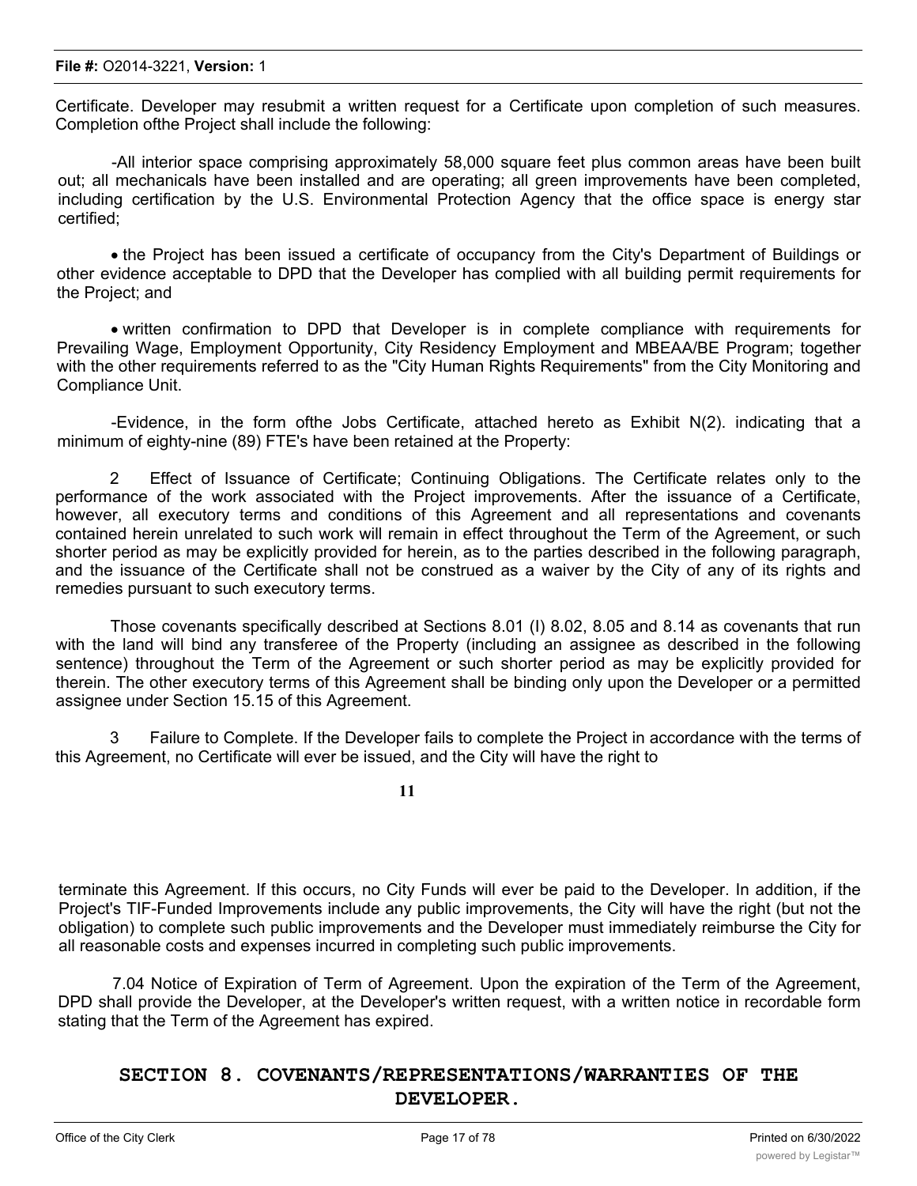Certificate. Developer may resubmit a written request for a Certificate upon completion of such measures. Completion ofthe Project shall include the following:

-All interior space comprising approximately 58,000 square feet plus common areas have been built out; all mechanicals have been installed and are operating; all green improvements have been completed, including certification by the U.S. Environmental Protection Agency that the office space is energy star certified;

- the Project has been issued a certificate of occupancy from the City's Department of Buildings or other evidence acceptable to DPD that the Developer has complied with all building permit requirements for the Project; and

- written confirmation to DPD that Developer is in complete compliance with requirements for Prevailing Wage, Employment Opportunity, City Residency Employment and MBEAA/BE Program; together with the other requirements referred to as the "City Human Rights Requirements" from the City Monitoring and Compliance Unit.

-Evidence, in the form ofthe Jobs Certificate, attached hereto as Exhibit N(2). indicating that a minimum of eighty-nine (89) FTE's have been retained at the Property:

2 Effect of Issuance of Certificate; Continuing Obligations. The Certificate relates only to the performance of the work associated with the Project improvements. After the issuance of a Certificate, however, all executory terms and conditions of this Agreement and all representations and covenants contained herein unrelated to such work will remain in effect throughout the Term of the Agreement, or such shorter period as may be explicitly provided for herein, as to the parties described in the following paragraph, and the issuance of the Certificate shall not be construed as a waiver by the City of any of its rights and remedies pursuant to such executory terms.

Those covenants specifically described at Sections 8.01 (I) 8.02, 8.05 and 8.14 as covenants that run with the land will bind any transferee of the Property (including an assignee as described in the following sentence) throughout the Term of the Agreement or such shorter period as may be explicitly provided for therein. The other executory terms of this Agreement shall be binding only upon the Developer or a permitted assignee under Section 15.15 of this Agreement.

3 Failure to Complete. If the Developer fails to complete the Project in accordance with the terms of this Agreement, no Certificate will ever be issued, and the City will have the right to terminate this Agreement. If this occurs, no City Funds will ever be paid to the Developer. In addition, if the Project's TIF-Funded Improvements include any public improvements, the City will have the right (but not the obligation) to complete such public improvements and the Developer must immediately reimburse the City for all reasonable costs and expenses incurred in completing such public improvements.

7.04 Notice of Expiration of Term of Agreement. Upon the expiration of the Term of the Agreement, DPD shall provide the Developer, at the Developer's written request, with a written notice in recordable form stating that the Term of the Agreement has expired.

## SECTION 8. COVENANTS/REPRESENTATIONS/WARRANTIES OF THE DEVELOPER.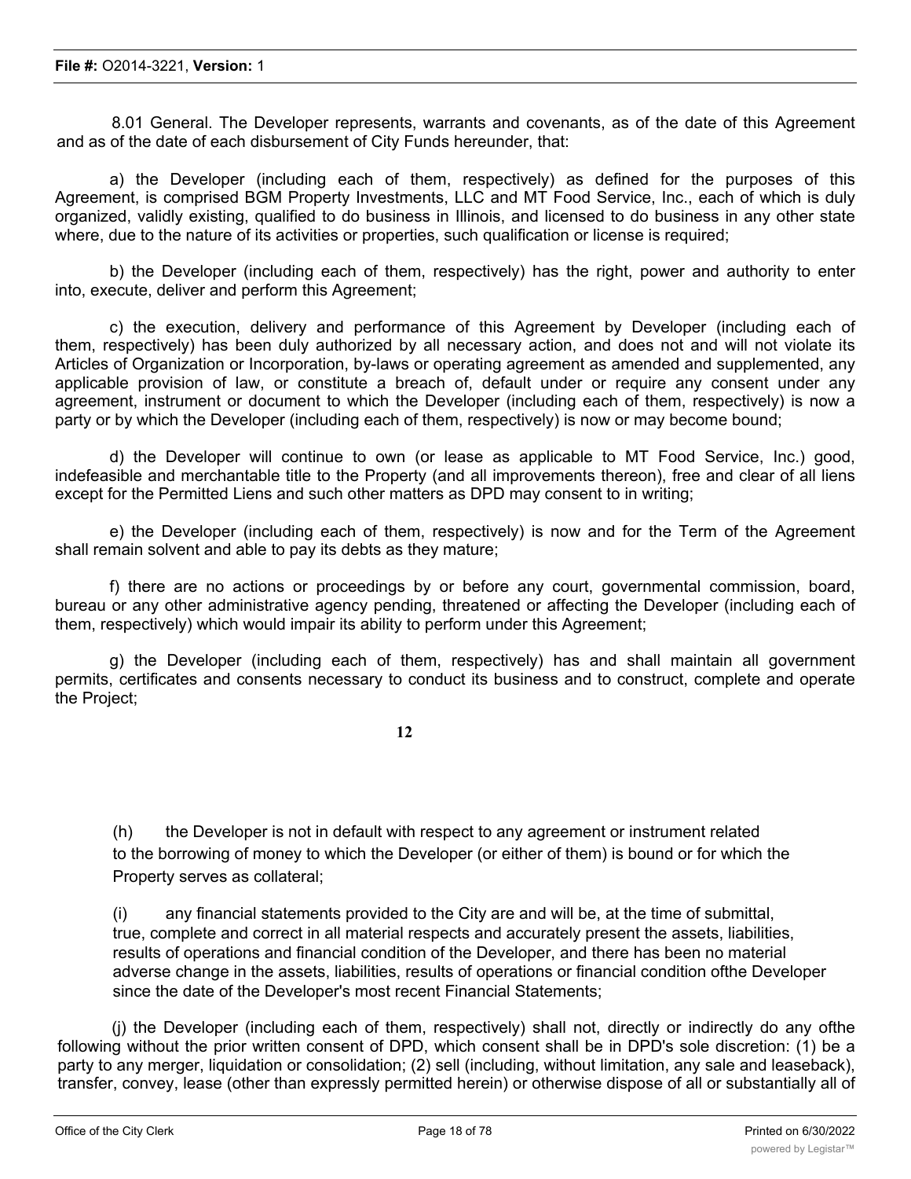8.01 General. The Developer represents, warrants and covenants, as of the date of this Agreement and as of the date of each disbursement of City Funds hereunder, that:

a) the Developer (including each of them, respectively) as defined for the purposes of this Agreement, is comprised BGM Property Investments, LLC and MT Food Service, Inc., each of which is duly organized, validly existing, qualified to do business in Illinois, and licensed to do business in any other state where, due to the nature of its activities or properties, such qualification or license is required;

b) the Developer (including each of them, respectively) has the right, power and authority to enter into, execute, deliver and perform this Agreement;

c) the execution, delivery and performance of this Agreement by Developer (including each of them, respectively) has been duly authorized by all necessary action, and does not and will not violate its Articles of Organization or Incorporation, by-laws or operating agreement as amended and supplemented, any applicable provision of law, or constitute a breach of, default under or require any consent under any agreement, instrument or document to which the Developer (including each of them, respectively) is now a party or by which the Developer (including each of them, respectively) is now or may become bound;

d) the Developer will continue to own (or lease as applicable to MT Food Service, Inc.) good, indefeasible and merchantable title to the Property (and all improvements thereon), free and clear of all liens except for the Permitted Liens and such other matters as DPD may consent to in writing;

e) the Developer (including each of them, respectively) is now and for the Term of the Agreement shall remain solvent and able to pay its debts as they mature;

f) there are no actions or proceedings by or before any court, governmental commission, board, bureau or any other administrative agency pending, threatened or affecting the Developer (including each of them, respectively) which would impair its ability to perform under this Agreement;

g) the Developer (including each of them, respectively) has and shall maintain all government permits, certificates and consents necessary to conduct its business and to construct, complete and operate the Project;

(h) the Developer is not in default with respect to any agreement or instrument related to the borrowing of money to which the Developer (or either of them) is bound or for which the Property serves as collateral;

(i) any financial statements provided to the City are and will be, at the time of submittal, true, complete and correct in all material respects and accurately present the assets, liabilities, results of operations and financial condition of the Developer, and there has been no material adverse change in the assets, liabilities, results of operations or financial condition ofthe Developer since the date of the Developer's most recent Financial Statements;

(j) the Developer (including each of them, respectively) shall not, directly or indirectly do any ofthe following without the prior written consent of DPD, which consent shall be in DPD's sole discretion: (1) be a party to any merger, liquidation or consolidation; (2) sell (including, without limitation, any sale and leaseback), transfer, convey, lease (other than expressly permitted herein) or otherwise dispose of all or substantially all of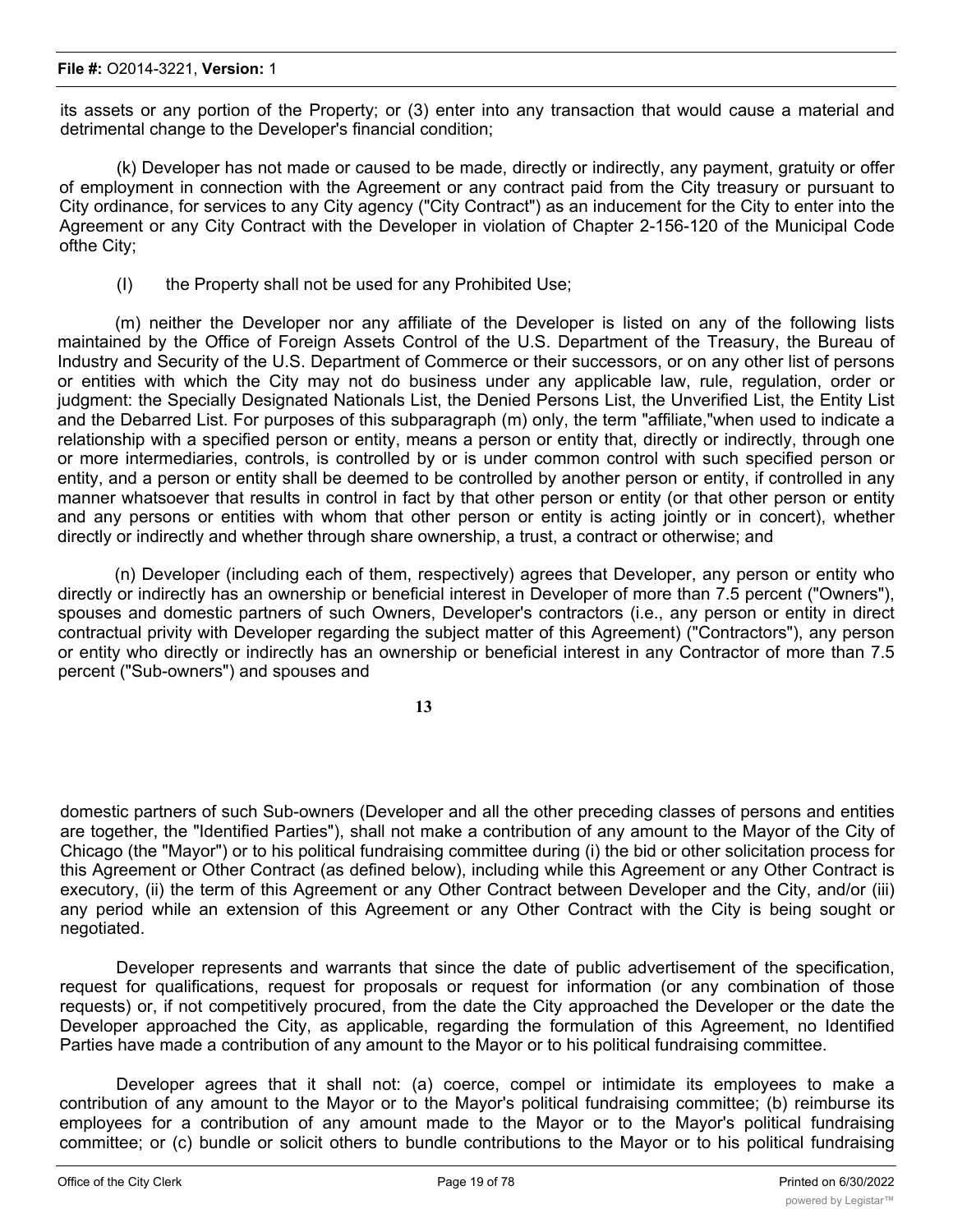its assets or any portion of the Property; or (3) enter into any transaction that would cause a material and detrimental change to the Developer's financial condition;

(k) Developer has not made or caused to be made, directly or indirectly, any payment, gratuity or offer of employment in connection with the Agreement or any contract paid from the City treasury or pursuant to City ordinance, for services to any City agency ("City Contract") as an inducement for the City to enter into the Agreement or any City Contract with the Developer in violation of Chapter 2-156-120 of the Municipal Code ofthe City;

(I) the Property shall not be used for any Prohibited Use;

(m) neither the Developer nor any affiliate of the Developer is listed on any of the following lists maintained by the Office of Foreign Assets Control of the U.S. Department of the Treasury, the Bureau of Industry and Security of the U.S. Department of Commerce or their successors, or on any other list of persons or entities with which the City may not do business under any applicable law, rule, regulation, order or judgment: the Specially Designated Nationals List, the Denied Persons List, the Unverified List, the Entity List and the Debarred List. For purposes of this subparagraph (m) only, the term "affiliate,"when used to indicate a relationship with a specified person or entity, means a person or entity that, directly or indirectly, through one or more intermediaries, controls, is controlled by or is under common control with such specified person or entity, and a person or entity shall be deemed to be controlled by another person or entity, if controlled in any manner whatsoever that results in control in fact by that other person or entity (or that other person or entity and any persons or entities with whom that other person or entity is acting jointly or in concert), whether directly or indirectly and whether through share ownership, a trust, a contract or otherwise; and

(n) Developer (including each of them, respectively) agrees that Developer, any person or entity who directly or indirectly has an ownership or beneficial interest in Developer of more than 7.5 percent ("Owners"), spouses and domestic partners of such Owners, Developer's contractors (i.e., any person or entity in direct contractual privity with Developer regarding the subject matter of this Agreement) ("Contractors"), any person or entity who directly or indirectly has an ownership or beneficial interest in any Contractor of more than 7.5 percent ("Sub-owners") and spouses and domestic partners of such Sub-owners (Developer and all the other preceding classes of persons and entities are together, the "Identified Parties"), shall not make a contribution of any amount to the Mayor of the City of Chicago (the "Mayor") or to his political fundraising committee during (i) the bid or other solicitation process for this Agreement or Other Contract (as defined below), including while this Agreement or any Other Contract is executory, (ii) the term of this Agreement or any Other Contract between Developer and the City, and/or (iii) any period while an extension of this Agreement or any Other Contract with the City is being sought or negotiated.

Developer represents and warrants that since the date of public advertisement of the specification, request for qualifications, request for proposals or request for information (or any combination of those requests) or, if not competitively procured, from the date the City approached the Developer or the date the Developer approached the City, as applicable, regarding the formulation of this Agreement, no Identified Parties have made a contribution of any amount to the Mayor or to his political fundraising committee.

Developer agrees that it shall not: (a) coerce, compel or intimidate its employees to make a contribution of any amount to the Mayor or to the Mayor's political fundraising committee; (b) reimburse its employees for a contribution of any amount made to the Mayor or to the Mayor's political fundraising committee; or (c) bundle or solicit others to bundle contributions to the Mayor or to his political fundraising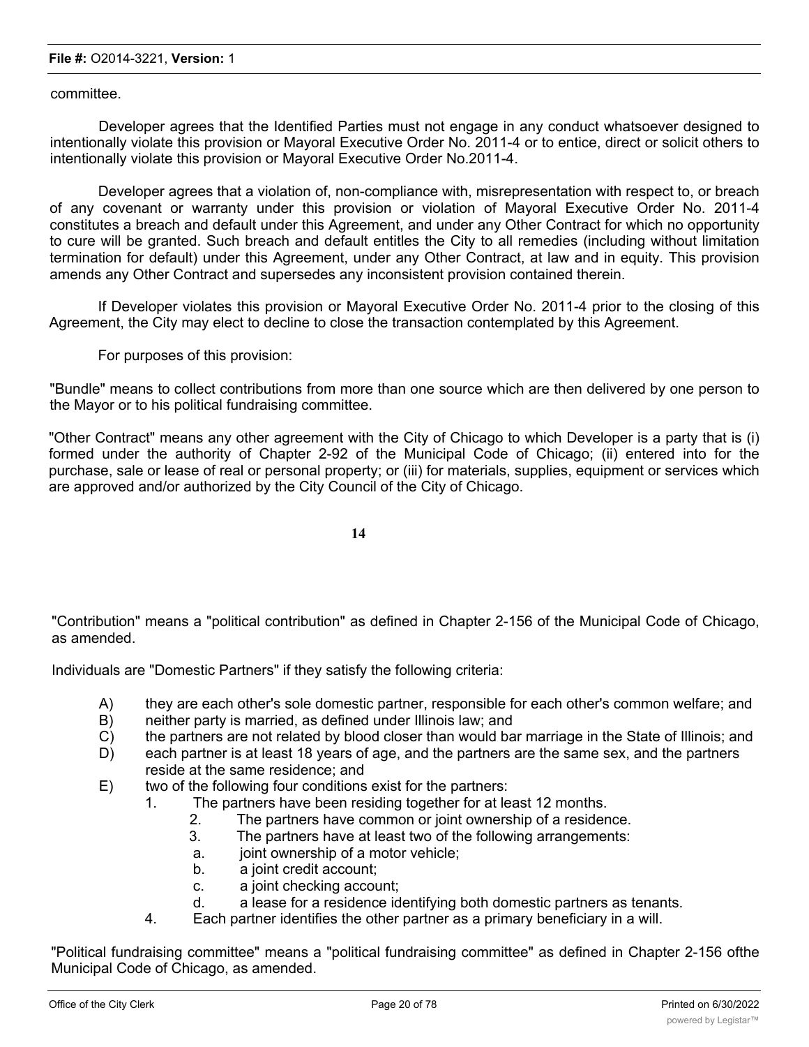committee.

Developer agrees that the Identified Parties must not engage in any conduct whatsoever designed to intentionally violate this provision or Mayoral Executive Order No. 2011-4 or to entice, direct or solicit others to intentionally violate this provision or Mayoral Executive Order No.2011-4.

Developer agrees that a violation of, non-compliance with, misrepresentation with respect to, or breach of any covenant or warranty under this provision or violation of Mayoral Executive Order No. 2011-4 constitutes a breach and default under this Agreement, and under any Other Contract for which no opportunity to cure will be granted. Such breach and default entitles the City to all remedies (including without limitation termination for default) under this Agreement, under any Other Contract, at law and in equity. This provision amends any Other Contract and supersedes any inconsistent provision contained therein.

If Developer violates this provision or Mayoral Executive Order No. 2011-4 prior to the closing of this Agreement, the City may elect to decline to close the transaction contemplated by this Agreement.

For purposes of this provision:

"Bundle" means to collect contributions from more than one source which are then delivered by one person to the Mayor or to his political fundraising committee.

"Other Contract" means any other agreement with the City of Chicago to which Developer is a party that is (i) formed under the authority of Chapter 2-92 of the Municipal Code of Chicago; (ii) entered into for the purchase, sale or lease of real or personal property; or (iii) for materials, supplies, equipment or services which are approved and/or authorized by the City Council of the City of Chicago.

"Contribution" means a "political contribution" as defined in Chapter 2-156 of the Municipal Code of Chicago, as amended.

Individuals are "Domestic Partners" if they satisfy the following criteria:

A) they are each other's sole domestic partner, responsible for each other's common welfare; and
B) neither party is married, as defined under Illinois law; and
C) the partners are not related by blood closer than would bar marriage in the State of Illinois; and
D) each partner is at least 18 years of age, and the partners are the same sex, and the partners reside at the same residence; and
E) two of the following four conditions exist for the partners:
   1. The partners have been residing together for at least 12 months.
   2. The partners have common or joint ownership of a residence.
   3. The partners have at least two of the following arrangements:
      a. joint ownership of a motor vehicle;
      b. a joint credit account;
      c. a joint checking account;
      d. a lease for a residence identifying both domestic partners as tenants.
   4. Each partner identifies the other partner as a primary beneficiary in a will.

"Political fundraising committee" means a "political fundraising committee" as defined in Chapter 2-156 ofthe Municipal Code of Chicago, as amended.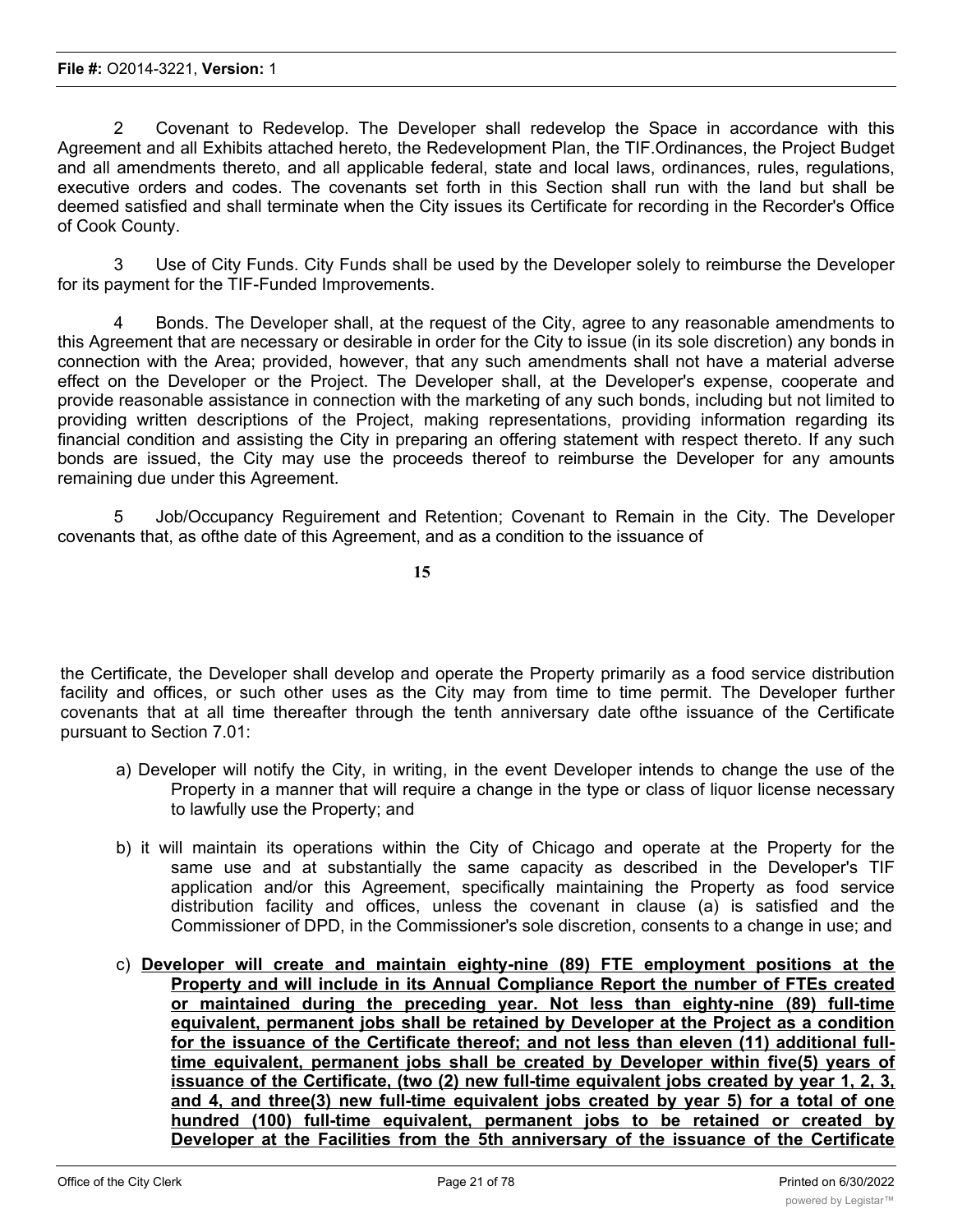2 Covenant to Redevelop. The Developer shall redevelop the Space in accordance with this Agreement and all Exhibits attached hereto, the Redevelopment Plan, the TIF.Ordinances, the Project Budget and all amendments thereto, and all applicable federal, state and local laws, ordinances, rules, regulations, executive orders and codes. The covenants set forth in this Section shall run with the land but shall be deemed satisfied and shall terminate when the City issues its Certificate for recording in the Recorder's Office of Cook County.

3 Use of City Funds. City Funds shall be used by the Developer solely to reimburse the Developer for its payment for the TIF-Funded Improvements.

4 Bonds. The Developer shall, at the request of the City, agree to any reasonable amendments to this Agreement that are necessary or desirable in order for the City to issue (in its sole discretion) any bonds in connection with the Area; provided, however, that any such amendments shall not have a material adverse effect on the Developer or the Project. The Developer shall, at the Developer's expense, cooperate and provide reasonable assistance in connection with the marketing of any such bonds, including but not limited to providing written descriptions of the Project, making representations, providing information regarding its financial condition and assisting the City in preparing an offering statement with respect thereto. If any such bonds are issued, the City may use the proceeds thereof to reimburse the Developer for any amounts remaining due under this Agreement.

5 Job/Occupancy Reguirement and Retention; Covenant to Remain in the City. The Developer covenants that, as ofthe date of this Agreement, and as a condition to the issuance of the Certificate, the Developer shall develop and operate the Property primarily as a food service distribution facility and offices, or such other uses as the City may from time to time permit. The Developer further covenants that at all time thereafter through the tenth anniversary date ofthe issuance of the Certificate pursuant to Section 7.01:

a) Developer will notify the City, in writing, in the event Developer intends to change the use of the Property in a manner that will require a change in the type or class of liquor license necessary to lawfully use the Property; and

b) it will maintain its operations within the City of Chicago and operate at the Property for the same use and at substantially the same capacity as described in the Developer's TIF application and/or this Agreement, specifically maintaining the Property as food service distribution facility and offices, unless the covenant in clause (a) is satisfied and the Commissioner of DPD, in the Commissioner's sole discretion, consents to a change in use; and

c) **Developer will create and maintain eighty-nine (89) FTE employment positions at the Property and will include in its Annual Compliance Report the number of FTEs created or maintained during the preceding year. Not less than eighty-nine (89) full-time equivalent, permanent jobs shall be retained by Developer at the Project as a condition for the issuance of the Certificate thereof; and not less than eleven (11) additional full-time equivalent, permanent jobs shall be created by Developer within five(5) years of issuance of the Certificate, (two (2) new full-time equivalent jobs created by year 1, 2, 3, and 4, and three(3) new full-time equivalent jobs created by year 5) for a total of one hundred (100) full-time equivalent, permanent jobs to be retained or created by Developer at the Facilities from the 5th anniversary of the issuance of the Certificate**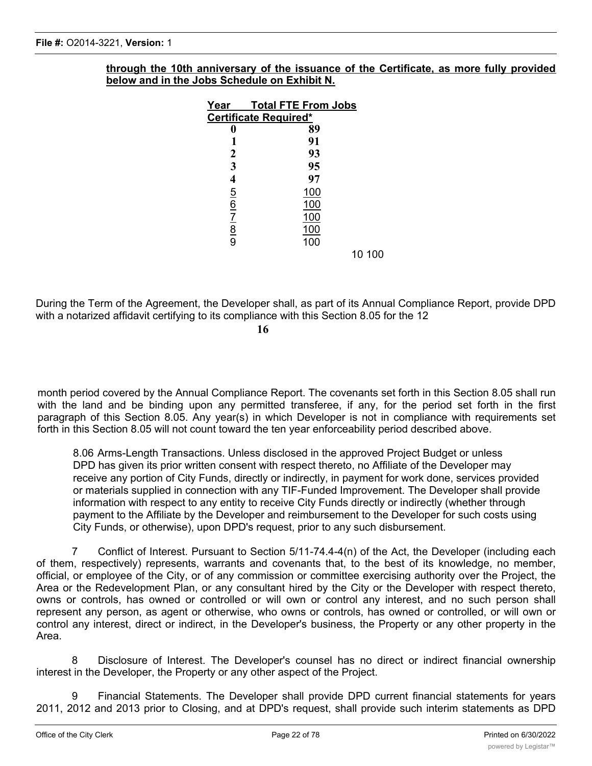**through the 10th anniversary of the issuance of the Certificate, as more fully provided below and in the Jobs Schedule on Exhibit N.**

| Year | Total FTE From Jobs Certificate Required* |
|---|---|
| **0** | **89** |
| **1** | **91** |
| **2** | **93** |
| **3** | **95** |
| **4** | **97** |
| 5 | 100 |
| 6 | 100 |
| 7 | 100 |
| 8 | 100 |
| 9 | 100 |
| 10 | 100 |

During the Term of the Agreement, the Developer shall, as part of its Annual Compliance Report, provide DPD with a notarized affidavit certifying to its compliance with this Section 8.05 for the 12 month period covered by the Annual Compliance Report. The covenants set forth in this Section 8.05 shall run with the land and be binding upon any permitted transferee, if any, for the period set forth in the first paragraph of this Section 8.05. Any year(s) in which Developer is not in compliance with requirements set forth in this Section 8.05 will not count toward the ten year enforceability period described above.

8.06 Arms-Length Transactions. Unless disclosed in the approved Project Budget or unless DPD has given its prior written consent with respect thereto, no Affiliate of the Developer may receive any portion of City Funds, directly or indirectly, in payment for work done, services provided or materials supplied in connection with any TIF-Funded Improvement. The Developer shall provide information with respect to any entity to receive City Funds directly or indirectly (whether through payment to the Affiliate by the Developer and reimbursement to the Developer for such costs using City Funds, or otherwise), upon DPD's request, prior to any such disbursement.

7 Conflict of Interest. Pursuant to Section 5/11-74.4-4(n) of the Act, the Developer (including each of them, respectively) represents, warrants and covenants that, to the best of its knowledge, no member, official, or employee of the City, or of any commission or committee exercising authority over the Project, the Area or the Redevelopment Plan, or any consultant hired by the City or the Developer with respect thereto, owns or controls, has owned or controlled or will own or control any interest, and no such person shall represent any person, as agent or otherwise, who owns or controls, has owned or controlled, or will own or control any interest, direct or indirect, in the Developer's business, the Property or any other property in the Area.

8 Disclosure of Interest. The Developer's counsel has no direct or indirect financial ownership interest in the Developer, the Property or any other aspect of the Project.

9 Financial Statements. The Developer shall provide DPD current financial statements for years 2011, 2012 and 2013 prior to Closing, and at DPD's request, shall provide such interim statements as DPD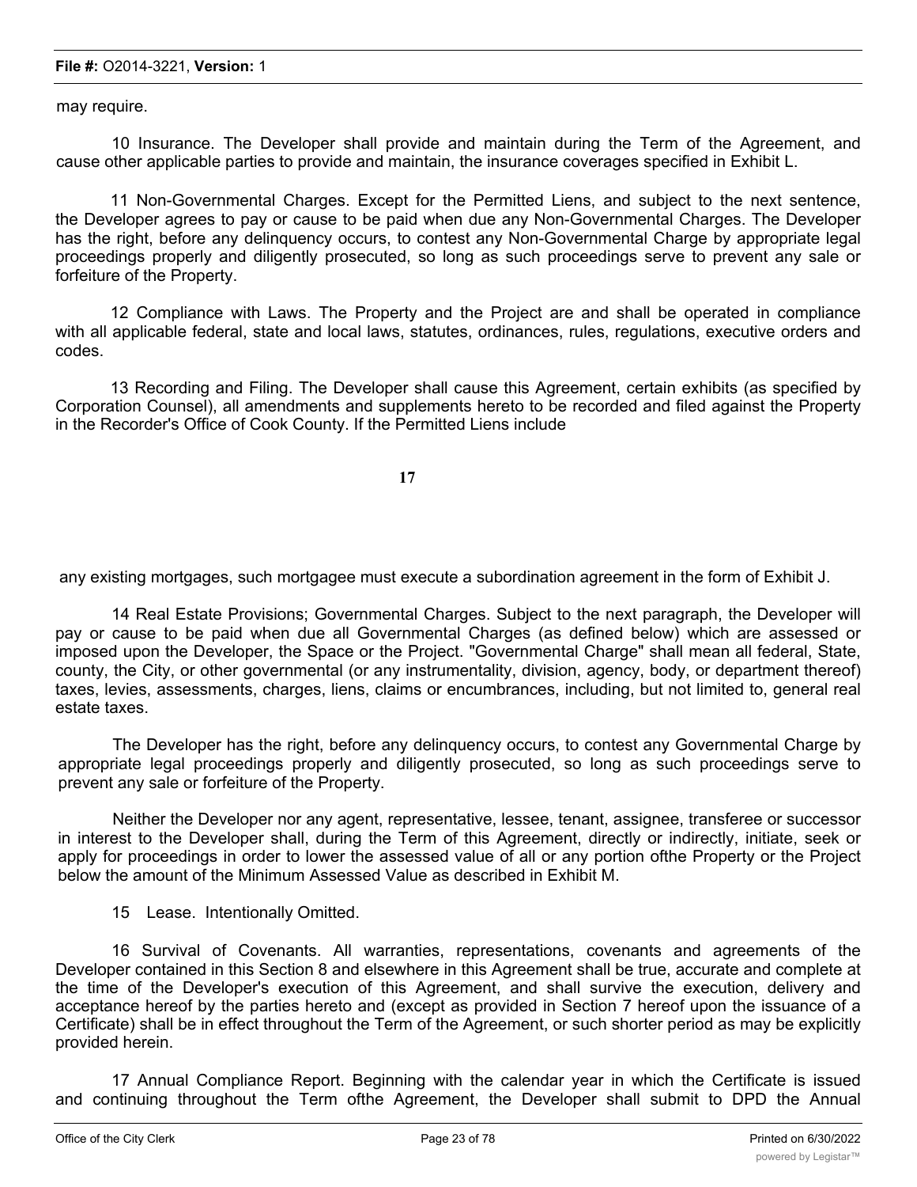may require.

10 Insurance. The Developer shall provide and maintain during the Term of the Agreement, and cause other applicable parties to provide and maintain, the insurance coverages specified in Exhibit L.

11 Non-Governmental Charges. Except for the Permitted Liens, and subject to the next sentence, the Developer agrees to pay or cause to be paid when due any Non-Governmental Charges. The Developer has the right, before any delinquency occurs, to contest any Non-Governmental Charge by appropriate legal proceedings properly and diligently prosecuted, so long as such proceedings serve to prevent any sale or forfeiture of the Property.

12 Compliance with Laws. The Property and the Project are and shall be operated in compliance with all applicable federal, state and local laws, statutes, ordinances, rules, regulations, executive orders and codes.

13 Recording and Filing. The Developer shall cause this Agreement, certain exhibits (as specified by Corporation Counsel), all amendments and supplements hereto to be recorded and filed against the Property in the Recorder's Office of Cook County. If the Permitted Liens include any existing mortgages, such mortgagee must execute a subordination agreement in the form of Exhibit J.

14 Real Estate Provisions; Governmental Charges. Subject to the next paragraph, the Developer will pay or cause to be paid when due all Governmental Charges (as defined below) which are assessed or imposed upon the Developer, the Space or the Project. "Governmental Charge" shall mean all federal, State, county, the City, or other governmental (or any instrumentality, division, agency, body, or department thereof) taxes, levies, assessments, charges, liens, claims or encumbrances, including, but not limited to, general real estate taxes.

The Developer has the right, before any delinquency occurs, to contest any Governmental Charge by appropriate legal proceedings properly and diligently prosecuted, so long as such proceedings serve to prevent any sale or forfeiture of the Property.

Neither the Developer nor any agent, representative, lessee, tenant, assignee, transferee or successor in interest to the Developer shall, during the Term of this Agreement, directly or indirectly, initiate, seek or apply for proceedings in order to lower the assessed value of all or any portion ofthe Property or the Project below the amount of the Minimum Assessed Value as described in Exhibit M.

15 Lease. Intentionally Omitted.

16 Survival of Covenants. All warranties, representations, covenants and agreements of the Developer contained in this Section 8 and elsewhere in this Agreement shall be true, accurate and complete at the time of the Developer's execution of this Agreement, and shall survive the execution, delivery and acceptance hereof by the parties hereto and (except as provided in Section 7 hereof upon the issuance of a Certificate) shall be in effect throughout the Term of the Agreement, or such shorter period as may be explicitly provided herein.

17 Annual Compliance Report. Beginning with the calendar year in which the Certificate is issued and continuing throughout the Term ofthe Agreement, the Developer shall submit to DPD the Annual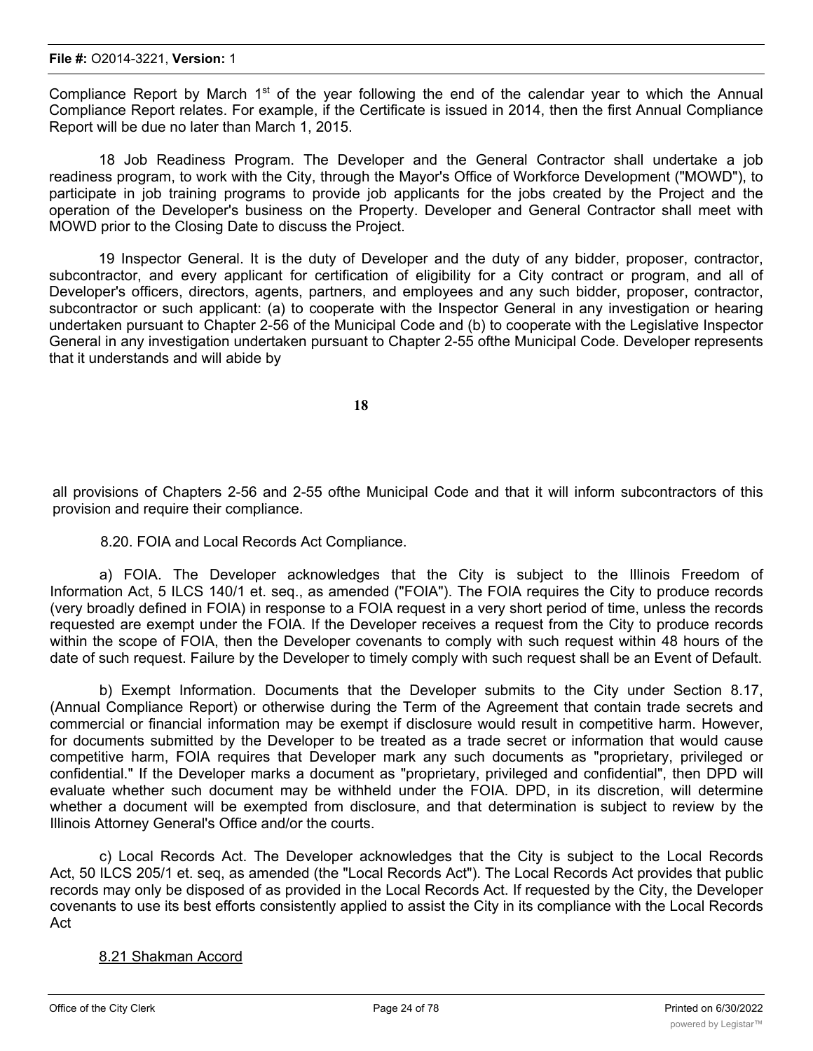Compliance Report by March 1st of the year following the end of the calendar year to which the Annual Compliance Report relates. For example, if the Certificate is issued in 2014, then the first Annual Compliance Report will be due no later than March 1, 2015.

18 Job Readiness Program. The Developer and the General Contractor shall undertake a job readiness program, to work with the City, through the Mayor's Office of Workforce Development ("MOWD"), to participate in job training programs to provide job applicants for the jobs created by the Project and the operation of the Developer's business on the Property. Developer and General Contractor shall meet with MOWD prior to the Closing Date to discuss the Project.

19 Inspector General. It is the duty of Developer and the duty of any bidder, proposer, contractor, subcontractor, and every applicant for certification of eligibility for a City contract or program, and all of Developer's officers, directors, agents, partners, and employees and any such bidder, proposer, contractor, subcontractor or such applicant: (a) to cooperate with the Inspector General in any investigation or hearing undertaken pursuant to Chapter 2-56 of the Municipal Code and (b) to cooperate with the Legislative Inspector General in any investigation undertaken pursuant to Chapter 2-55 ofthe Municipal Code. Developer represents that it understands and will abide by all provisions of Chapters 2-56 and 2-55 ofthe Municipal Code and that it will inform subcontractors of this provision and require their compliance.

8.20. FOIA and Local Records Act Compliance.

a) FOIA. The Developer acknowledges that the City is subject to the Illinois Freedom of Information Act, 5 ILCS 140/1 et. seq., as amended ("FOIA"). The FOIA requires the City to produce records (very broadly defined in FOIA) in response to a FOIA request in a very short period of time, unless the records requested are exempt under the FOIA. If the Developer receives a request from the City to produce records within the scope of FOIA, then the Developer covenants to comply with such request within 48 hours of the date of such request. Failure by the Developer to timely comply with such request shall be an Event of Default.

b) Exempt Information. Documents that the Developer submits to the City under Section 8.17, (Annual Compliance Report) or otherwise during the Term of the Agreement that contain trade secrets and commercial or financial information may be exempt if disclosure would result in competitive harm. However, for documents submitted by the Developer to be treated as a trade secret or information that would cause competitive harm, FOIA requires that Developer mark any such documents as "proprietary, privileged or confidential." If the Developer marks a document as "proprietary, privileged and confidential", then DPD will evaluate whether such document may be withheld under the FOIA. DPD, in its discretion, will determine whether a document will be exempted from disclosure, and that determination is subject to review by the Illinois Attorney General's Office and/or the courts.

c) Local Records Act. The Developer acknowledges that the City is subject to the Local Records Act, 50 ILCS 205/1 et. seq, as amended (the "Local Records Act"). The Local Records Act provides that public records may only be disposed of as provided in the Local Records Act. If requested by the City, the Developer covenants to use its best efforts consistently applied to assist the City in its compliance with the Local Records Act

8.21 Shakman Accord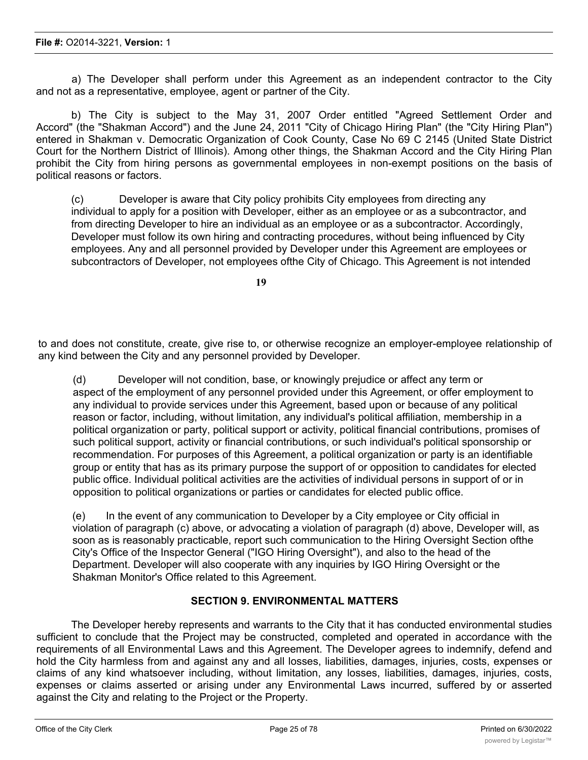a) The Developer shall perform under this Agreement as an independent contractor to the City and not as a representative, employee, agent or partner of the City.

b) The City is subject to the May 31, 2007 Order entitled "Agreed Settlement Order and Accord" (the "Shakman Accord") and the June 24, 2011 "City of Chicago Hiring Plan" (the "City Hiring Plan") entered in Shakman v. Democratic Organization of Cook County, Case No 69 C 2145 (United State District Court for the Northern District of Illinois). Among other things, the Shakman Accord and the City Hiring Plan prohibit the City from hiring persons as governmental employees in non-exempt positions on the basis of political reasons or factors.

(c) Developer is aware that City policy prohibits City employees from directing any individual to apply for a position with Developer, either as an employee or as a subcontractor, and from directing Developer to hire an individual as an employee or as a subcontractor. Accordingly, Developer must follow its own hiring and contracting procedures, without being influenced by City employees. Any and all personnel provided by Developer under this Agreement are employees or subcontractors of Developer, not employees ofthe City of Chicago. This Agreement is not intended to and does not constitute, create, give rise to, or otherwise recognize an employer-employee relationship of any kind between the City and any personnel provided by Developer.

(d) Developer will not condition, base, or knowingly prejudice or affect any term or aspect of the employment of any personnel provided under this Agreement, or offer employment to any individual to provide services under this Agreement, based upon or because of any political reason or factor, including, without limitation, any individual's political affiliation, membership in a political organization or party, political support or activity, political financial contributions, promises of such political support, activity or financial contributions, or such individual's political sponsorship or recommendation. For purposes of this Agreement, a political organization or party is an identifiable group or entity that has as its primary purpose the support of or opposition to candidates for elected public office. Individual political activities are the activities of individual persons in support of or in opposition to political organizations or parties or candidates for elected public office.

(e) In the event of any communication to Developer by a City employee or City official in violation of paragraph (c) above, or advocating a violation of paragraph (d) above, Developer will, as soon as is reasonably practicable, report such communication to the Hiring Oversight Section ofthe City's Office of the Inspector General ("IGO Hiring Oversight"), and also to the head of the Department. Developer will also cooperate with any inquiries by IGO Hiring Oversight or the Shakman Monitor's Office related to this Agreement.

## SECTION 9. ENVIRONMENTAL MATTERS

The Developer hereby represents and warrants to the City that it has conducted environmental studies sufficient to conclude that the Project may be constructed, completed and operated in accordance with the requirements of all Environmental Laws and this Agreement. The Developer agrees to indemnify, defend and hold the City harmless from and against any and all losses, liabilities, damages, injuries, costs, expenses or claims of any kind whatsoever including, without limitation, any losses, liabilities, damages, injuries, costs, expenses or claims asserted or arising under any Environmental Laws incurred, suffered by or asserted against the City and relating to the Project or the Property.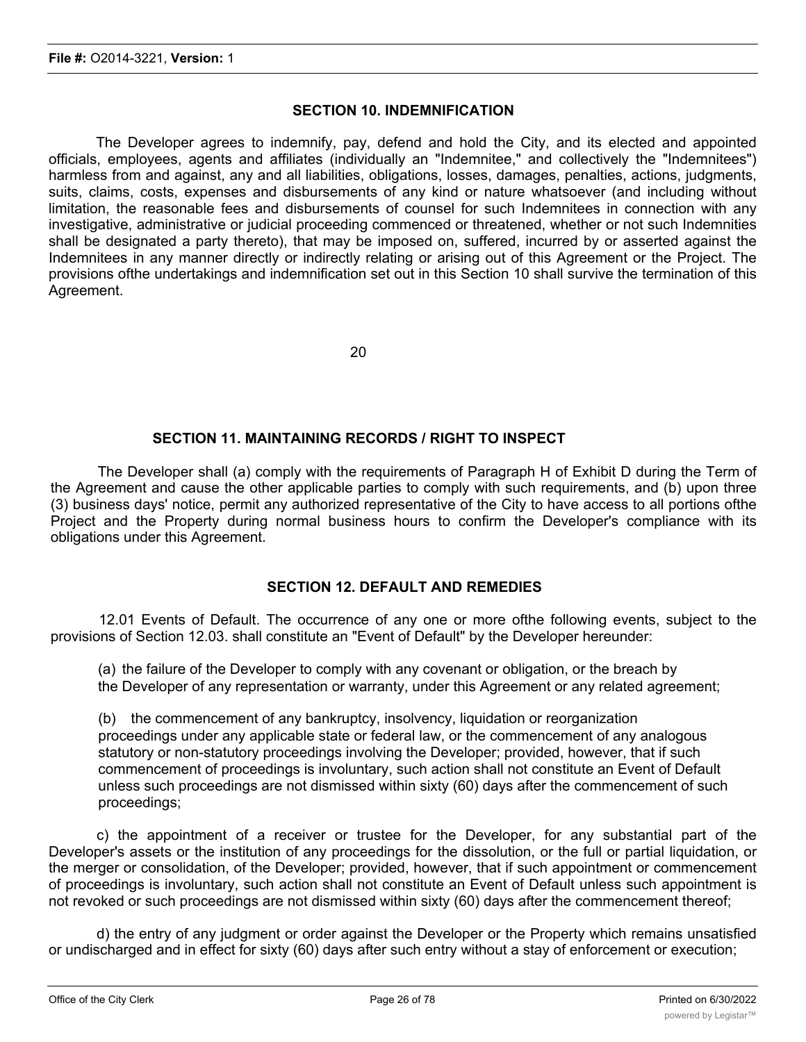## SECTION 10. INDEMNIFICATION

The Developer agrees to indemnify, pay, defend and hold the City, and its elected and appointed officials, employees, agents and affiliates (individually an "Indemnitee," and collectively the "Indemnitees") harmless from and against, any and all liabilities, obligations, losses, damages, penalties, actions, judgments, suits, claims, costs, expenses and disbursements of any kind or nature whatsoever (and including without limitation, the reasonable fees and disbursements of counsel for such Indemnitees in connection with any investigative, administrative or judicial proceeding commenced or threatened, whether or not such Indemnities shall be designated a party thereto), that may be imposed on, suffered, incurred by or asserted against the Indemnitees in any manner directly or indirectly relating or arising out of this Agreement or the Project. The provisions ofthe undertakings and indemnification set out in this Section 10 shall survive the termination of this Agreement.

## SECTION 11. MAINTAINING RECORDS / RIGHT TO INSPECT

The Developer shall (a) comply with the requirements of Paragraph H of Exhibit D during the Term of the Agreement and cause the other applicable parties to comply with such requirements, and (b) upon three (3) business days' notice, permit any authorized representative of the City to have access to all portions ofthe Project and the Property during normal business hours to confirm the Developer's compliance with its obligations under this Agreement.

## SECTION 12. DEFAULT AND REMEDIES

12.01 Events of Default. The occurrence of any one or more ofthe following events, subject to the provisions of Section 12.03. shall constitute an "Event of Default" by the Developer hereunder:

(a) the failure of the Developer to comply with any covenant or obligation, or the breach by the Developer of any representation or warranty, under this Agreement or any related agreement;

(b) the commencement of any bankruptcy, insolvency, liquidation or reorganization proceedings under any applicable state or federal law, or the commencement of any analogous statutory or non-statutory proceedings involving the Developer; provided, however, that if such commencement of proceedings is involuntary, such action shall not constitute an Event of Default unless such proceedings are not dismissed within sixty (60) days after the commencement of such proceedings;

c) the appointment of a receiver or trustee for the Developer, for any substantial part of the Developer's assets or the institution of any proceedings for the dissolution, or the full or partial liquidation, or the merger or consolidation, of the Developer; provided, however, that if such appointment or commencement of proceedings is involuntary, such action shall not constitute an Event of Default unless such appointment is not revoked or such proceedings are not dismissed within sixty (60) days after the commencement thereof;

d) the entry of any judgment or order against the Developer or the Property which remains unsatisfied or undischarged and in effect for sixty (60) days after such entry without a stay of enforcement or execution;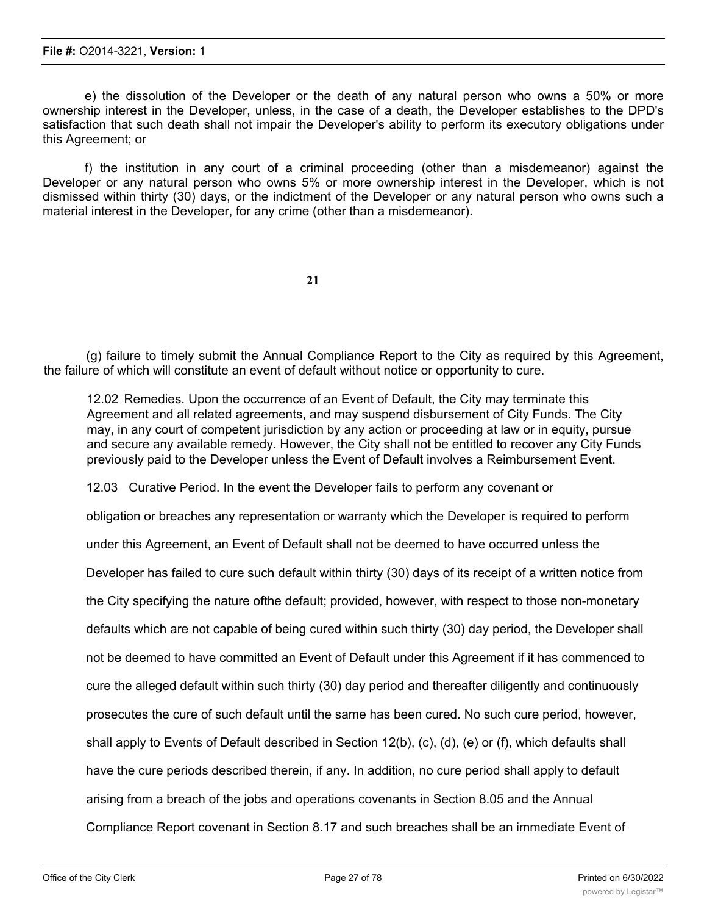e) the dissolution of the Developer or the death of any natural person who owns a 50% or more ownership interest in the Developer, unless, in the case of a death, the Developer establishes to the DPD's satisfaction that such death shall not impair the Developer's ability to perform its executory obligations under this Agreement; or

f) the institution in any court of a criminal proceeding (other than a misdemeanor) against the Developer or any natural person who owns 5% or more ownership interest in the Developer, which is not dismissed within thirty (30) days, or the indictment of the Developer or any natural person who owns such a material interest in the Developer, for any crime (other than a misdemeanor).

(g) failure to timely submit the Annual Compliance Report to the City as required by this Agreement, the failure of which will constitute an event of default without notice or opportunity to cure.

12.02 Remedies. Upon the occurrence of an Event of Default, the City may terminate this Agreement and all related agreements, and may suspend disbursement of City Funds. The City may, in any court of competent jurisdiction by any action or proceeding at law or in equity, pursue and secure any available remedy. However, the City shall not be entitled to recover any City Funds previously paid to the Developer unless the Event of Default involves a Reimbursement Event.

12.03 Curative Period. In the event the Developer fails to perform any covenant or obligation or breaches any representation or warranty which the Developer is required to perform under this Agreement, an Event of Default shall not be deemed to have occurred unless the Developer has failed to cure such default within thirty (30) days of its receipt of a written notice from the City specifying the nature ofthe default; provided, however, with respect to those non-monetary defaults which are not capable of being cured within such thirty (30) day period, the Developer shall not be deemed to have committed an Event of Default under this Agreement if it has commenced to cure the alleged default within such thirty (30) day period and thereafter diligently and continuously prosecutes the cure of such default until the same has been cured. No such cure period, however, shall apply to Events of Default described in Section 12(b), (c), (d), (e) or (f), which defaults shall have the cure periods described therein, if any. In addition, no cure period shall apply to default arising from a breach of the jobs and operations covenants in Section 8.05 and the Annual Compliance Report covenant in Section 8.17 and such breaches shall be an immediate Event of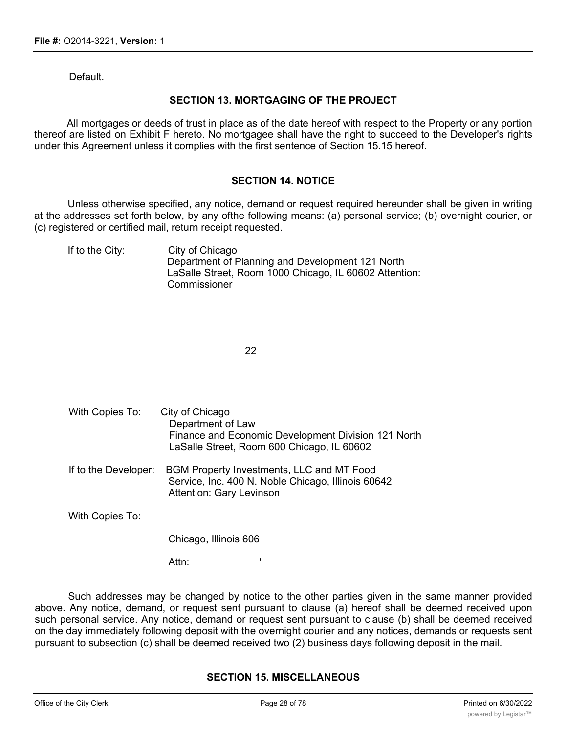Default.

## SECTION 13. MORTGAGING OF THE PROJECT

All mortgages or deeds of trust in place as of the date hereof with respect to the Property or any portion thereof are listed on Exhibit F hereto. No mortgagee shall have the right to succeed to the Developer's rights under this Agreement unless it complies with the first sentence of Section 15.15 hereof.

## SECTION 14. NOTICE

Unless otherwise specified, any notice, demand or request required hereunder shall be given in writing at the addresses set forth below, by any ofthe following means: (a) personal service; (b) overnight courier, or (c) registered or certified mail, return receipt requested.

If to the City: City of Chicago
Department of Planning and Development 121 North
LaSalle Street, Room 1000 Chicago, IL 60602 Attention:
Commissioner

With Copies To: City of Chicago
Department of Law
Finance and Economic Development Division 121 North
LaSalle Street, Room 600 Chicago, IL 60602

If to the Developer: BGM Property Investments, LLC and MT Food
Service, Inc. 400 N. Noble Chicago, Illinois 60642
Attention: Gary Levinson

With Copies To:

Chicago, Illinois 606

Attn: '

Such addresses may be changed by notice to the other parties given in the same manner provided above. Any notice, demand, or request sent pursuant to clause (a) hereof shall be deemed received upon such personal service. Any notice, demand or request sent pursuant to clause (b) shall be deemed received on the day immediately following deposit with the overnight courier and any notices, demands or requests sent pursuant to subsection (c) shall be deemed received two (2) business days following deposit in the mail.

## SECTION 15. MISCELLANEOUS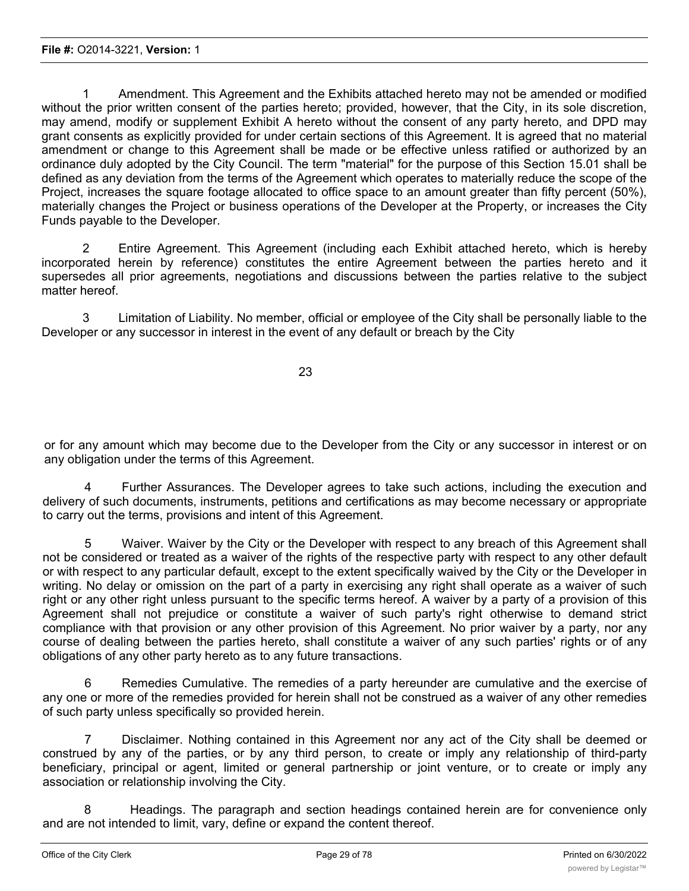1 Amendment. This Agreement and the Exhibits attached hereto may not be amended or modified without the prior written consent of the parties hereto; provided, however, that the City, in its sole discretion, may amend, modify or supplement Exhibit A hereto without the consent of any party hereto, and DPD may grant consents as explicitly provided for under certain sections of this Agreement. It is agreed that no material amendment or change to this Agreement shall be made or be effective unless ratified or authorized by an ordinance duly adopted by the City Council. The term "material" for the purpose of this Section 15.01 shall be defined as any deviation from the terms of the Agreement which operates to materially reduce the scope of the Project, increases the square footage allocated to office space to an amount greater than fifty percent (50%), materially changes the Project or business operations of the Developer at the Property, or increases the City Funds payable to the Developer.

2 Entire Agreement. This Agreement (including each Exhibit attached hereto, which is hereby incorporated herein by reference) constitutes the entire Agreement between the parties hereto and it supersedes all prior agreements, negotiations and discussions between the parties relative to the subject matter hereof.

3 Limitation of Liability. No member, official or employee of the City shall be personally liable to the Developer or any successor in interest in the event of any default or breach by the City or for any amount which may become due to the Developer from the City or any successor in interest or on any obligation under the terms of this Agreement.

4 Further Assurances. The Developer agrees to take such actions, including the execution and delivery of such documents, instruments, petitions and certifications as may become necessary or appropriate to carry out the terms, provisions and intent of this Agreement.

5 Waiver. Waiver by the City or the Developer with respect to any breach of this Agreement shall not be considered or treated as a waiver of the rights of the respective party with respect to any other default or with respect to any particular default, except to the extent specifically waived by the City or the Developer in writing. No delay or omission on the part of a party in exercising any right shall operate as a waiver of such right or any other right unless pursuant to the specific terms hereof. A waiver by a party of a provision of this Agreement shall not prejudice or constitute a waiver of such party's right otherwise to demand strict compliance with that provision or any other provision of this Agreement. No prior waiver by a party, nor any course of dealing between the parties hereto, shall constitute a waiver of any such parties' rights or of any obligations of any other party hereto as to any future transactions.

6 Remedies Cumulative. The remedies of a party hereunder are cumulative and the exercise of any one or more of the remedies provided for herein shall not be construed as a waiver of any other remedies of such party unless specifically so provided herein.

7 Disclaimer. Nothing contained in this Agreement nor any act of the City shall be deemed or construed by any of the parties, or by any third person, to create or imply any relationship of third-party beneficiary, principal or agent, limited or general partnership or joint venture, or to create or imply any association or relationship involving the City.

8 Headings. The paragraph and section headings contained herein are for convenience only and are not intended to limit, vary, define or expand the content thereof.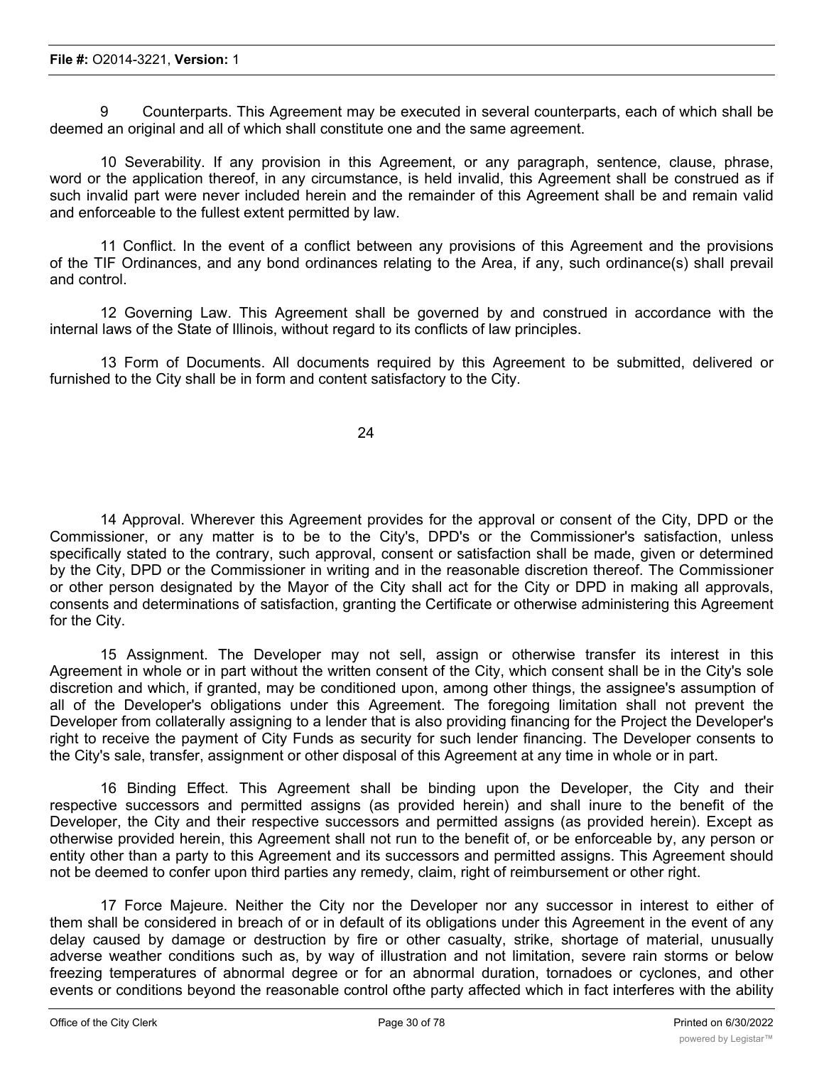9 Counterparts. This Agreement may be executed in several counterparts, each of which shall be deemed an original and all of which shall constitute one and the same agreement.

10 Severability. If any provision in this Agreement, or any paragraph, sentence, clause, phrase, word or the application thereof, in any circumstance, is held invalid, this Agreement shall be construed as if such invalid part were never included herein and the remainder of this Agreement shall be and remain valid and enforceable to the fullest extent permitted by law.

11 Conflict. In the event of a conflict between any provisions of this Agreement and the provisions of the TIF Ordinances, and any bond ordinances relating to the Area, if any, such ordinance(s) shall prevail and control.

12 Governing Law. This Agreement shall be governed by and construed in accordance with the internal laws of the State of Illinois, without regard to its conflicts of law principles.

13 Form of Documents. All documents required by this Agreement to be submitted, delivered or furnished to the City shall be in form and content satisfactory to the City.

14 Approval. Wherever this Agreement provides for the approval or consent of the City, DPD or the Commissioner, or any matter is to be to the City's, DPD's or the Commissioner's satisfaction, unless specifically stated to the contrary, such approval, consent or satisfaction shall be made, given or determined by the City, DPD or the Commissioner in writing and in the reasonable discretion thereof. The Commissioner or other person designated by the Mayor of the City shall act for the City or DPD in making all approvals, consents and determinations of satisfaction, granting the Certificate or otherwise administering this Agreement for the City.

15 Assignment. The Developer may not sell, assign or otherwise transfer its interest in this Agreement in whole or in part without the written consent of the City, which consent shall be in the City's sole discretion and which, if granted, may be conditioned upon, among other things, the assignee's assumption of all of the Developer's obligations under this Agreement. The foregoing limitation shall not prevent the Developer from collaterally assigning to a lender that is also providing financing for the Project the Developer's right to receive the payment of City Funds as security for such lender financing. The Developer consents to the City's sale, transfer, assignment or other disposal of this Agreement at any time in whole or in part.

16 Binding Effect. This Agreement shall be binding upon the Developer, the City and their respective successors and permitted assigns (as provided herein) and shall inure to the benefit of the Developer, the City and their respective successors and permitted assigns (as provided herein). Except as otherwise provided herein, this Agreement shall not run to the benefit of, or be enforceable by, any person or entity other than a party to this Agreement and its successors and permitted assigns. This Agreement should not be deemed to confer upon third parties any remedy, claim, right of reimbursement or other right.

17 Force Majeure. Neither the City nor the Developer nor any successor in interest to either of them shall be considered in breach of or in default of its obligations under this Agreement in the event of any delay caused by damage or destruction by fire or other casualty, strike, shortage of material, unusually adverse weather conditions such as, by way of illustration and not limitation, severe rain storms or below freezing temperatures of abnormal degree or for an abnormal duration, tornadoes or cyclones, and other events or conditions beyond the reasonable control ofthe party affected which in fact interferes with the ability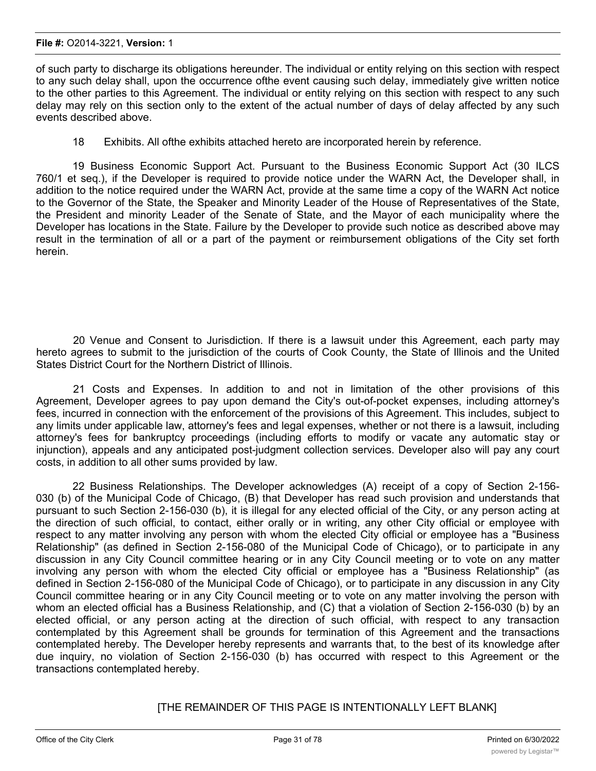of such party to discharge its obligations hereunder. The individual or entity relying on this section with respect to any such delay shall, upon the occurrence ofthe event causing such delay, immediately give written notice to the other parties to this Agreement. The individual or entity relying on this section with respect to any such delay may rely on this section only to the extent of the actual number of days of delay affected by any such events described above.

18 Exhibits. All ofthe exhibits attached hereto are incorporated herein by reference.

19 Business Economic Support Act. Pursuant to the Business Economic Support Act (30 ILCS 760/1 et seq.), if the Developer is required to provide notice under the WARN Act, the Developer shall, in addition to the notice required under the WARN Act, provide at the same time a copy of the WARN Act notice to the Governor of the State, the Speaker and Minority Leader of the House of Representatives of the State, the President and minority Leader of the Senate of State, and the Mayor of each municipality where the Developer has locations in the State. Failure by the Developer to provide such notice as described above may result in the termination of all or a part of the payment or reimbursement obligations of the City set forth herein.

20 Venue and Consent to Jurisdiction. If there is a lawsuit under this Agreement, each party may hereto agrees to submit to the jurisdiction of the courts of Cook County, the State of Illinois and the United States District Court for the Northern District of Illinois.

21 Costs and Expenses. In addition to and not in limitation of the other provisions of this Agreement, Developer agrees to pay upon demand the City's out-of-pocket expenses, including attorney's fees, incurred in connection with the enforcement of the provisions of this Agreement. This includes, subject to any limits under applicable law, attorney's fees and legal expenses, whether or not there is a lawsuit, including attorney's fees for bankruptcy proceedings (including efforts to modify or vacate any automatic stay or injunction), appeals and any anticipated post-judgment collection services. Developer also will pay any court costs, in addition to all other sums provided by law.

22 Business Relationships. The Developer acknowledges (A) receipt of a copy of Section 2-156-030 (b) of the Municipal Code of Chicago, (B) that Developer has read such provision and understands that pursuant to such Section 2-156-030 (b), it is illegal for any elected official of the City, or any person acting at the direction of such official, to contact, either orally or in writing, any other City official or employee with respect to any matter involving any person with whom the elected City official or employee has a "Business Relationship" (as defined in Section 2-156-080 of the Municipal Code of Chicago), or to participate in any discussion in any City Council committee hearing or in any City Council meeting or to vote on any matter involving any person with whom the elected City official or employee has a "Business Relationship" (as defined in Section 2-156-080 of the Municipal Code of Chicago), or to participate in any discussion in any City Council committee hearing or in any City Council meeting or to vote on any matter involving the person with whom an elected official has a Business Relationship, and (C) that a violation of Section 2-156-030 (b) by an elected official, or any person acting at the direction of such official, with respect to any transaction contemplated by this Agreement shall be grounds for termination of this Agreement and the transactions contemplated hereby. The Developer hereby represents and warrants that, to the best of its knowledge after due inquiry, no violation of Section 2-156-030 (b) has occurred with respect to this Agreement or the transactions contemplated hereby.

[THE REMAINDER OF THIS PAGE IS INTENTIONALLY LEFT BLANK]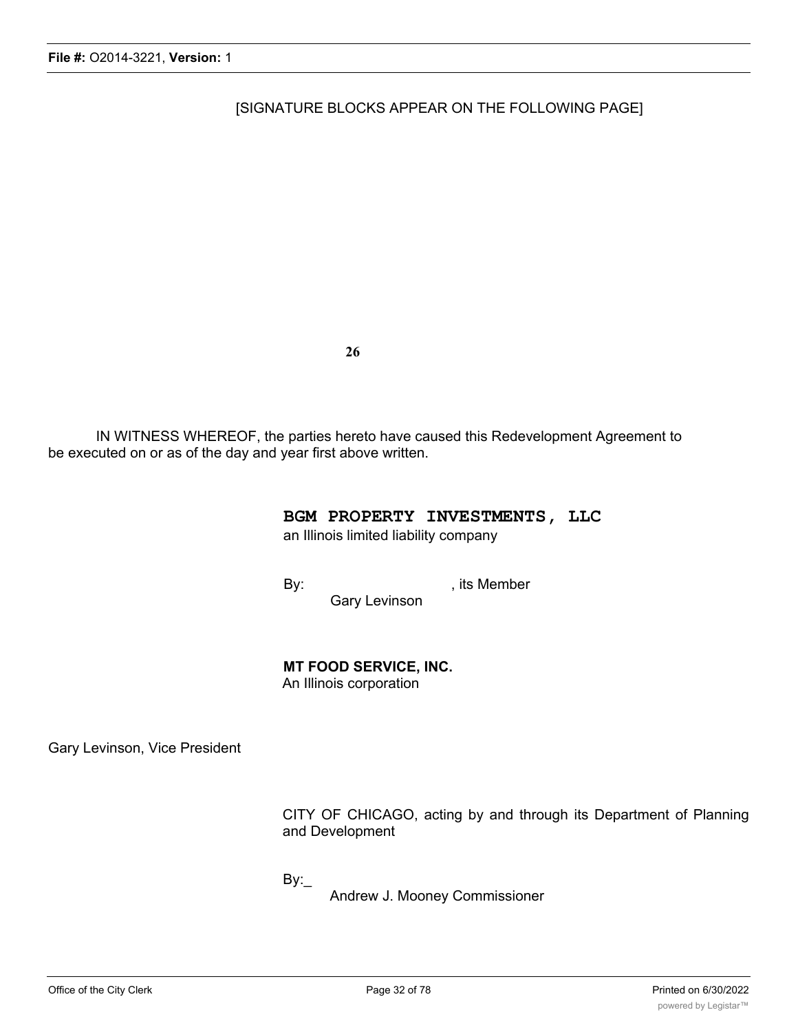[SIGNATURE BLOCKS APPEAR ON THE FOLLOWING PAGE]

IN WITNESS WHEREOF, the parties hereto have caused this Redevelopment Agreement to be executed on or as of the day and year first above written.

**BGM PROPERTY INVESTMENTS, LLC**
an Illinois limited liability company

By: , its Member
Gary Levinson

**MT FOOD SERVICE, INC.**
An Illinois corporation

Gary Levinson, Vice President

CITY OF CHICAGO, acting by and through its Department of Planning and Development

By:_
Andrew J. Mooney Commissioner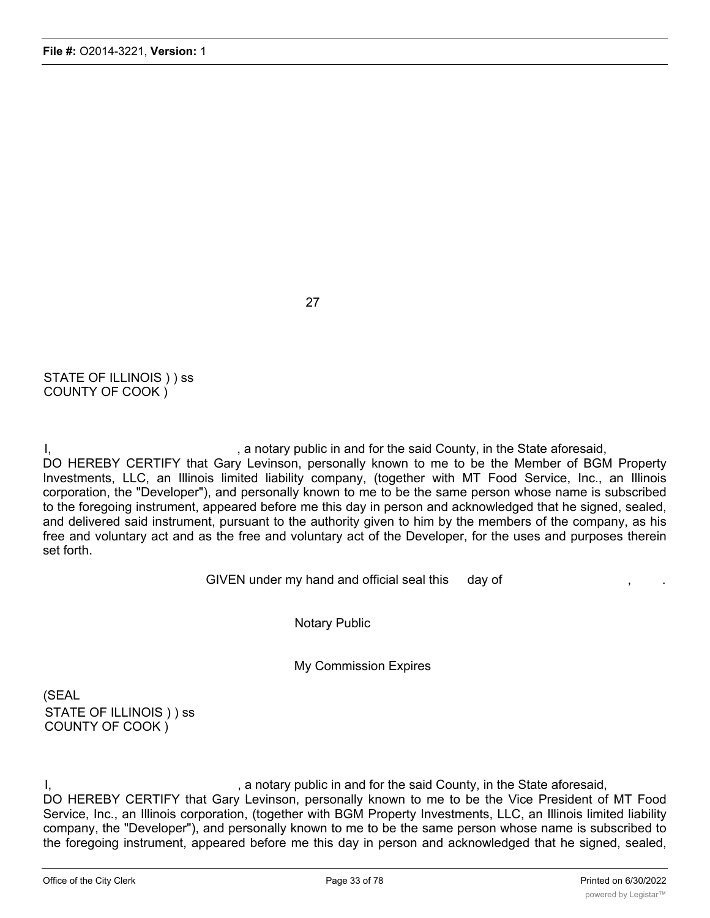STATE OF ILLINOIS ) ) ss
COUNTY OF COOK )

I, , a notary public in and for the said County, in the State aforesaid, DO HEREBY CERTIFY that Gary Levinson, personally known to me to be the Member of BGM Property Investments, LLC, an Illinois limited liability company, (together with MT Food Service, Inc., an Illinois corporation, the "Developer"), and personally known to me to be the same person whose name is subscribed to the foregoing instrument, appeared before me this day in person and acknowledged that he signed, sealed, and delivered said instrument, pursuant to the authority given to him by the members of the company, as his free and voluntary act and as the free and voluntary act of the Developer, for the uses and purposes therein set forth.

GIVEN under my hand and official seal this day of , .

Notary Public

My Commission Expires

(SEAL

STATE OF ILLINOIS ) ) ss
COUNTY OF COOK )

I, , a notary public in and for the said County, in the State aforesaid, DO HEREBY CERTIFY that Gary Levinson, personally known to me to be the Vice President of MT Food Service, Inc., an Illinois corporation, (together with BGM Property Investments, LLC, an Illinois limited liability company, the "Developer"), and personally known to me to be the same person whose name is subscribed to the foregoing instrument, appeared before me this day in person and acknowledged that he signed, sealed,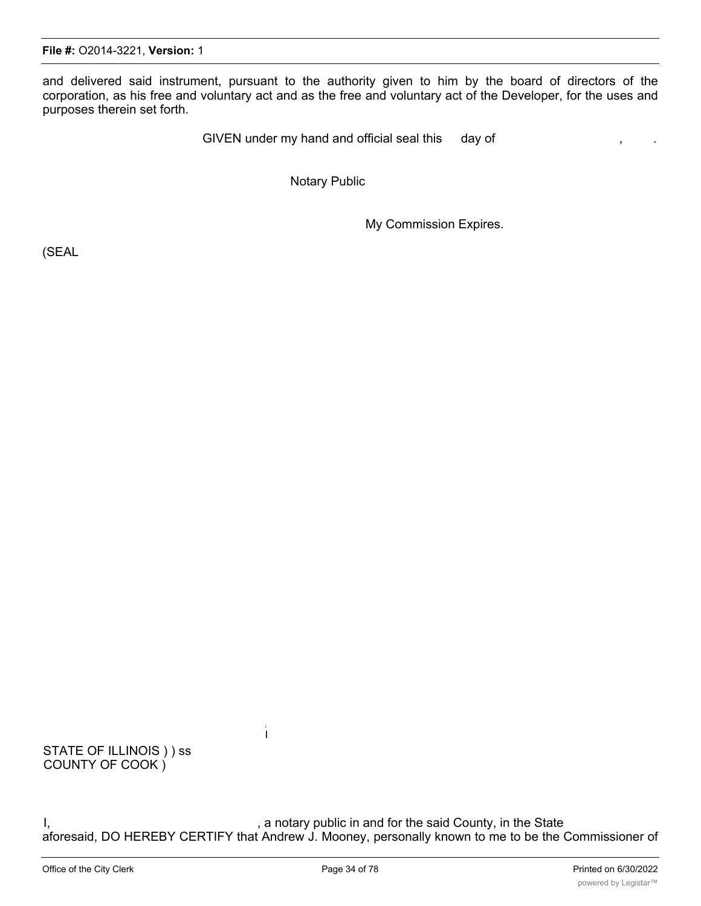and delivered said instrument, pursuant to the authority given to him by the board of directors of the corporation, as his free and voluntary act and as the free and voluntary act of the Developer, for the uses and purposes therein set forth.

GIVEN under my hand and official seal this day of , .

Notary Public

My Commission Expires.

(SEAL

STATE OF ILLINOIS ) ) ss
COUNTY OF COOK )

I, , a notary public in and for the said County, in the State aforesaid, DO HEREBY CERTIFY that Andrew J. Mooney, personally known to me to be the Commissioner of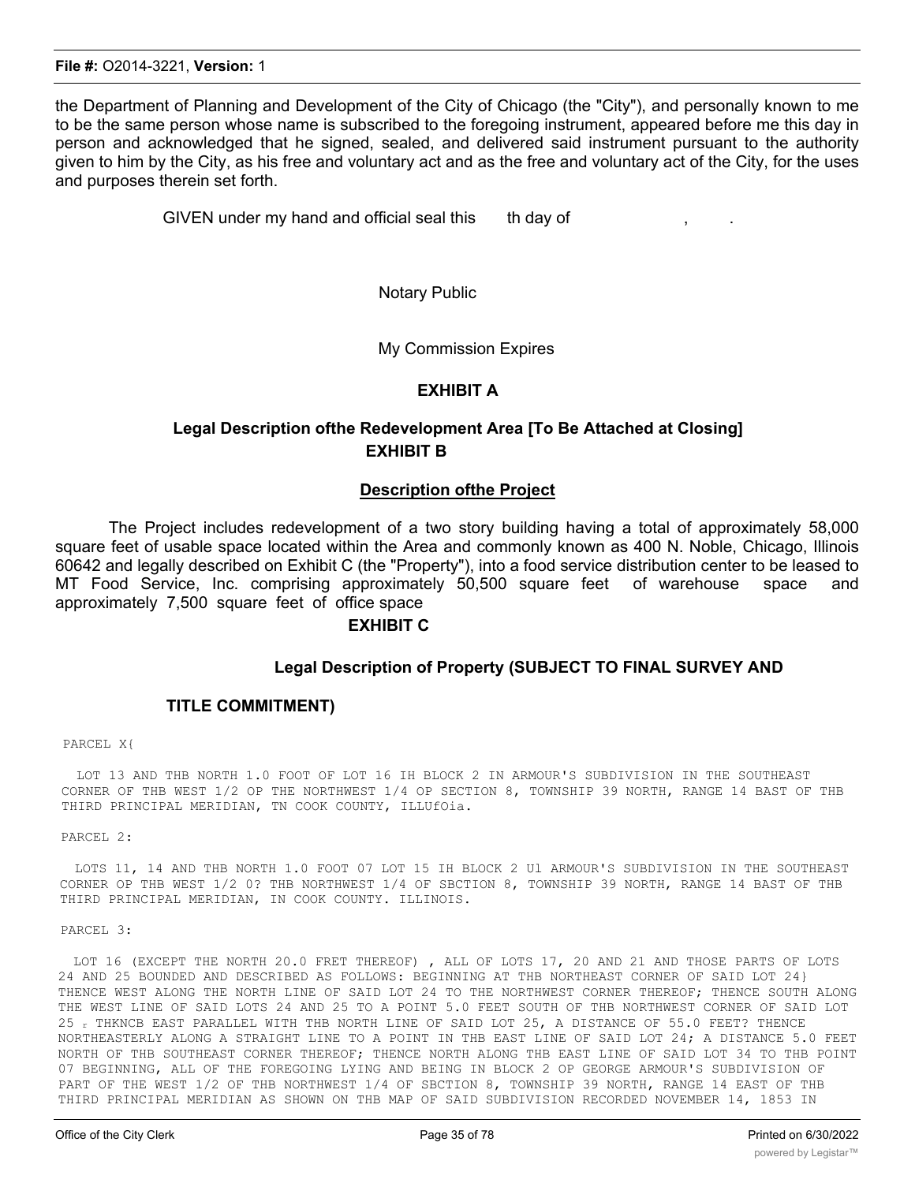the Department of Planning and Development of the City of Chicago (the "City"), and personally known to me to be the same person whose name is subscribed to the foregoing instrument, appeared before me this day in person and acknowledged that he signed, sealed, and delivered said instrument pursuant to the authority given to him by the City, as his free and voluntary act and as the free and voluntary act of the City, for the uses and purposes therein set forth.

GIVEN under my hand and official seal this th day of , .

Notary Public

My Commission Expires

**EXHIBIT A**

**Legal Description ofthe Redevelopment Area [To Be Attached at Closing]**

**EXHIBIT B**

**Description ofthe Project**

The Project includes redevelopment of a two story building having a total of approximately 58,000 square feet of usable space located within the Area and commonly known as 400 N. Noble, Chicago, Illinois 60642 and legally described on Exhibit C (the "Property"), into a food service distribution center to be leased to MT Food Service, Inc. comprising approximately 50,500 square feet of warehouse space and approximately 7,500 square feet of office space

**EXHIBIT C**

**Legal Description of Property (SUBJECT TO FINAL SURVEY AND TITLE COMMITMENT)**

PARCEL X{

LOT 13 AND THB NORTH 1.0 FOOT OF LOT 16 IH BLOCK 2 IN ARMOUR'S SUBDIVISION IN THE SOUTHEAST CORNER OF THB WEST 1/2 OP THE NORTHWEST 1/4 OP SECTION 8, TOWNSHIP 39 NORTH, RANGE 14 BAST OF THB THIRD PRINCIPAL MERIDIAN, TN COOK COUNTY, ILLUfOia.

PARCEL 2:

LOTS 11, 14 AND THB NORTH 1.0 FOOT 07 LOT 15 IH BLOCK 2 Ul ARMOUR'S SUBDIVISION IN THE SOUTHEAST CORNER OP THB WEST 1/2 0? THB NORTHWEST 1/4 OF SBCTION 8, TOWNSHIP 39 NORTH, RANGE 14 BAST OF THB THIRD PRINCIPAL MERIDIAN, IN COOK COUNTY. ILLINOIS.

PARCEL 3:

LOT 16 (EXCEPT THE NORTH 20.0 FRET THEREOF) , ALL OF LOTS 17, 20 AND 21 AND THOSE PARTS OF LOTS 24 AND 25 BOUNDED AND DESCRIBED AS FOLLOWS: BEGINNING AT THB NORTHEAST CORNER OF SAID LOT 24} THENCE WEST ALONG THE NORTH LINE OF SAID LOT 24 TO THE NORTHWEST CORNER THEREOF; THENCE SOUTH ALONG THE WEST LINE OF SAID LOTS 24 AND 25 TO A POINT 5.0 FEET SOUTH OF THB NORTHWEST CORNER OF SAID LOT 25 r THKNCB EAST PARALLEL WITH THB NORTH LINE OF SAID LOT 25, A DISTANCE OF 55.0 FEET? THENCE NORTHEASTERLY ALONG A STRAIGHT LINE TO A POINT IN THB EAST LINE OF SAID LOT 24; A DISTANCE 5.0 FEET NORTH OF THB SOUTHEAST CORNER THEREOF; THENCE NORTH ALONG THB EAST LINE OF SAID LOT 34 TO THB POINT 07 BEGINNING, ALL OF THE FOREGOING LYING AND BEING IN BLOCK 2 OP GEORGE ARMOUR'S SUBDIVISION OF PART OF THE WEST 1/2 OF THB NORTHWEST 1/4 OF SBCTION 8, TOWNSHIP 39 NORTH, RANGE 14 EAST OF THB THIRD PRINCIPAL MERIDIAN AS SHOWN ON THB MAP OF SAID SUBDIVISION RECORDED NOVEMBER 14, 1853 IN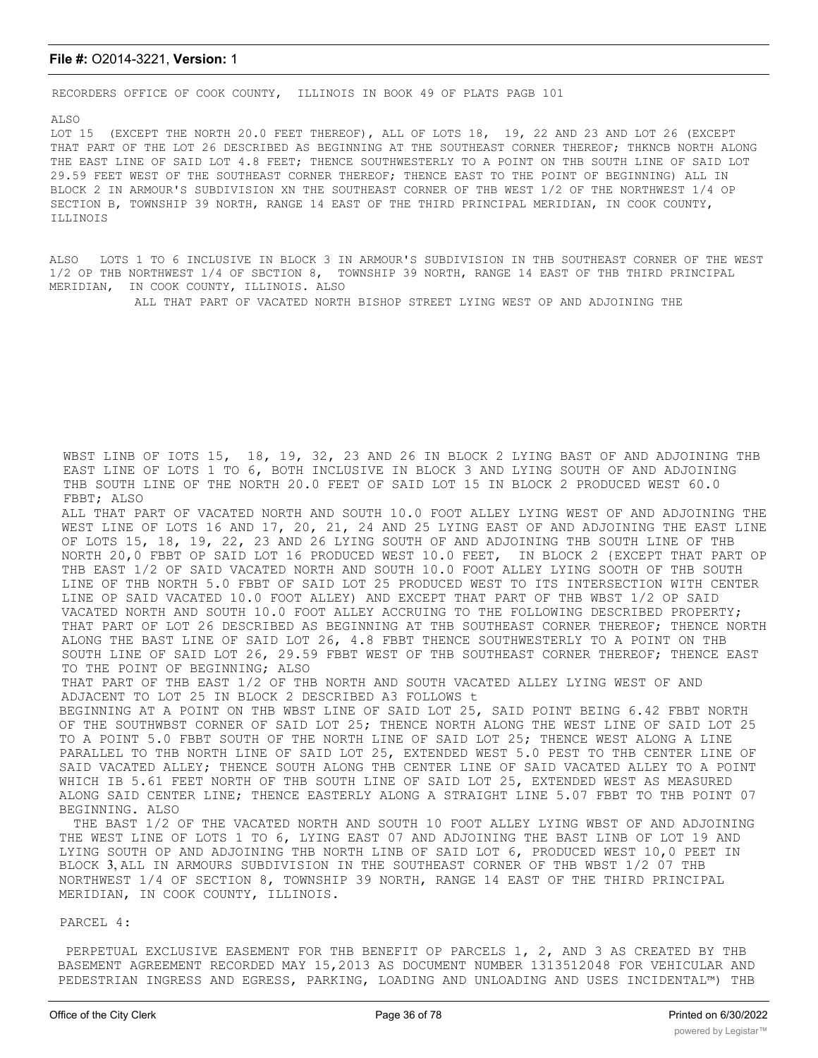RECORDERS OFFICE OF COOK COUNTY, ILLINOIS IN BOOK 49 OF PLATS PAGB 101

ALSO

LOT 15 (EXCEPT THE NORTH 20.0 FEET THEREOF), ALL OF LOTS 18, 19, 22 AND 23 AND LOT 26 (EXCEPT THAT PART OF THE LOT 26 DESCRIBED AS BEGINNING AT THE SOUTHEAST CORNER THEREOF; THKNCB NORTH ALONG THE EAST LINE OF SAID LOT 4.8 FEET; THENCE SOUTHWESTERLY TO A POINT ON THB SOUTH LINE OF SAID LOT 29.59 FEET WEST OF THE SOUTHEAST CORNER THEREOF; THENCE EAST TO THE POINT OF BEGINNING) ALL IN BLOCK 2 IN ARMOUR'S SUBDIVISION XN THE SOUTHEAST CORNER OF THB WEST 1/2 OF THE NORTHWEST 1/4 OP SECTION B, TOWNSHIP 39 NORTH, RANGE 14 EAST OF THE THIRD PRINCIPAL MERIDIAN, IN COOK COUNTY, ILLINOIS

ALSO LOTS 1 TO 6 INCLUSIVE IN BLOCK 3 IN ARMOUR'S SUBDIVISION IN THB SOUTHEAST CORNER OF THE WEST 1/2 OP THB NORTHWEST 1/4 OF SBCTION 8, TOWNSHIP 39 NORTH, RANGE 14 EAST OF THB THIRD PRINCIPAL MERIDIAN, IN COOK COUNTY, ILLINOIS. ALSO

ALL THAT PART OF VACATED NORTH BISHOP STREET LYING WEST OP AND ADJOINING THE

WBST LINB OF IOTS 15, 18, 19, 32, 23 AND 26 IN BLOCK 2 LYING BAST OF AND ADJOINING THB EAST LINE OF LOTS 1 TO 6, BOTH INCLUSIVE IN BLOCK 3 AND LYING SOUTH OF AND ADJOINING THB SOUTH LINE OF THE NORTH 20.0 FEET OF SAID LOT 15 IN BLOCK 2 PRODUCED WEST 60.0 FBBT; ALSO

ALL THAT PART OF VACATED NORTH AND SOUTH 10.0 FOOT ALLEY LYING WEST OF AND ADJOINING THE WEST LINE OF LOTS 16 AND 17, 20, 21, 24 AND 25 LYING EAST OF AND ADJOINING THE EAST LINE OF LOTS 15, 18, 19, 22, 23 AND 26 LYING SOUTH OF AND ADJOINING THB SOUTH LINE OF THB NORTH 20,0 FBBT OP SAID LOT 16 PRODUCED WEST 10.0 FEET, IN BLOCK 2 {EXCEPT THAT PART OP THB EAST 1/2 OF SAID VACATED NORTH AND SOUTH 10.0 FOOT ALLEY LYING SOOTH OF THB SOUTH LINE OF THB NORTH 5.0 FBBT OF SAID LOT 25 PRODUCED WEST TO ITS INTERSECTION WITH CENTER LINE OP SAID VACATED 10.0 FOOT ALLEY) AND EXCEPT THAT PART OF THB WBST 1/2 OP SAID VACATED NORTH AND SOUTH 10.0 FOOT ALLEY ACCRUING TO THE FOLLOWING DESCRIBED PROPERTY; THAT PART OF LOT 26 DESCRIBED AS BEGINNING AT THB SOUTHEAST CORNER THEREOF; THENCE NORTH ALONG THE BAST LINE OF SAID LOT 26, 4.8 FBBT THENCE SOUTHWESTERLY TO A POINT ON THB SOUTH LINE OF SAID LOT 26, 29.59 FBBT WEST OF THB SOUTHEAST CORNER THEREOF; THENCE EAST TO THE POINT OF BEGINNING; ALSO

THAT PART OF THB EAST 1/2 OF THB NORTH AND SOUTH VACATED ALLEY LYING WEST OF AND ADJACENT TO LOT 25 IN BLOCK 2 DESCRIBED A3 FOLLOWS t

BEGINNING AT A POINT ON THB WBST LINE OF SAID LOT 25, SAID POINT BEING 6.42 FBBT NORTH OF THE SOUTHWBST CORNER OF SAID LOT 25; THENCE NORTH ALONG THE WEST LINE OF SAID LOT 25 TO A POINT 5.0 FBBT SOUTH OF THE NORTH LINE OF SAID LOT 25; THENCE WEST ALONG A LINE PARALLEL TO THB NORTH LINE OF SAID LOT 25, EXTENDED WEST 5.0 PEST TO THB CENTER LINE OF SAID VACATED ALLEY; THENCE SOUTH ALONG THB CENTER LINE OF SAID VACATED ALLEY TO A POINT WHICH IB 5.61 FEET NORTH OF THB SOUTH LINE OF SAID LOT 25, EXTENDED WEST AS MEASURED ALONG SAID CENTER LINE; THENCE EASTERLY ALONG A STRAIGHT LINE 5.07 FBBT TO THB POINT 07 BEGINNING. ALSO

THE BAST 1/2 OF THE VACATED NORTH AND SOUTH 10 FOOT ALLEY LYING WBST OF AND ADJOINING THE WEST LINE OF LOTS 1 TO 6, LYING EAST 07 AND ADJOINING THE BAST LINB OF LOT 19 AND LYING SOUTH OP AND ADJOINING THB NORTH LINB OF SAID LOT 6, PRODUCED WEST 10,0 PEET IN BLOCK 3, ALL IN ARMOURS SUBDIVISION IN THE SOUTHEAST CORNER OF THB WBST 1/2 07 THB NORTHWEST 1/4 OF SECTION 8, TOWNSHIP 39 NORTH, RANGE 14 EAST OF THE THIRD PRINCIPAL MERIDIAN, IN COOK COUNTY, ILLINOIS.

PARCEL 4:

PERPETUAL EXCLUSIVE EASEMENT FOR THB BENEFIT OP PARCELS 1, 2, AND 3 AS CREATED BY THB BASEMENT AGREEMENT RECORDED MAY 15,2013 AS DOCUMENT NUMBER 1313512048 FOR VEHICULAR AND PEDESTRIAN INGRESS AND EGRESS, PARKING, LOADING AND UNLOADING AND USES INCIDENTAL™) THB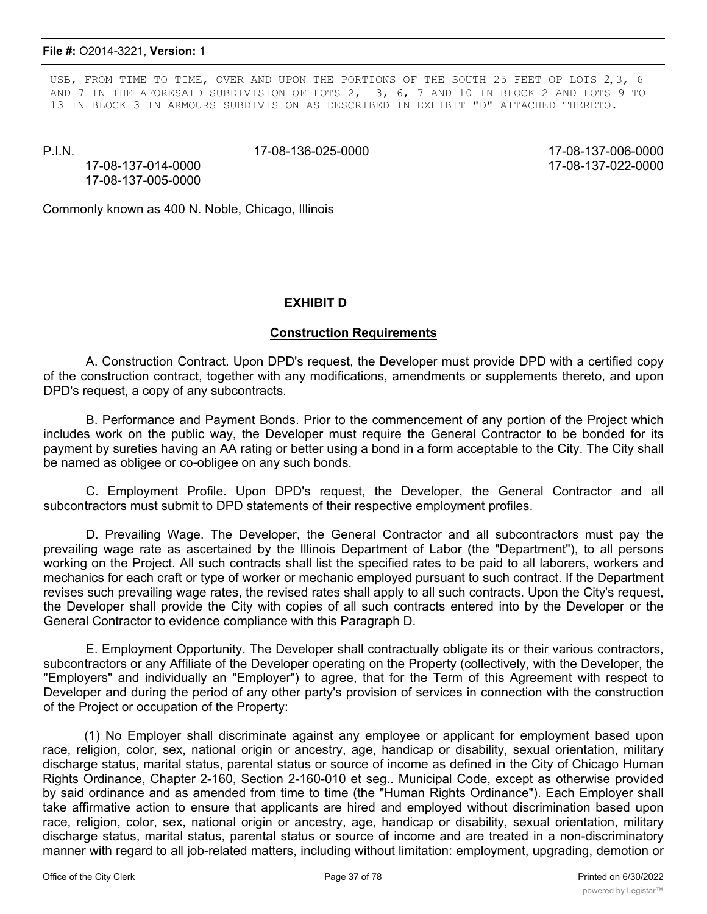USB, FROM TIME TO TIME, OVER AND UPON THE PORTIONS OF THE SOUTH 25 FEET OP LOTS 2, 3, 6 AND 7 IN THE AFORESAID SUBDIVISION OF LOTS 2, 3, 6, 7 AND 10 IN BLOCK 2 AND LOTS 9 TO 13 IN BLOCK 3 IN ARMOURS SUBDIVISION AS DESCRIBED IN EXHIBIT "D" ATTACHED THERETO.

P.I.N. 17-08-136-025-0000 17-08-137-006-0000
17-08-137-014-0000 17-08-137-022-0000
17-08-137-005-0000

Commonly known as 400 N. Noble, Chicago, Illinois

**EXHIBIT D**

**Construction Requirements**

A. Construction Contract. Upon DPD's request, the Developer must provide DPD with a certified copy of the construction contract, together with any modifications, amendments or supplements thereto, and upon DPD's request, a copy of any subcontracts.

B. Performance and Payment Bonds. Prior to the commencement of any portion of the Project which includes work on the public way, the Developer must require the General Contractor to be bonded for its payment by sureties having an AA rating or better using a bond in a form acceptable to the City. The City shall be named as obligee or co-obligee on any such bonds.

C. Employment Profile. Upon DPD's request, the Developer, the General Contractor and all subcontractors must submit to DPD statements of their respective employment profiles.

D. Prevailing Wage. The Developer, the General Contractor and all subcontractors must pay the prevailing wage rate as ascertained by the Illinois Department of Labor (the "Department"), to all persons working on the Project. All such contracts shall list the specified rates to be paid to all laborers, workers and mechanics for each craft or type of worker or mechanic employed pursuant to such contract. If the Department revises such prevailing wage rates, the revised rates shall apply to all such contracts. Upon the City's request, the Developer shall provide the City with copies of all such contracts entered into by the Developer or the General Contractor to evidence compliance with this Paragraph D.

E. Employment Opportunity. The Developer shall contractually obligate its or their various contractors, subcontractors or any Affiliate of the Developer operating on the Property (collectively, with the Developer, the "Employers" and individually an "Employer") to agree, that for the Term of this Agreement with respect to Developer and during the period of any other party's provision of services in connection with the construction of the Project or occupation of the Property:

(1) No Employer shall discriminate against any employee or applicant for employment based upon race, religion, color, sex, national origin or ancestry, age, handicap or disability, sexual orientation, military discharge status, marital status, parental status or source of income as defined in the City of Chicago Human Rights Ordinance, Chapter 2-160, Section 2-160-010 et seg.. Municipal Code, except as otherwise provided by said ordinance and as amended from time to time (the "Human Rights Ordinance"). Each Employer shall take affirmative action to ensure that applicants are hired and employed without discrimination based upon race, religion, color, sex, national origin or ancestry, age, handicap or disability, sexual orientation, military discharge status, marital status, parental status or source of income and are treated in a non-discriminatory manner with regard to all job-related matters, including without limitation: employment, upgrading, demotion or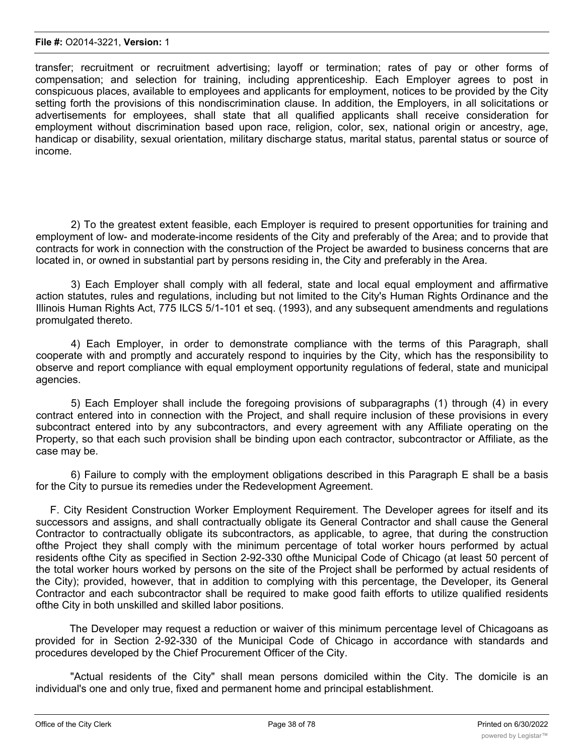transfer; recruitment or recruitment advertising; layoff or termination; rates of pay or other forms of compensation; and selection for training, including apprenticeship. Each Employer agrees to post in conspicuous places, available to employees and applicants for employment, notices to be provided by the City setting forth the provisions of this nondiscrimination clause. In addition, the Employers, in all solicitations or advertisements for employees, shall state that all qualified applicants shall receive consideration for employment without discrimination based upon race, religion, color, sex, national origin or ancestry, age, handicap or disability, sexual orientation, military discharge status, marital status, parental status or source of income.

2) To the greatest extent feasible, each Employer is required to present opportunities for training and employment of low- and moderate-income residents of the City and preferably of the Area; and to provide that contracts for work in connection with the construction of the Project be awarded to business concerns that are located in, or owned in substantial part by persons residing in, the City and preferably in the Area.

3) Each Employer shall comply with all federal, state and local equal employment and affirmative action statutes, rules and regulations, including but not limited to the City's Human Rights Ordinance and the Illinois Human Rights Act, 775 ILCS 5/1-101 et seq. (1993), and any subsequent amendments and regulations promulgated thereto.

4) Each Employer, in order to demonstrate compliance with the terms of this Paragraph, shall cooperate with and promptly and accurately respond to inquiries by the City, which has the responsibility to observe and report compliance with equal employment opportunity regulations of federal, state and municipal agencies.

5) Each Employer shall include the foregoing provisions of subparagraphs (1) through (4) in every contract entered into in connection with the Project, and shall require inclusion of these provisions in every subcontract entered into by any subcontractors, and every agreement with any Affiliate operating on the Property, so that each such provision shall be binding upon each contractor, subcontractor or Affiliate, as the case may be.

6) Failure to comply with the employment obligations described in this Paragraph E shall be a basis for the City to pursue its remedies under the Redevelopment Agreement.

F. City Resident Construction Worker Employment Requirement. The Developer agrees for itself and its successors and assigns, and shall contractually obligate its General Contractor and shall cause the General Contractor to contractually obligate its subcontractors, as applicable, to agree, that during the construction ofthe Project they shall comply with the minimum percentage of total worker hours performed by actual residents ofthe City as specified in Section 2-92-330 ofthe Municipal Code of Chicago (at least 50 percent of the total worker hours worked by persons on the site of the Project shall be performed by actual residents of the City); provided, however, that in addition to complying with this percentage, the Developer, its General Contractor and each subcontractor shall be required to make good faith efforts to utilize qualified residents ofthe City in both unskilled and skilled labor positions.

The Developer may request a reduction or waiver of this minimum percentage level of Chicagoans as provided for in Section 2-92-330 of the Municipal Code of Chicago in accordance with standards and procedures developed by the Chief Procurement Officer of the City.

"Actual residents of the City" shall mean persons domiciled within the City. The domicile is an individual's one and only true, fixed and permanent home and principal establishment.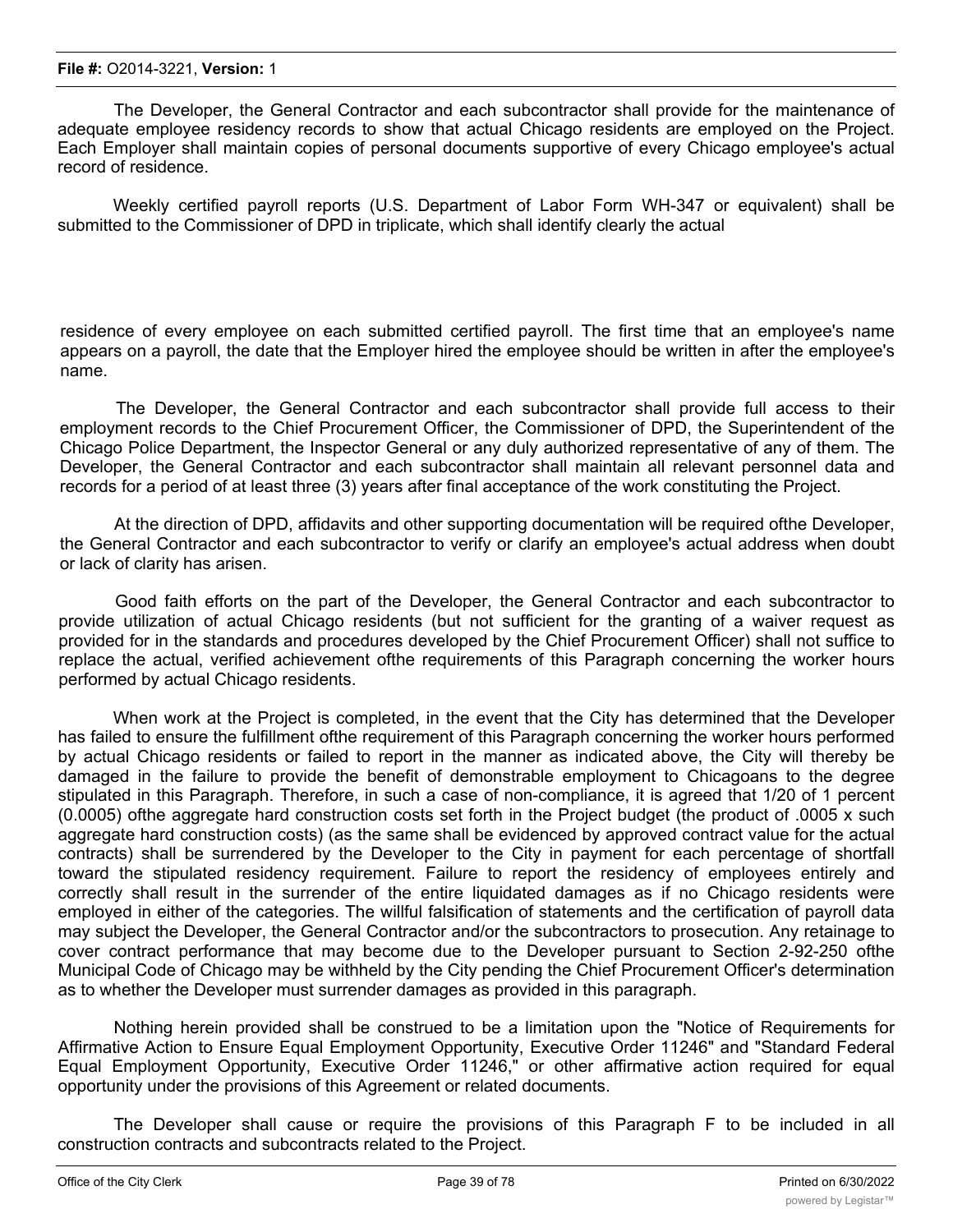The Developer, the General Contractor and each subcontractor shall provide for the maintenance of adequate employee residency records to show that actual Chicago residents are employed on the Project. Each Employer shall maintain copies of personal documents supportive of every Chicago employee's actual record of residence.

Weekly certified payroll reports (U.S. Department of Labor Form WH-347 or equivalent) shall be submitted to the Commissioner of DPD in triplicate, which shall identify clearly the actual residence of every employee on each submitted certified payroll. The first time that an employee's name appears on a payroll, the date that the Employer hired the employee should be written in after the employee's name.

The Developer, the General Contractor and each subcontractor shall provide full access to their employment records to the Chief Procurement Officer, the Commissioner of DPD, the Superintendent of the Chicago Police Department, the Inspector General or any duly authorized representative of any of them. The Developer, the General Contractor and each subcontractor shall maintain all relevant personnel data and records for a period of at least three (3) years after final acceptance of the work constituting the Project.

At the direction of DPD, affidavits and other supporting documentation will be required ofthe Developer, the General Contractor and each subcontractor to verify or clarify an employee's actual address when doubt or lack of clarity has arisen.

Good faith efforts on the part of the Developer, the General Contractor and each subcontractor to provide utilization of actual Chicago residents (but not sufficient for the granting of a waiver request as provided for in the standards and procedures developed by the Chief Procurement Officer) shall not suffice to replace the actual, verified achievement ofthe requirements of this Paragraph concerning the worker hours performed by actual Chicago residents.

When work at the Project is completed, in the event that the City has determined that the Developer has failed to ensure the fulfillment ofthe requirement of this Paragraph concerning the worker hours performed by actual Chicago residents or failed to report in the manner as indicated above, the City will thereby be damaged in the failure to provide the benefit of demonstrable employment to Chicagoans to the degree stipulated in this Paragraph. Therefore, in such a case of non-compliance, it is agreed that 1/20 of 1 percent (0.0005) ofthe aggregate hard construction costs set forth in the Project budget (the product of .0005 x such aggregate hard construction costs) (as the same shall be evidenced by approved contract value for the actual contracts) shall be surrendered by the Developer to the City in payment for each percentage of shortfall toward the stipulated residency requirement. Failure to report the residency of employees entirely and correctly shall result in the surrender of the entire liquidated damages as if no Chicago residents were employed in either of the categories. The willful falsification of statements and the certification of payroll data may subject the Developer, the General Contractor and/or the subcontractors to prosecution. Any retainage to cover contract performance that may become due to the Developer pursuant to Section 2-92-250 ofthe Municipal Code of Chicago may be withheld by the City pending the Chief Procurement Officer's determination as to whether the Developer must surrender damages as provided in this paragraph.

Nothing herein provided shall be construed to be a limitation upon the "Notice of Requirements for Affirmative Action to Ensure Equal Employment Opportunity, Executive Order 11246" and "Standard Federal Equal Employment Opportunity, Executive Order 11246," or other affirmative action required for equal opportunity under the provisions of this Agreement or related documents.

The Developer shall cause or require the provisions of this Paragraph F to be included in all construction contracts and subcontracts related to the Project.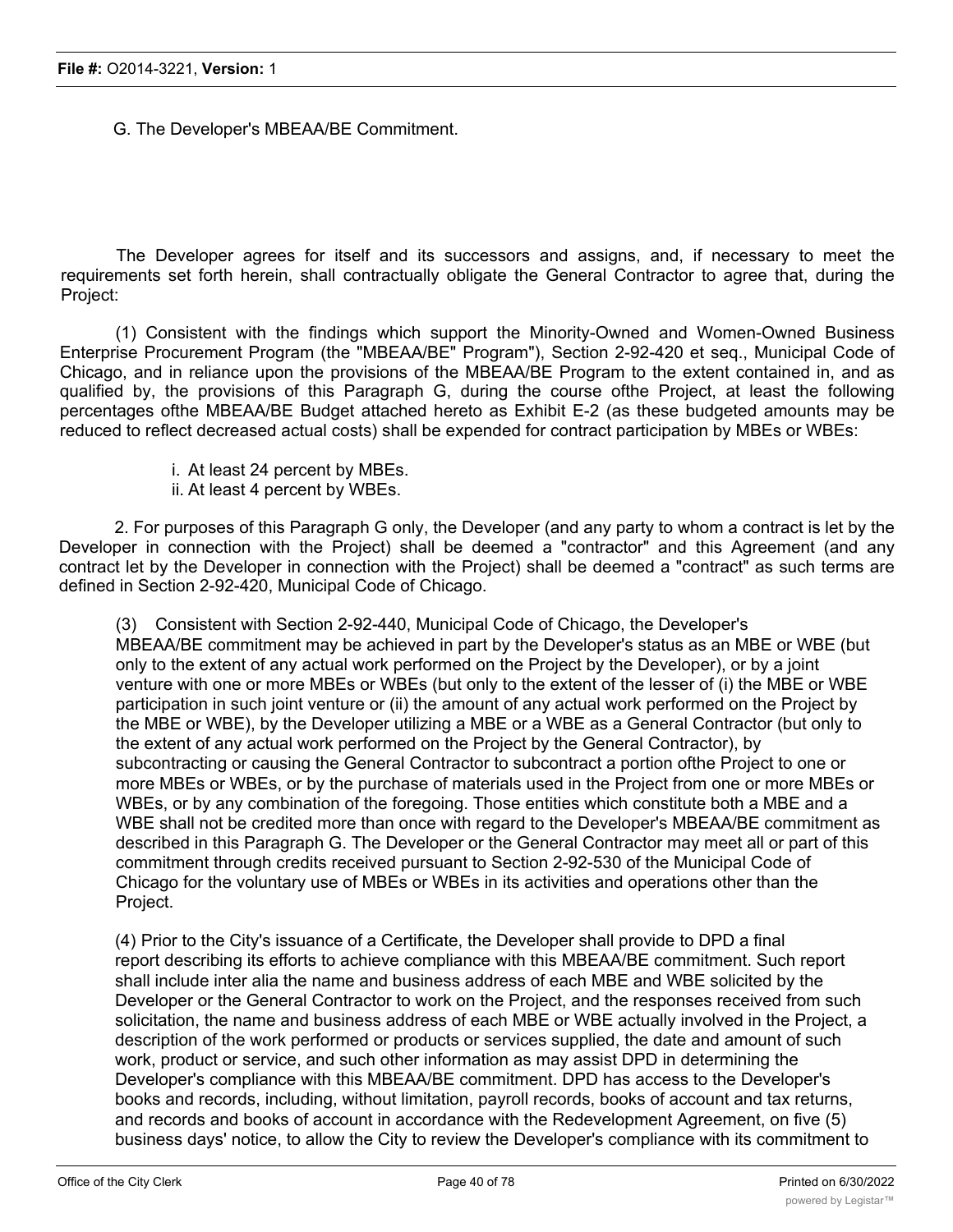G. The Developer's MBEAA/BE Commitment.

The Developer agrees for itself and its successors and assigns, and, if necessary to meet the requirements set forth herein, shall contractually obligate the General Contractor to agree that, during the Project:

(1) Consistent with the findings which support the Minority-Owned and Women-Owned Business Enterprise Procurement Program (the "MBEAA/BE" Program"), Section 2-92-420 et seq., Municipal Code of Chicago, and in reliance upon the provisions of the MBEAA/BE Program to the extent contained in, and as qualified by, the provisions of this Paragraph G, during the course ofthe Project, at least the following percentages ofthe MBEAA/BE Budget attached hereto as Exhibit E-2 (as these budgeted amounts may be reduced to reflect decreased actual costs) shall be expended for contract participation by MBEs or WBEs:

i. At least 24 percent by MBEs.
ii. At least 4 percent by WBEs.

2. For purposes of this Paragraph G only, the Developer (and any party to whom a contract is let by the Developer in connection with the Project) shall be deemed a "contractor" and this Agreement (and any contract let by the Developer in connection with the Project) shall be deemed a "contract" as such terms are defined in Section 2-92-420, Municipal Code of Chicago.

(3) Consistent with Section 2-92-440, Municipal Code of Chicago, the Developer's MBEAA/BE commitment may be achieved in part by the Developer's status as an MBE or WBE (but only to the extent of any actual work performed on the Project by the Developer), or by a joint venture with one or more MBEs or WBEs (but only to the extent of the lesser of (i) the MBE or WBE participation in such joint venture or (ii) the amount of any actual work performed on the Project by the MBE or WBE), by the Developer utilizing a MBE or a WBE as a General Contractor (but only to the extent of any actual work performed on the Project by the General Contractor), by subcontracting or causing the General Contractor to subcontract a portion ofthe Project to one or more MBEs or WBEs, or by the purchase of materials used in the Project from one or more MBEs or WBEs, or by any combination of the foregoing. Those entities which constitute both a MBE and a WBE shall not be credited more than once with regard to the Developer's MBEAA/BE commitment as described in this Paragraph G. The Developer or the General Contractor may meet all or part of this commitment through credits received pursuant to Section 2-92-530 of the Municipal Code of Chicago for the voluntary use of MBEs or WBEs in its activities and operations other than the Project.

(4) Prior to the City's issuance of a Certificate, the Developer shall provide to DPD a final report describing its efforts to achieve compliance with this MBEAA/BE commitment. Such report shall include inter alia the name and business address of each MBE and WBE solicited by the Developer or the General Contractor to work on the Project, and the responses received from such solicitation, the name and business address of each MBE or WBE actually involved in the Project, a description of the work performed or products or services supplied, the date and amount of such work, product or service, and such other information as may assist DPD in determining the Developer's compliance with this MBEAA/BE commitment. DPD has access to the Developer's books and records, including, without limitation, payroll records, books of account and tax returns, and records and books of account in accordance with the Redevelopment Agreement, on five (5) business days' notice, to allow the City to review the Developer's compliance with its commitment to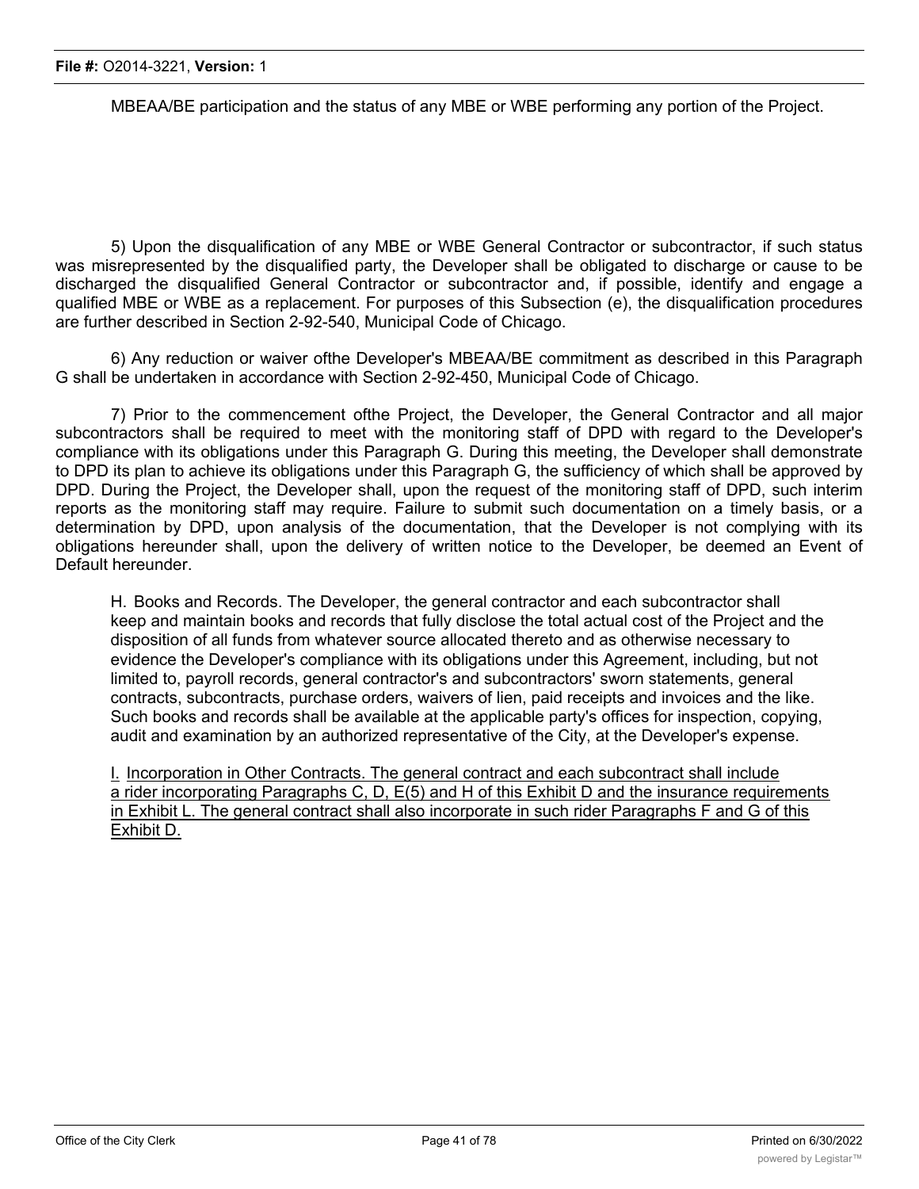MBEAA/BE participation and the status of any MBE or WBE performing any portion of the Project.

5) Upon the disqualification of any MBE or WBE General Contractor or subcontractor, if such status was misrepresented by the disqualified party, the Developer shall be obligated to discharge or cause to be discharged the disqualified General Contractor or subcontractor and, if possible, identify and engage a qualified MBE or WBE as a replacement. For purposes of this Subsection (e), the disqualification procedures are further described in Section 2-92-540, Municipal Code of Chicago.

6) Any reduction or waiver ofthe Developer's MBEAA/BE commitment as described in this Paragraph G shall be undertaken in accordance with Section 2-92-450, Municipal Code of Chicago.

7) Prior to the commencement ofthe Project, the Developer, the General Contractor and all major subcontractors shall be required to meet with the monitoring staff of DPD with regard to the Developer's compliance with its obligations under this Paragraph G. During this meeting, the Developer shall demonstrate to DPD its plan to achieve its obligations under this Paragraph G, the sufficiency of which shall be approved by DPD. During the Project, the Developer shall, upon the request of the monitoring staff of DPD, such interim reports as the monitoring staff may require. Failure to submit such documentation on a timely basis, or a determination by DPD, upon analysis of the documentation, that the Developer is not complying with its obligations hereunder shall, upon the delivery of written notice to the Developer, be deemed an Event of Default hereunder.

H. Books and Records. The Developer, the general contractor and each subcontractor shall keep and maintain books and records that fully disclose the total actual cost of the Project and the disposition of all funds from whatever source allocated thereto and as otherwise necessary to evidence the Developer's compliance with its obligations under this Agreement, including, but not limited to, payroll records, general contractor's and subcontractors' sworn statements, general contracts, subcontracts, purchase orders, waivers of lien, paid receipts and invoices and the like. Such books and records shall be available at the applicable party's offices for inspection, copying, audit and examination by an authorized representative of the City, at the Developer's expense.

I. Incorporation in Other Contracts. The general contract and each subcontract shall include a rider incorporating Paragraphs C, D, E(5) and H of this Exhibit D and the insurance requirements in Exhibit L. The general contract shall also incorporate in such rider Paragraphs F and G of this Exhibit D.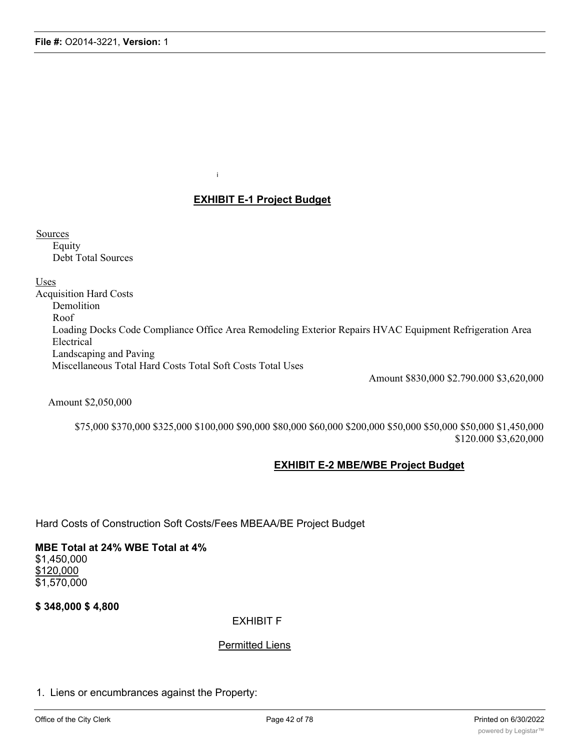i

## EXHIBIT E-1 Project Budget

| Sources | Amount |
|---|---|
| Equity | $830,000 |
| Debt | $2.790.000 |
| Total Sources | $3,620,000 |

| Uses | Amount |
|---|---|
| Acquisition | $2,050,000 |
| Hard Costs | |
| Demolition | $75,000 |
| Roof | $370,000 |
| Loading Docks | $325,000 |
| Code Compliance | $100,000 |
| Office Area Remodeling | $90,000 |
| Exterior Repairs | $80,000 |
| HVAC Equipment | $60,000 |
| Refrigeration Area | $200,000 |
| Electrical | $50,000 |
| Landscaping and Paving | $50,000 |
| Miscellaneous | $50,000 |
| Total Hard Costs | $1,450,000 |
| Total Soft Costs | $120.000 |
| Total Uses | $3,620,000 |

## EXHIBIT E-2 MBE/WBE Project Budget

| | |
|---|---|
| Hard Costs of Construction | $1,450,000 |
| Soft Costs/Fees | $120,000 |
| MBEAA/BE Project Budget | $1,570,000 |
| **MBE Total at 24%** | **$ 348,000** |
| **WBE Total at 4%** | **$ 4,800** |

EXHIBIT F

Permitted Liens

1. Liens or encumbrances against the Property: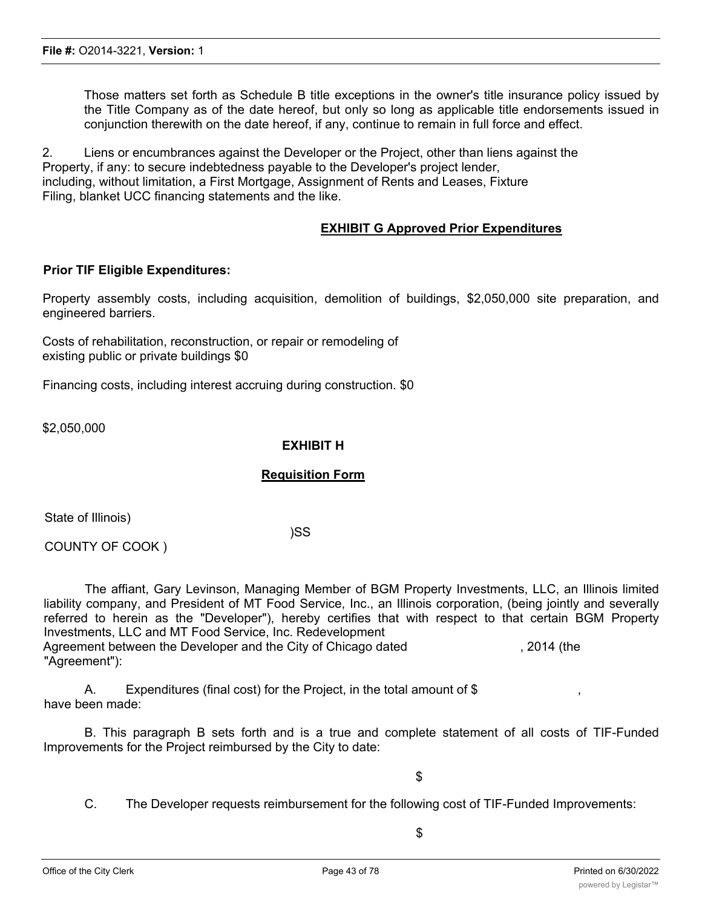Those matters set forth as Schedule B title exceptions in the owner's title insurance policy issued by the Title Company as of the date hereof, but only so long as applicable title endorsements issued in conjunction therewith on the date hereof, if any, continue to remain in full force and effect.

2. Liens or encumbrances against the Developer or the Project, other than liens against the Property, if any: to secure indebtedness payable to the Developer's project lender, including, without limitation, a First Mortgage, Assignment of Rents and Leases, Fixture Filing, blanket UCC financing statements and the like.

## EXHIBIT G Approved Prior Expenditures

**Prior TIF Eligible Expenditures:**

Property assembly costs, including acquisition, demolition of buildings, $2,050,000 site preparation, and engineered barriers.

Costs of rehabilitation, reconstruction, or repair or remodeling of existing public or private buildings $0

Financing costs, including interest accruing during construction. $0

$2,050,000

## EXHIBIT H

### Requisition Form

State of Illinois)
)SS
COUNTY OF COOK )

The affiant, Gary Levinson, Managing Member of BGM Property Investments, LLC, an Illinois limited liability company, and President of MT Food Service, Inc., an Illinois corporation, (being jointly and severally referred to herein as the "Developer"), hereby certifies that with respect to that certain BGM Property Investments, LLC and MT Food Service, Inc. Redevelopment Agreement between the Developer and the City of Chicago dated , 2014 (the "Agreement"):

A. Expenditures (final cost) for the Project, in the total amount of $ , have been made:

B. This paragraph B sets forth and is a true and complete statement of all costs of TIF-Funded Improvements for the Project reimbursed by the City to date:

$

C. The Developer requests reimbursement for the following cost of TIF-Funded Improvements:

$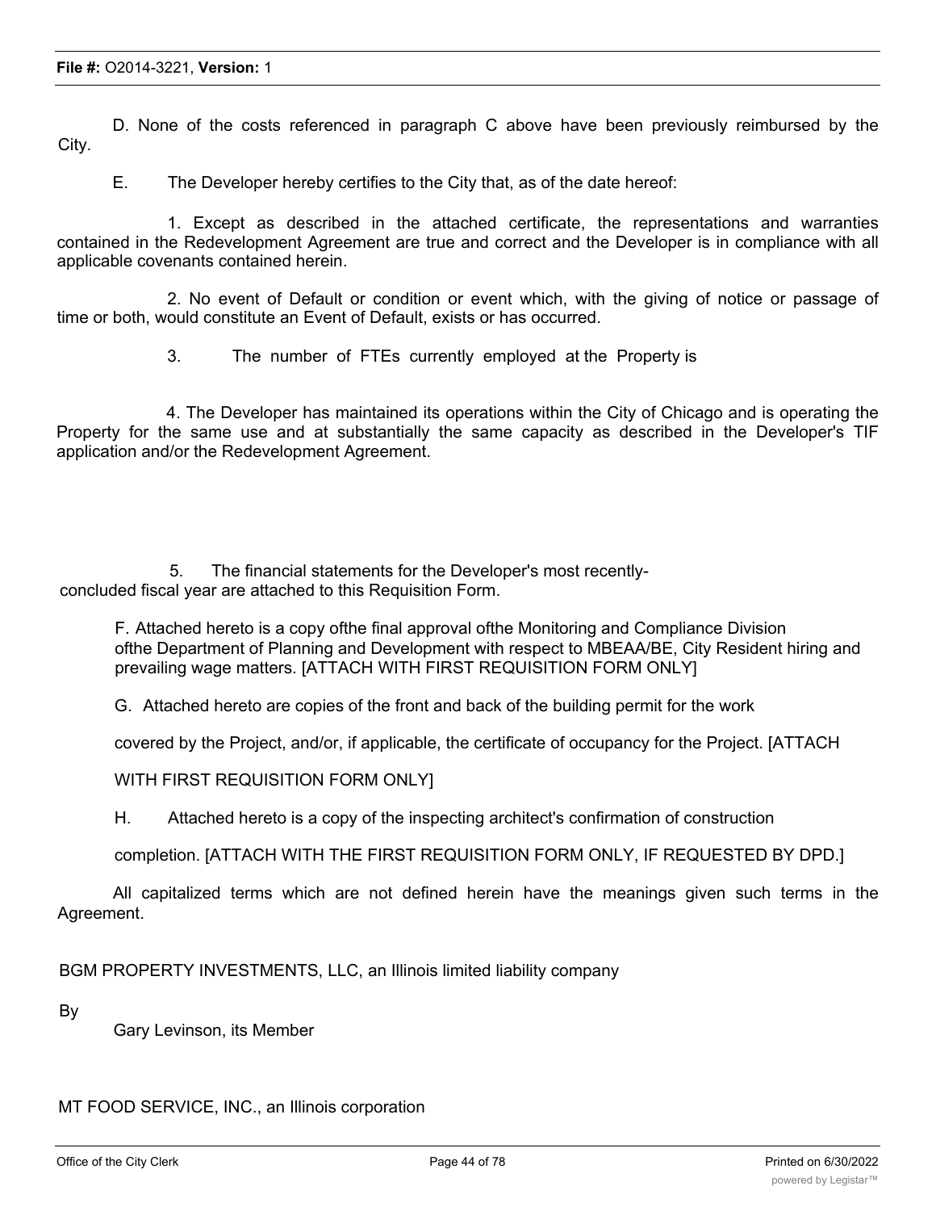D. None of the costs referenced in paragraph C above have been previously reimbursed by the City.

E. The Developer hereby certifies to the City that, as of the date hereof:

1. Except as described in the attached certificate, the representations and warranties contained in the Redevelopment Agreement are true and correct and the Developer is in compliance with all applicable covenants contained herein.

2. No event of Default or condition or event which, with the giving of notice or passage of time or both, would constitute an Event of Default, exists or has occurred.

3. The number of FTEs currently employed at the Property is

4. The Developer has maintained its operations within the City of Chicago and is operating the Property for the same use and at substantially the same capacity as described in the Developer's TIF application and/or the Redevelopment Agreement.

5. The financial statements for the Developer's most recently-concluded fiscal year are attached to this Requisition Form.

F. Attached hereto is a copy ofthe final approval ofthe Monitoring and Compliance Division ofthe Department of Planning and Development with respect to MBEAA/BE, City Resident hiring and prevailing wage matters. [ATTACH WITH FIRST REQUISITION FORM ONLY]

G. Attached hereto are copies of the front and back of the building permit for the work covered by the Project, and/or, if applicable, the certificate of occupancy for the Project. [ATTACH WITH FIRST REQUISITION FORM ONLY]

H. Attached hereto is a copy of the inspecting architect's confirmation of construction completion. [ATTACH WITH THE FIRST REQUISITION FORM ONLY, IF REQUESTED BY DPD.]

All capitalized terms which are not defined herein have the meanings given such terms in the Agreement.

BGM PROPERTY INVESTMENTS, LLC, an Illinois limited liability company

By

Gary Levinson, its Member

MT FOOD SERVICE, INC., an Illinois corporation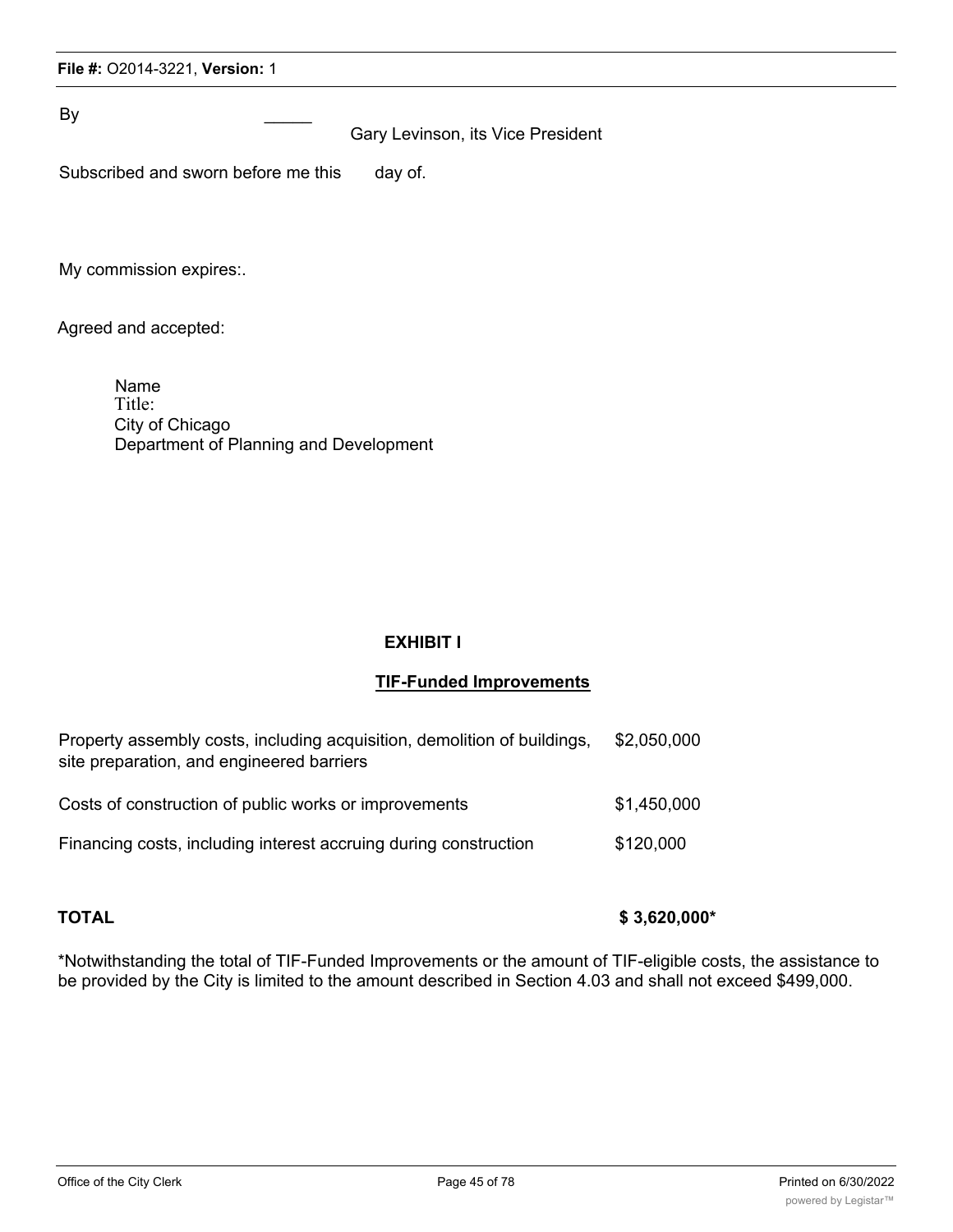By \_\_\_\_\_ Gary Levinson, its Vice President

Subscribed and sworn before me this day of.

My commission expires:.

Agreed and accepted:

Name
Title:
City of Chicago
Department of Planning and Development

## EXHIBIT I

## TIF-Funded Improvements

| | |
|---|---|
| Property assembly costs, including acquisition, demolition of buildings, site preparation, and engineered barriers | $2,050,000 |
| Costs of construction of public works or improvements | $1,450,000 |
| Financing costs, including interest accruing during construction | $120,000 |
| **TOTAL** | **$ 3,620,000*** |

*Notwithstanding the total of TIF-Funded Improvements or the amount of TIF-eligible costs, the assistance to be provided by the City is limited to the amount described in Section 4.03 and shall not exceed $499,000.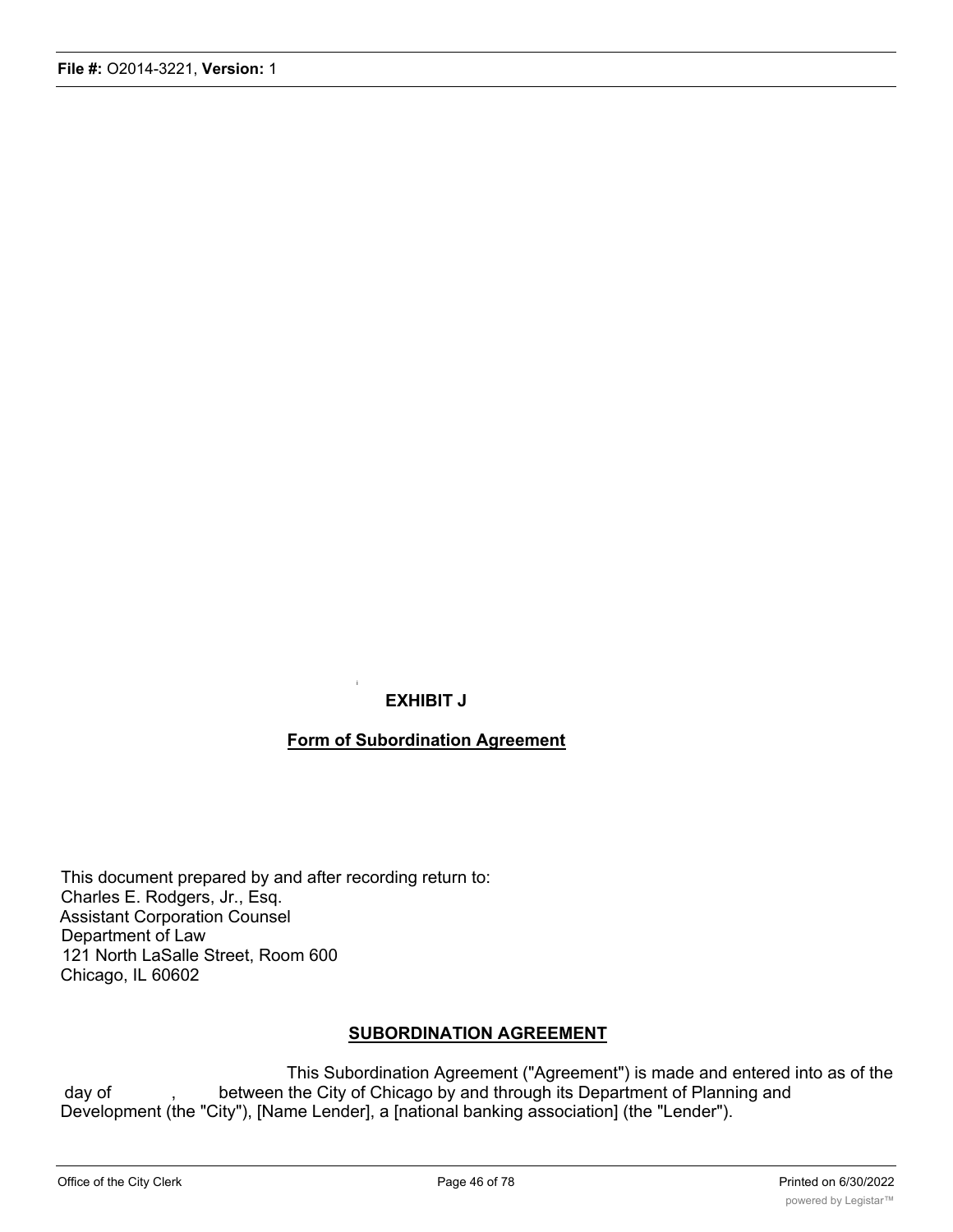**EXHIBIT J**

**Form of Subordination Agreement**

This document prepared by and after recording return to:
Charles E. Rodgers, Jr., Esq.
Assistant Corporation Counsel
Department of Law
121 North LaSalle Street, Room 600
Chicago, IL 60602

**SUBORDINATION AGREEMENT**

This Subordination Agreement ("Agreement") is made and entered into as of the day of , between the City of Chicago by and through its Department of Planning and Development (the "City"), [Name Lender], a [national banking association] (the "Lender").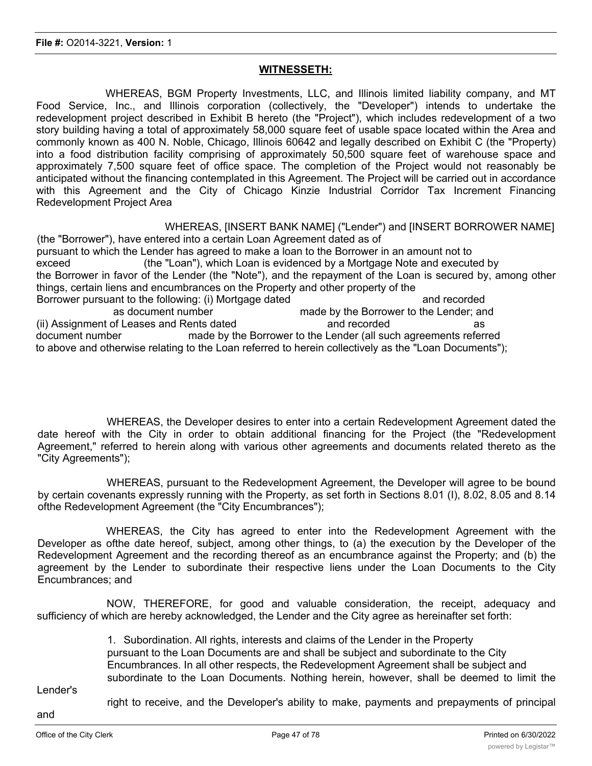## WITNESSETH:

WHEREAS, BGM Property Investments, LLC, and Illinois limited liability company, and MT Food Service, Inc., and Illinois corporation (collectively, the "Developer") intends to undertake the redevelopment project described in Exhibit B hereto (the "Project"), which includes redevelopment of a two story building having a total of approximately 58,000 square feet of usable space located within the Area and commonly known as 400 N. Noble, Chicago, Illinois 60642 and legally described on Exhibit C (the "Property) into a food distribution facility comprising of approximately 50,500 square feet of warehouse space and approximately 7,500 square feet of office space. The completion of the Project would not reasonably be anticipated without the financing contemplated in this Agreement. The Project will be carried out in accordance with this Agreement and the City of Chicago Kinzie Industrial Corridor Tax Increment Financing Redevelopment Project Area

WHEREAS, [INSERT BANK NAME] ("Lender") and [INSERT BORROWER NAME] (the "Borrower"), have entered into a certain Loan Agreement dated as of pursuant to which the Lender has agreed to make a loan to the Borrower in an amount not to exceed (the "Loan"), which Loan is evidenced by a Mortgage Note and executed by the Borrower in favor of the Lender (the "Note"), and the repayment of the Loan is secured by, among other things, certain liens and encumbrances on the Property and other property of the Borrower pursuant to the following: (i) Mortgage dated and recorded as document number made by the Borrower to the Lender; and (ii) Assignment of Leases and Rents dated and recorded as document number made by the Borrower to the Lender (all such agreements referred to above and otherwise relating to the Loan referred to herein collectively as the "Loan Documents");

WHEREAS, the Developer desires to enter into a certain Redevelopment Agreement dated the date hereof with the City in order to obtain additional financing for the Project (the "Redevelopment Agreement," referred to herein along with various other agreements and documents related thereto as the "City Agreements");

WHEREAS, pursuant to the Redevelopment Agreement, the Developer will agree to be bound by certain covenants expressly running with the Property, as set forth in Sections 8.01 (I), 8.02, 8.05 and 8.14 ofthe Redevelopment Agreement (the "City Encumbrances");

WHEREAS, the City has agreed to enter into the Redevelopment Agreement with the Developer as ofthe date hereof, subject, among other things, to (a) the execution by the Developer of the Redevelopment Agreement and the recording thereof as an encumbrance against the Property; and (b) the agreement by the Lender to subordinate their respective liens under the Loan Documents to the City Encumbrances; and

NOW, THEREFORE, for good and valuable consideration, the receipt, adequacy and sufficiency of which are hereby acknowledged, the Lender and the City agree as hereinafter set forth:

1. Subordination. All rights, interests and claims of the Lender in the Property pursuant to the Loan Documents are and shall be subject and subordinate to the City Encumbrances. In all other respects, the Redevelopment Agreement shall be subject and subordinate to the Loan Documents. Nothing herein, however, shall be deemed to limit the Lender's right to receive, and the Developer's ability to make, payments and prepayments of principal and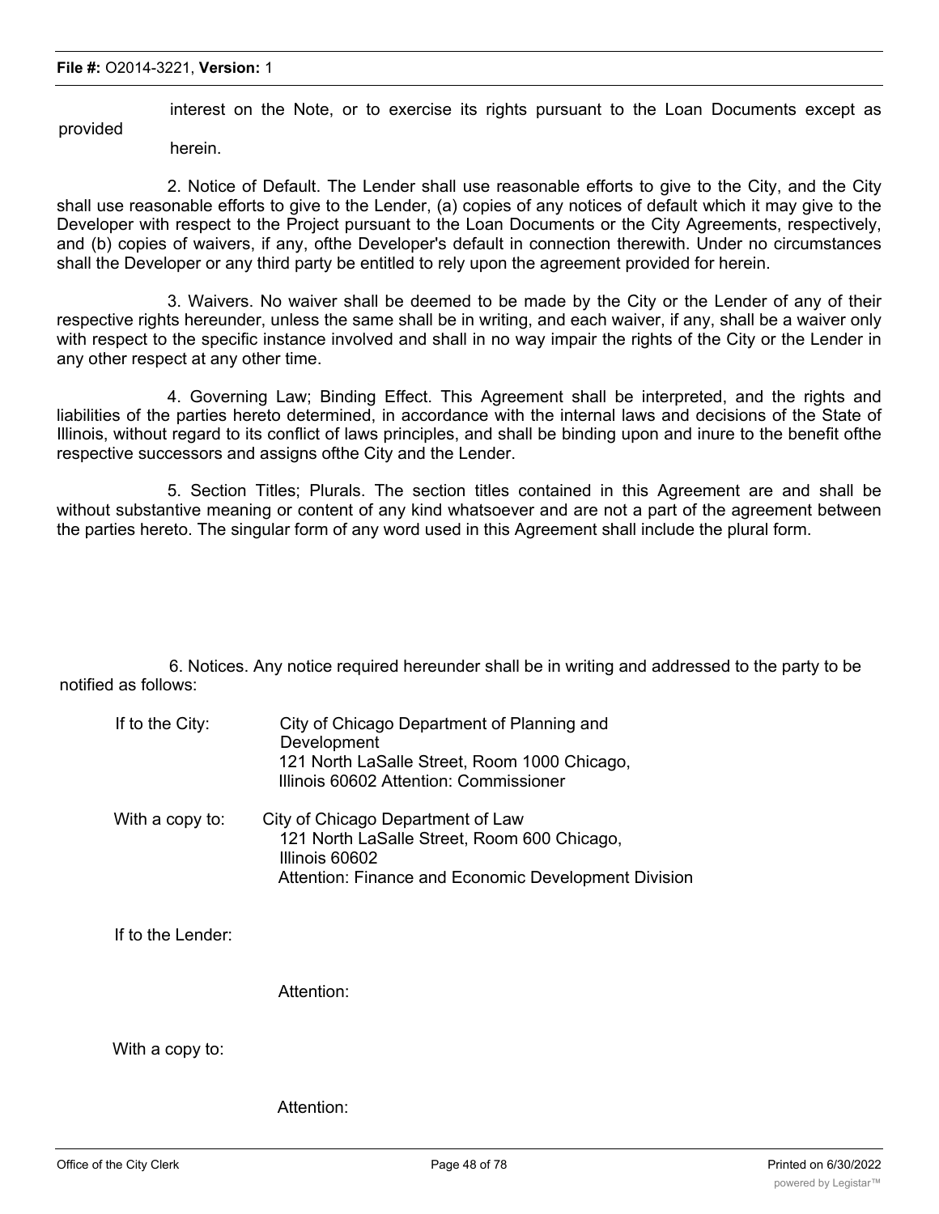interest on the Note, or to exercise its rights pursuant to the Loan Documents except as provided herein.

2. Notice of Default. The Lender shall use reasonable efforts to give to the City, and the City shall use reasonable efforts to give to the Lender, (a) copies of any notices of default which it may give to the Developer with respect to the Project pursuant to the Loan Documents or the City Agreements, respectively, and (b) copies of waivers, if any, ofthe Developer's default in connection therewith. Under no circumstances shall the Developer or any third party be entitled to rely upon the agreement provided for herein.

3. Waivers. No waiver shall be deemed to be made by the City or the Lender of any of their respective rights hereunder, unless the same shall be in writing, and each waiver, if any, shall be a waiver only with respect to the specific instance involved and shall in no way impair the rights of the City or the Lender in any other respect at any other time.

4. Governing Law; Binding Effect. This Agreement shall be interpreted, and the rights and liabilities of the parties hereto determined, in accordance with the internal laws and decisions of the State of Illinois, without regard to its conflict of laws principles, and shall be binding upon and inure to the benefit ofthe respective successors and assigns ofthe City and the Lender.

5. Section Titles; Plurals. The section titles contained in this Agreement are and shall be without substantive meaning or content of any kind whatsoever and are not a part of the agreement between the parties hereto. The singular form of any word used in this Agreement shall include the plural form.

6. Notices. Any notice required hereunder shall be in writing and addressed to the party to be notified as follows:

If to the City: City of Chicago Department of Planning and Development
121 North LaSalle Street, Room 1000 Chicago, Illinois 60602 Attention: Commissioner

With a copy to: City of Chicago Department of Law
121 North LaSalle Street, Room 600 Chicago, Illinois 60602
Attention: Finance and Economic Development Division

If to the Lender:

Attention:

With a copy to:

Attention: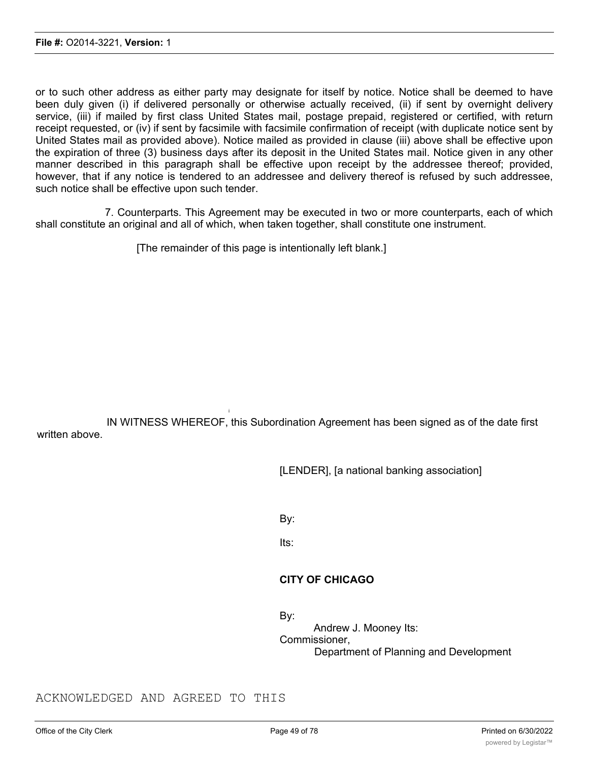or to such other address as either party may designate for itself by notice. Notice shall be deemed to have been duly given (i) if delivered personally or otherwise actually received, (ii) if sent by overnight delivery service, (iii) if mailed by first class United States mail, postage prepaid, registered or certified, with return receipt requested, or (iv) if sent by facsimile with facsimile confirmation of receipt (with duplicate notice sent by United States mail as provided above). Notice mailed as provided in clause (iii) above shall be effective upon the expiration of three (3) business days after its deposit in the United States mail. Notice given in any other manner described in this paragraph shall be effective upon receipt by the addressee thereof; provided, however, that if any notice is tendered to an addressee and delivery thereof is refused by such addressee, such notice shall be effective upon such tender.

7. Counterparts. This Agreement may be executed in two or more counterparts, each of which shall constitute an original and all of which, when taken together, shall constitute one instrument.

[The remainder of this page is intentionally left blank.]

IN WITNESS WHEREOF, this Subordination Agreement has been signed as of the date first written above.

[LENDER], [a national banking association]

By:

Its:

**CITY OF CHICAGO**

By:
Andrew J. Mooney Its:
Commissioner,
Department of Planning and Development

ACKNOWLEDGED AND AGREED TO THIS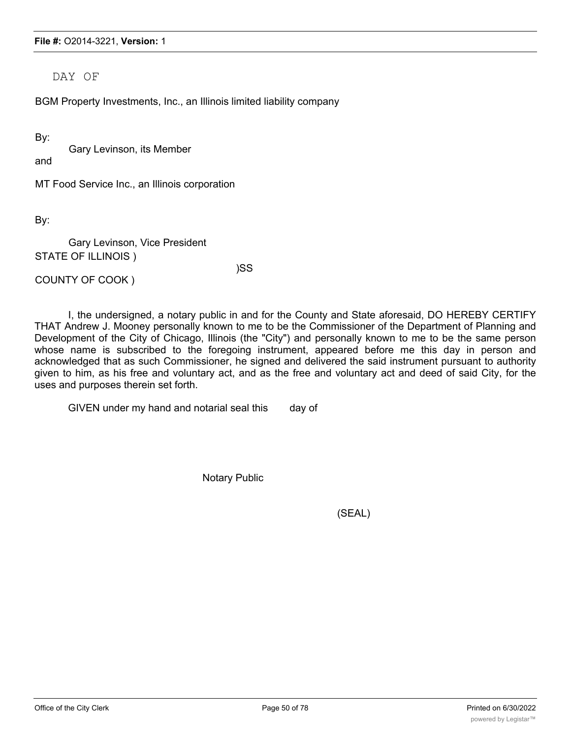DAY OF

BGM Property Investments, Inc., an Illinois limited liability company

By:

Gary Levinson, its Member

and

MT Food Service Inc., an Illinois corporation

By:

Gary Levinson, Vice President

STATE OF ILLINOIS )

)SS

COUNTY OF COOK )

I, the undersigned, a notary public in and for the County and State aforesaid, DO HEREBY CERTIFY THAT Andrew J. Mooney personally known to me to be the Commissioner of the Department of Planning and Development of the City of Chicago, Illinois (the "City") and personally known to me to be the same person whose name is subscribed to the foregoing instrument, appeared before me this day in person and acknowledged that as such Commissioner, he signed and delivered the said instrument pursuant to authority given to him, as his free and voluntary act, and as the free and voluntary act and deed of said City, for the uses and purposes therein set forth.

GIVEN under my hand and notarial seal this day of

Notary Public

(SEAL)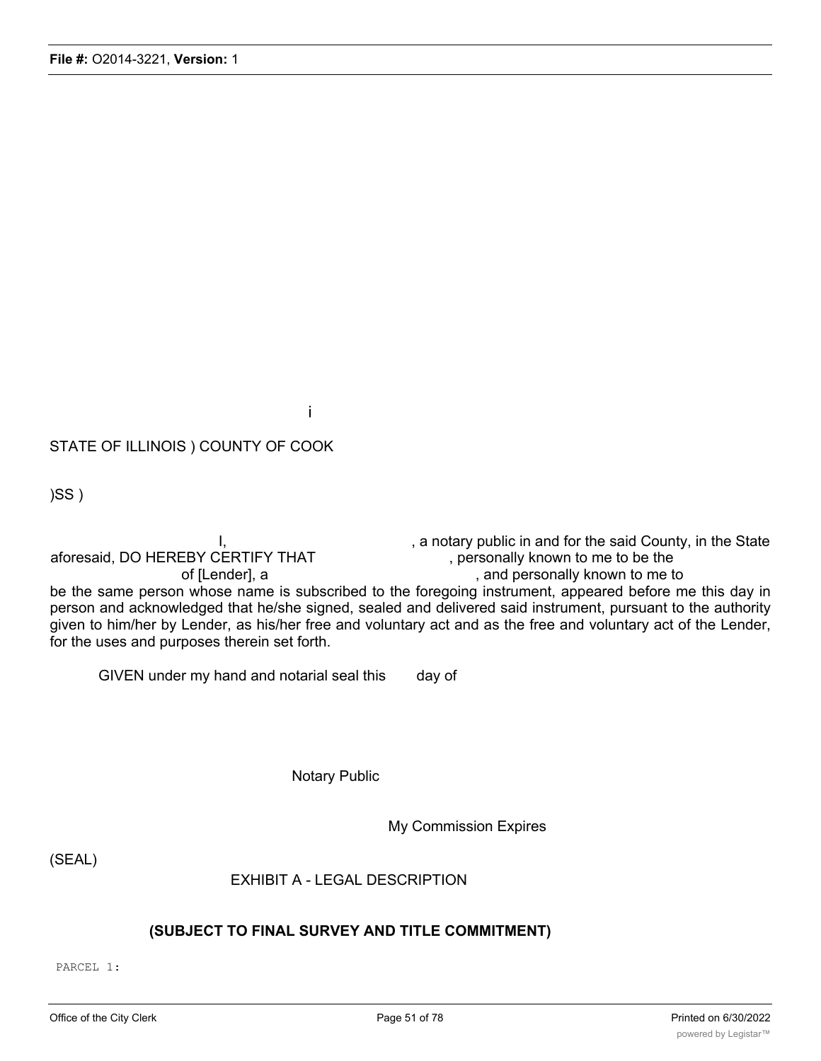i

STATE OF ILLINOIS ) COUNTY OF COOK

)SS )

I, , a notary public in and for the said County, in the State aforesaid, DO HEREBY CERTIFY THAT , personally known to me to be the of [Lender], a , and personally known to me to be the same person whose name is subscribed to the foregoing instrument, appeared before me this day in person and acknowledged that he/she signed, sealed and delivered said instrument, pursuant to the authority given to him/her by Lender, as his/her free and voluntary act and as the free and voluntary act of the Lender, for the uses and purposes therein set forth.

GIVEN under my hand and notarial seal this day of

Notary Public

My Commission Expires

(SEAL)

EXHIBIT A - LEGAL DESCRIPTION

**(SUBJECT TO FINAL SURVEY AND TITLE COMMITMENT)**

PARCEL 1: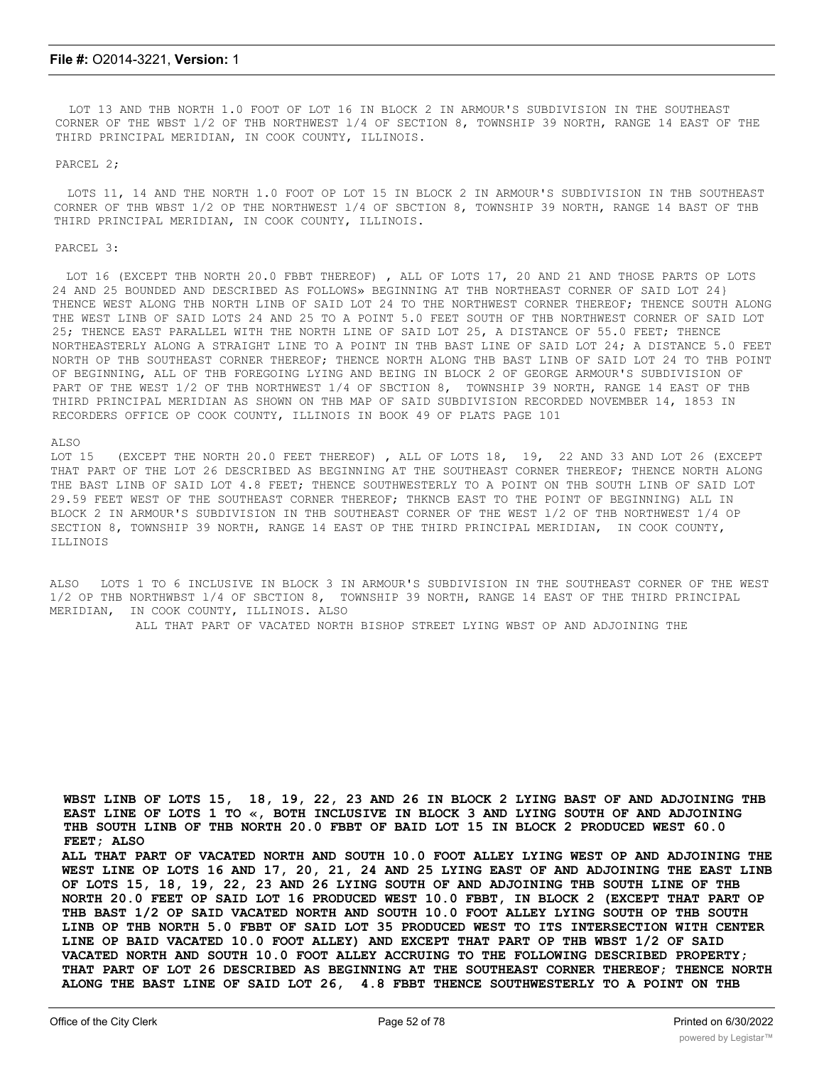LOT 13 AND THB NORTH 1.0 FOOT OF LOT 16 IN BLOCK 2 IN ARMOUR'S SUBDIVISION IN THE SOUTHEAST CORNER OF THE WBST 1/2 OF THB NORTHWEST 1/4 OF SECTION 8, TOWNSHIP 39 NORTH, RANGE 14 EAST OF THE THIRD PRINCIPAL MERIDIAN, IN COOK COUNTY, ILLINOIS.

PARCEL 2;

LOTS 11, 14 AND THE NORTH 1.0 FOOT OP LOT 15 IN BLOCK 2 IN ARMOUR'S SUBDIVISION IN THB SOUTHEAST CORNER OF THB WBST 1/2 OP THE NORTHWEST 1/4 OF SBCTION 8, TOWNSHIP 39 NORTH, RANGE 14 BAST OF THB THIRD PRINCIPAL MERIDIAN, IN COOK COUNTY, ILLINOIS.

PARCEL 3:

LOT 16 (EXCEPT THB NORTH 20.0 FBBT THEREOF) , ALL OF LOTS 17, 20 AND 21 AND THOSE PARTS OP LOTS 24 AND 25 BOUNDED AND DESCRIBED AS FOLLOWS» BEGINNING AT THB NORTHEAST CORNER OF SAID LOT 24} THENCE WEST ALONG THB NORTH LINB OF SAID LOT 24 TO THE NORTHWEST CORNER THEREOF; THENCE SOUTH ALONG THE WEST LINB OF SAID LOTS 24 AND 25 TO A POINT 5.0 FEET SOUTH OF THB NORTHWEST CORNER OF SAID LOT 25; THENCE EAST PARALLEL WITH THE NORTH LINE OF SAID LOT 25, A DISTANCE OF 55.0 FEET; THENCE NORTHEASTERLY ALONG A STRAIGHT LINE TO A POINT IN THB BAST LINE OF SAID LOT 24; A DISTANCE 5.0 FEET NORTH OP THB SOUTHEAST CORNER THEREOF; THENCE NORTH ALONG THB BAST LINB OF SAID LOT 24 TO THB POINT OF BEGINNING, ALL OF THB FOREGOING LYING AND BEING IN BLOCK 2 OF GEORGE ARMOUR'S SUBDIVISION OF PART OF THE WEST 1/2 OF THB NORTHWEST 1/4 OF SBCTION 8, TOWNSHIP 39 NORTH, RANGE 14 EAST OF THB THIRD PRINCIPAL MERIDIAN AS SHOWN ON THB MAP OF SAID SUBDIVISION RECORDED NOVEMBER 14, 1853 IN RECORDERS OFFICE OP COOK COUNTY, ILLINOIS IN BOOK 49 OF PLATS PAGE 101

ALSO
LOT 15 (EXCEPT THE NORTH 20.0 FEET THEREOF) , ALL OF LOTS 18, 19, 22 AND 33 AND LOT 26 (EXCEPT THAT PART OF THE LOT 26 DESCRIBED AS BEGINNING AT THE SOUTHEAST CORNER THEREOF; THENCE NORTH ALONG THE BAST LINB OF SAID LOT 4.8 FEET; THENCE SOUTHWESTERLY TO A POINT ON THB SOUTH LINB OF SAID LOT 29.59 FEET WEST OF THE SOUTHEAST CORNER THEREOF; THKNCB EAST TO THE POINT OF BEGINNING) ALL IN BLOCK 2 IN ARMOUR'S SUBDIVISION IN THB SOUTHEAST CORNER OF THE WEST 1/2 OF THB NORTHWEST 1/4 OP SECTION 8, TOWNSHIP 39 NORTH, RANGE 14 EAST OP THE THIRD PRINCIPAL MERIDIAN, IN COOK COUNTY, ILLINOIS

ALSO LOTS 1 TO 6 INCLUSIVE IN BLOCK 3 IN ARMOUR'S SUBDIVISION IN THE SOUTHEAST CORNER OF THE WEST 1/2 OP THB NORTHWBST 1/4 OF SBCTION 8, TOWNSHIP 39 NORTH, RANGE 14 EAST OF THE THIRD PRINCIPAL MERIDIAN, IN COOK COUNTY, ILLINOIS. ALSO
ALL THAT PART OF VACATED NORTH BISHOP STREET LYING WBST OP AND ADJOINING THE

**WBST LINB OF LOTS 15, 18, 19, 22, 23 AND 26 IN BLOCK 2 LYING BAST OF AND ADJOINING THB EAST LINE OF LOTS 1 TO «, BOTH INCLUSIVE IN BLOCK 3 AND LYING SOUTH OF AND ADJOINING THB SOUTH LINB OF THB NORTH 20.0 FBBT OF BAID LOT 15 IN BLOCK 2 PRODUCED WEST 60.0 FEET; ALSO**

**ALL THAT PART OF VACATED NORTH AND SOUTH 10.0 FOOT ALLEY LYING WEST OP AND ADJOINING THE WEST LINE OP LOTS 16 AND 17, 20, 21, 24 AND 25 LYING EAST OF AND ADJOINING THE EAST LINB OF LOTS 15, 18, 19, 22, 23 AND 26 LYING SOUTH OF AND ADJOINING THB SOUTH LINE OF THB NORTH 20.0 FEET OP SAID LOT 16 PRODUCED WEST 10.0 FBBT, IN BLOCK 2 (EXCEPT THAT PART OP THB BAST 1/2 OP SAID VACATED NORTH AND SOUTH 10.0 FOOT ALLEY LYING SOUTH OP THB SOUTH LINB OP THB NORTH 5.0 FBBT OF SAID LOT 35 PRODUCED WEST TO ITS INTERSECTION WITH CENTER LINE OP BAID VACATED 10.0 FOOT ALLEY) AND EXCEPT THAT PART OP THB WBST 1/2 OF SAID VACATED NORTH AND SOUTH 10.0 FOOT ALLEY ACCRUING TO THE FOLLOWING DESCRIBED PROPERTY; THAT PART OF LOT 26 DESCRIBED AS BEGINNING AT THE SOUTHEAST CORNER THEREOF; THENCE NORTH ALONG THE BAST LINE OF SAID LOT 26, 4.8 FBBT THENCE SOUTHWESTERLY TO A POINT ON THB**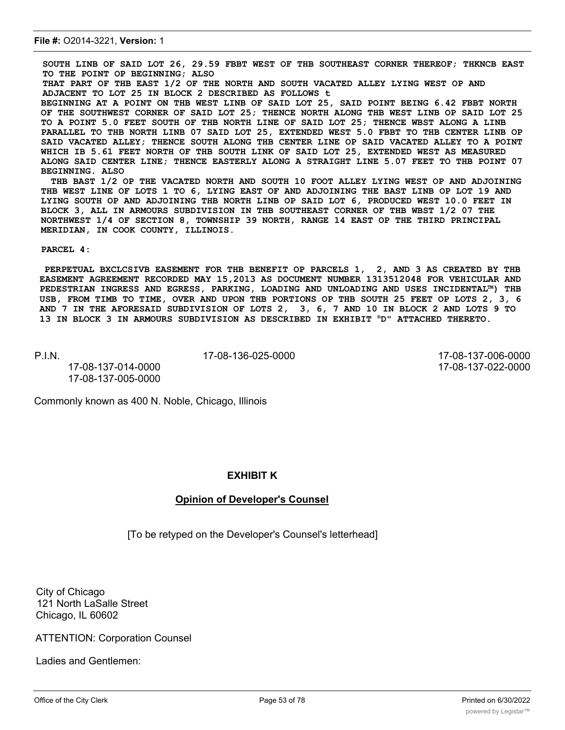SOUTH LINB OF SAID LOT 26, 29.59 FBBT WEST OF THB SOUTHEAST CORNER THEREOF; THKNCB EAST TO THE POINT OP BEGINNING; ALSO

THAT PART OF THB EAST 1/2 OF THE NORTH AND SOUTH VACATED ALLEY LYING WEST OP AND ADJACENT TO LOT 25 IN BLOCK 2 DESCRIBED AS FOLLOWS t

BEGINNING AT A POINT ON THB WEST LINB OF SAID LOT 25, SAID POINT BEING 6.42 FBBT NORTH OF THE SOUTHWEST CORNER OF SAID LOT 25; THENCE NORTH ALONG THB WEST LINB OP SAID LOT 25 TO A POINT 5.0 FEET SOUTH OF THB NORTH LINE OF SAID LOT 25; THENCE WBST ALONG A LINB PARALLEL TO THB NORTH LINB 07 SAID LOT 25, EXTENDED WEST 5.0 FBBT TO THB CENTER LINB OP SAID VACATED ALLEY; THENCE SOUTH ALONG THB CENTER LINE OP SAID VACATED ALLEY TO A POINT WHICH IB 5.61 FEET NORTH OF THB SOUTH LINK OF SAID LOT 25, EXTENDED WEST AS MEASURED ALONG SAID CENTER LINE; THENCE EASTERLY ALONG A STRAIGHT LINE 5.07 FEET TO THB POINT 07 BEGINNING. ALSO

THB BAST 1/2 OP THE VACATED NORTH AND SOUTH 10 FOOT ALLEY LYING WEST OP AND ADJOINING THB WEST LINE OF LOTS 1 TO 6, LYING EAST OF AND ADJOINING THE BAST LINB OP LOT 19 AND LYING SOUTH OP AND ADJOINING THB NORTH LINB OP SAID LOT 6, PRODUCED WEST 10.0 FEET IN BLOCK 3, ALL IN ARMOURS SUBDIVISION IN THB SOUTHEAST CORNER OF THB WBST 1/2 07 THE NORTHWEST 1/4 OF SECTION 8, TOWNSHIP 39 NORTH, RANGE 14 EAST OP THE THIRD PRINCIPAL MERIDIAN, IN COOK COUNTY, ILLINOIS.

PARCEL 4:

PERPETUAL BXCLCSIVB EASEMENT FOR THB BENEFIT OP PARCELS 1, 2, AND 3 AS CREATED BY THB EASEMENT AGREEMENT RECORDED MAY 15,2013 AS DOCUMENT NUMBER 1313512048 FOR VEHICULAR AND PEDESTRIAN INGRESS AND EGRESS, PARKING, LOADING AND UNLOADING AND USES INCIDENTAL™) THB USB, FROM TIMB TO TIME, OVER AND UPON THB PORTIONS OP THB SOUTH 25 FEET OP LOTS 2, 3, 6 AND 7 IN THE AFORESAID SUBDIVISION OF LOTS 2, 3, 6, 7 AND 10 IN BLOCK 2 AND LOTS 9 TO 13 IN BLOCK 3 IN ARMOURS SUBDIVISION AS DESCRIBED IN EXHIBIT "D" ATTACHED THERETO.

P.I.N. 17-08-136-025-0000 17-08-137-006-0000
17-08-137-014-0000 17-08-137-022-0000
17-08-137-005-0000

Commonly known as 400 N. Noble, Chicago, Illinois

## EXHIBIT K

## Opinion of Developer's Counsel

[To be retyped on the Developer's Counsel's letterhead]

City of Chicago
121 North LaSalle Street
Chicago, IL 60602

ATTENTION: Corporation Counsel

Ladies and Gentlemen: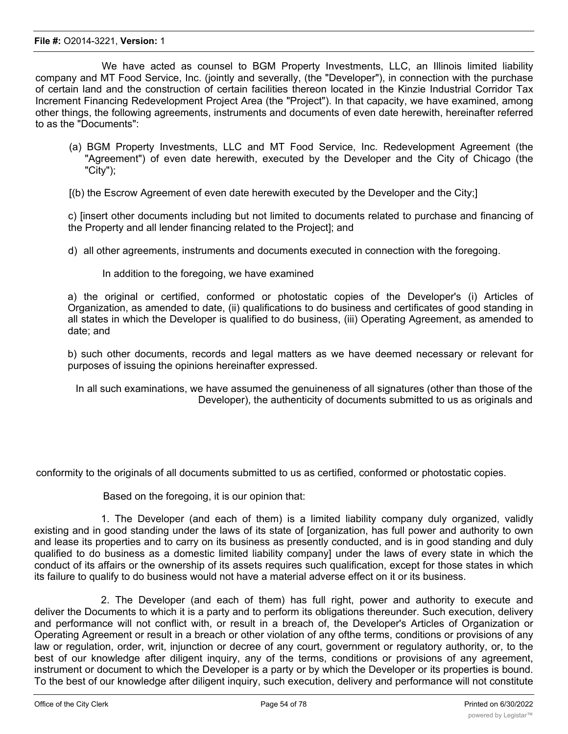We have acted as counsel to BGM Property Investments, LLC, an Illinois limited liability company and MT Food Service, Inc. (jointly and severally, (the "Developer"), in connection with the purchase of certain land and the construction of certain facilities thereon located in the Kinzie Industrial Corridor Tax Increment Financing Redevelopment Project Area (the "Project"). In that capacity, we have examined, among other things, the following agreements, instruments and documents of even date herewith, hereinafter referred to as the "Documents":

(a) BGM Property Investments, LLC and MT Food Service, Inc. Redevelopment Agreement (the "Agreement") of even date herewith, executed by the Developer and the City of Chicago (the "City");

[(b) the Escrow Agreement of even date herewith executed by the Developer and the City;]

c) [insert other documents including but not limited to documents related to purchase and financing of the Property and all lender financing related to the Project]; and

d) all other agreements, instruments and documents executed in connection with the foregoing.

In addition to the foregoing, we have examined

a) the original or certified, conformed or photostatic copies of the Developer's (i) Articles of Organization, as amended to date, (ii) qualifications to do business and certificates of good standing in all states in which the Developer is qualified to do business, (iii) Operating Agreement, as amended to date; and

b) such other documents, records and legal matters as we have deemed necessary or relevant for purposes of issuing the opinions hereinafter expressed.

In all such examinations, we have assumed the genuineness of all signatures (other than those of the Developer), the authenticity of documents submitted to us as originals and conformity to the originals of all documents submitted to us as certified, conformed or photostatic copies.

Based on the foregoing, it is our opinion that:

1. The Developer (and each of them) is a limited liability company duly organized, validly existing and in good standing under the laws of its state of [organization, has full power and authority to own and lease its properties and to carry on its business as presently conducted, and is in good standing and duly qualified to do business as a domestic limited liability company] under the laws of every state in which the conduct of its affairs or the ownership of its assets requires such qualification, except for those states in which its failure to qualify to do business would not have a material adverse effect on it or its business.

2. The Developer (and each of them) has full right, power and authority to execute and deliver the Documents to which it is a party and to perform its obligations thereunder. Such execution, delivery and performance will not conflict with, or result in a breach of, the Developer's Articles of Organization or Operating Agreement or result in a breach or other violation of any ofthe terms, conditions or provisions of any law or regulation, order, writ, injunction or decree of any court, government or regulatory authority, or, to the best of our knowledge after diligent inquiry, any of the terms, conditions or provisions of any agreement, instrument or document to which the Developer is a party or by which the Developer or its properties is bound. To the best of our knowledge after diligent inquiry, such execution, delivery and performance will not constitute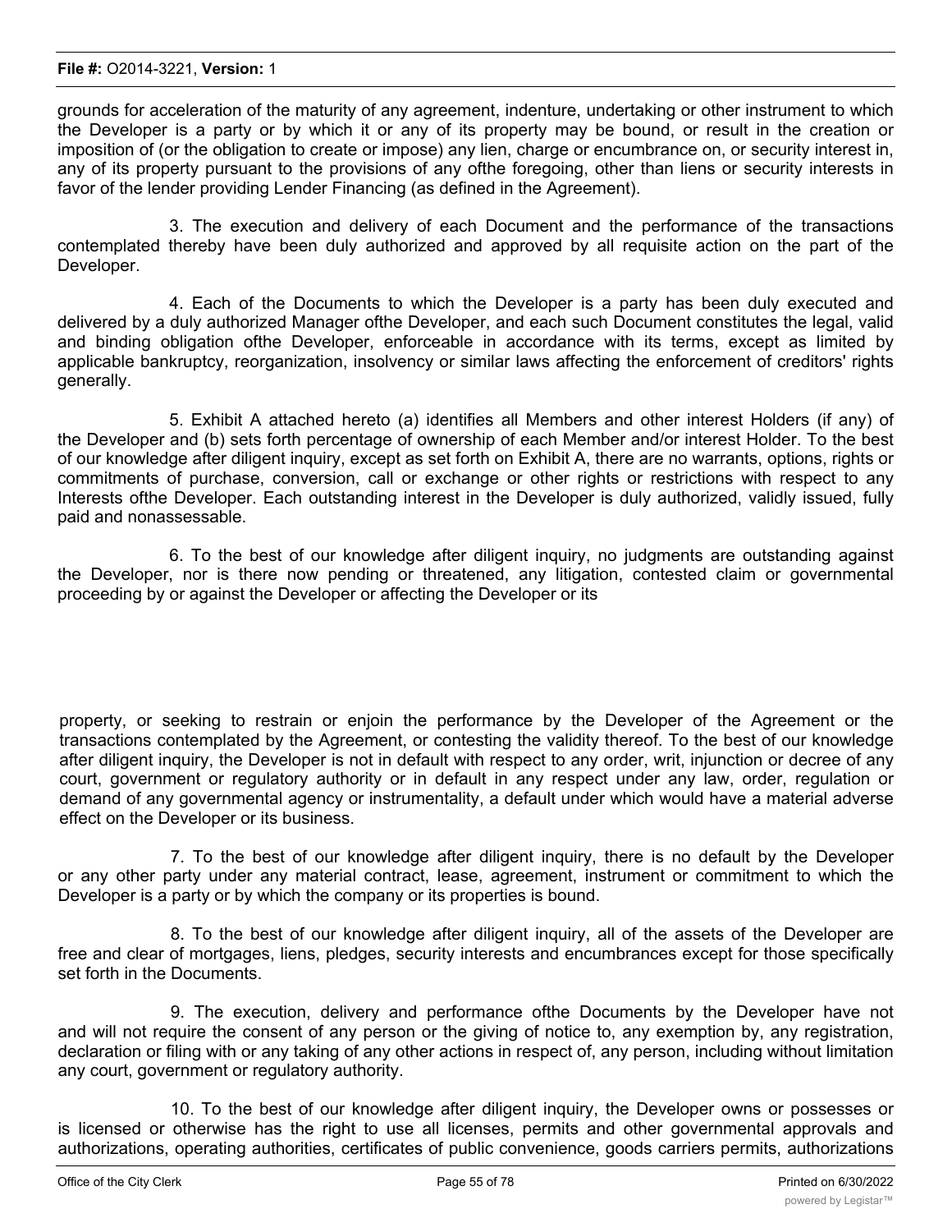grounds for acceleration of the maturity of any agreement, indenture, undertaking or other instrument to which the Developer is a party or by which it or any of its property may be bound, or result in the creation or imposition of (or the obligation to create or impose) any lien, charge or encumbrance on, or security interest in, any of its property pursuant to the provisions of any ofthe foregoing, other than liens or security interests in favor of the lender providing Lender Financing (as defined in the Agreement).

3. The execution and delivery of each Document and the performance of the transactions contemplated thereby have been duly authorized and approved by all requisite action on the part of the Developer.

4. Each of the Documents to which the Developer is a party has been duly executed and delivered by a duly authorized Manager ofthe Developer, and each such Document constitutes the legal, valid and binding obligation ofthe Developer, enforceable in accordance with its terms, except as limited by applicable bankruptcy, reorganization, insolvency or similar laws affecting the enforcement of creditors' rights generally.

5. Exhibit A attached hereto (a) identifies all Members and other interest Holders (if any) of the Developer and (b) sets forth percentage of ownership of each Member and/or interest Holder. To the best of our knowledge after diligent inquiry, except as set forth on Exhibit A, there are no warrants, options, rights or commitments of purchase, conversion, call or exchange or other rights or restrictions with respect to any Interests ofthe Developer. Each outstanding interest in the Developer is duly authorized, validly issued, fully paid and nonassessable.

6. To the best of our knowledge after diligent inquiry, no judgments are outstanding against the Developer, nor is there now pending or threatened, any litigation, contested claim or governmental proceeding by or against the Developer or affecting the Developer or its property, or seeking to restrain or enjoin the performance by the Developer of the Agreement or the transactions contemplated by the Agreement, or contesting the validity thereof. To the best of our knowledge after diligent inquiry, the Developer is not in default with respect to any order, writ, injunction or decree of any court, government or regulatory authority or in default in any respect under any law, order, regulation or demand of any governmental agency or instrumentality, a default under which would have a material adverse effect on the Developer or its business.

7. To the best of our knowledge after diligent inquiry, there is no default by the Developer or any other party under any material contract, lease, agreement, instrument or commitment to which the Developer is a party or by which the company or its properties is bound.

8. To the best of our knowledge after diligent inquiry, all of the assets of the Developer are free and clear of mortgages, liens, pledges, security interests and encumbrances except for those specifically set forth in the Documents.

9. The execution, delivery and performance ofthe Documents by the Developer have not and will not require the consent of any person or the giving of notice to, any exemption by, any registration, declaration or filing with or any taking of any other actions in respect of, any person, including without limitation any court, government or regulatory authority.

10. To the best of our knowledge after diligent inquiry, the Developer owns or possesses or is licensed or otherwise has the right to use all licenses, permits and other governmental approvals and authorizations, operating authorities, certificates of public convenience, goods carriers permits, authorizations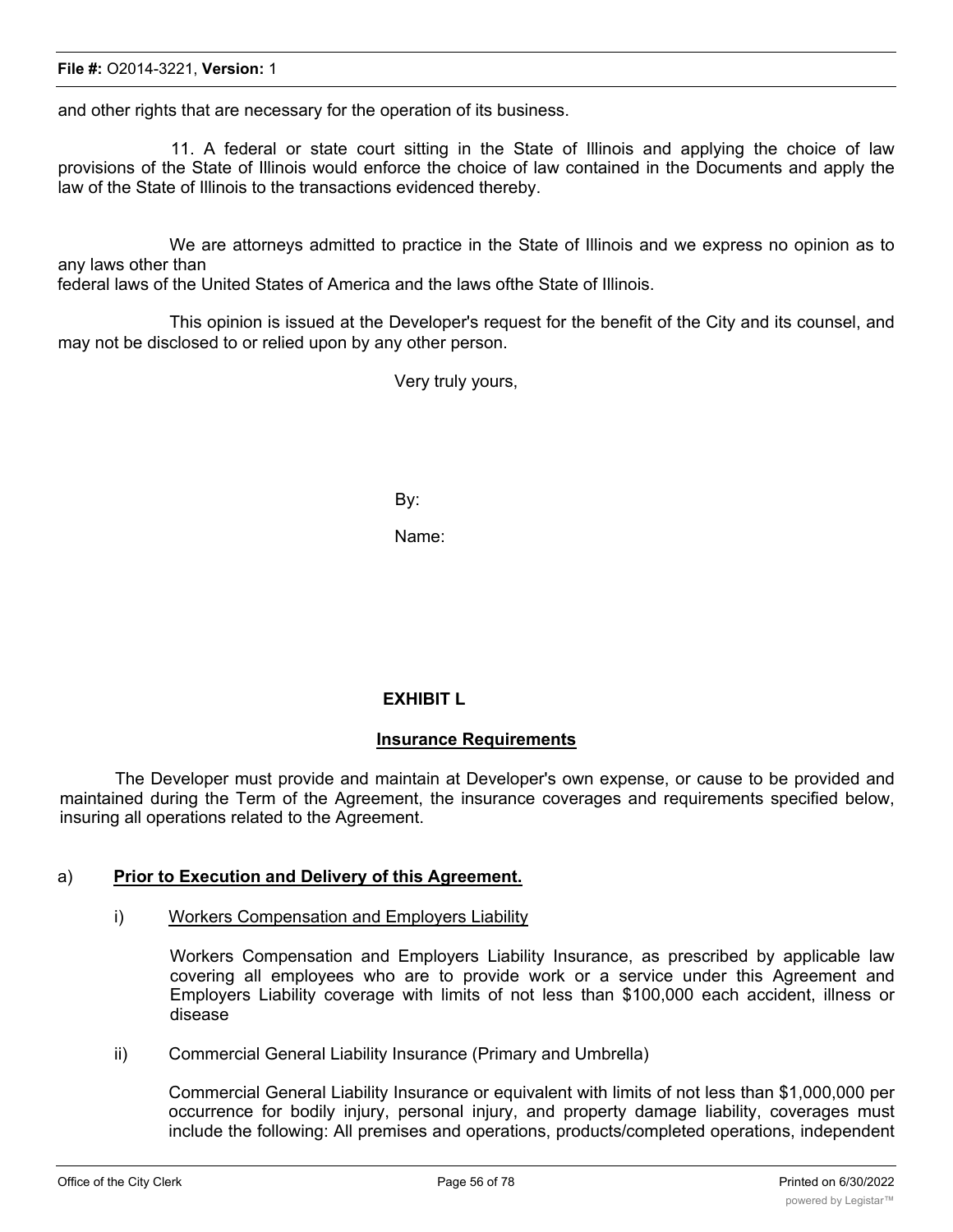and other rights that are necessary for the operation of its business.

11. A federal or state court sitting in the State of Illinois and applying the choice of law provisions of the State of Illinois would enforce the choice of law contained in the Documents and apply the law of the State of Illinois to the transactions evidenced thereby.

We are attorneys admitted to practice in the State of Illinois and we express no opinion as to any laws other than
federal laws of the United States of America and the laws ofthe State of Illinois.

This opinion is issued at the Developer's request for the benefit of the City and its counsel, and may not be disclosed to or relied upon by any other person.

Very truly yours,

By:

Name:

## EXHIBIT L

## Insurance Requirements

The Developer must provide and maintain at Developer's own expense, or cause to be provided and maintained during the Term of the Agreement, the insurance coverages and requirements specified below, insuring all operations related to the Agreement.

a) **Prior to Execution and Delivery of this Agreement.**

i) Workers Compensation and Employers Liability

Workers Compensation and Employers Liability Insurance, as prescribed by applicable law covering all employees who are to provide work or a service under this Agreement and Employers Liability coverage with limits of not less than $100,000 each accident, illness or disease

ii) Commercial General Liability Insurance (Primary and Umbrella)

Commercial General Liability Insurance or equivalent with limits of not less than $1,000,000 per occurrence for bodily injury, personal injury, and property damage liability, coverages must include the following: All premises and operations, products/completed operations, independent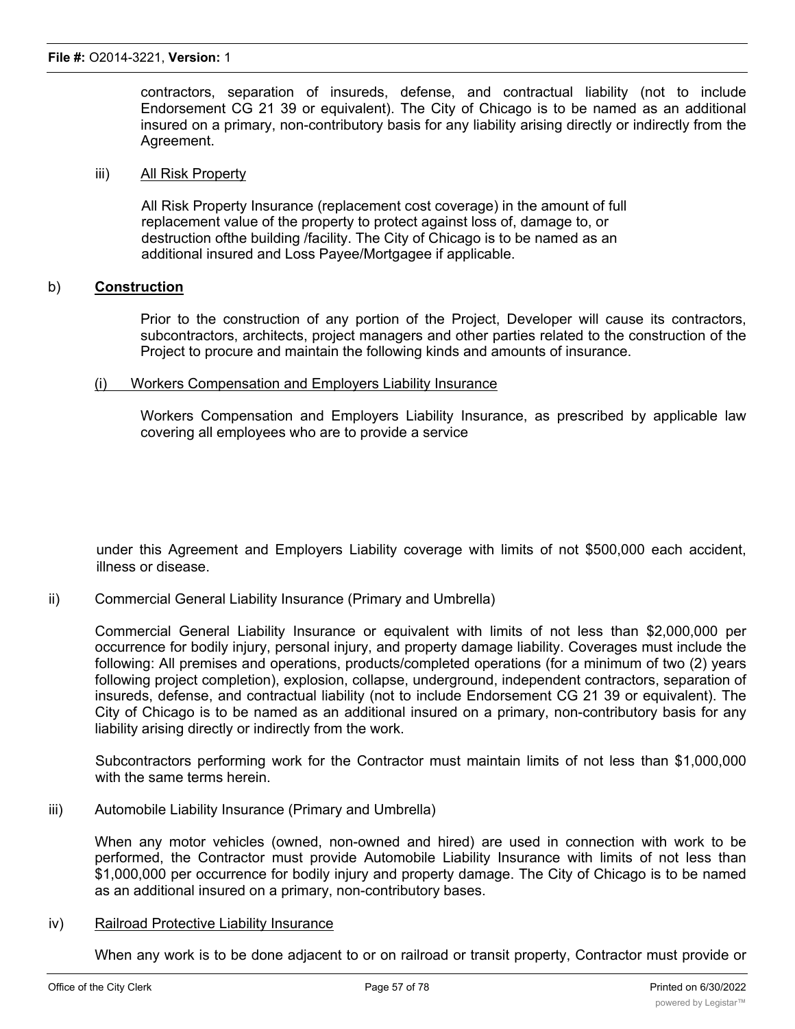contractors, separation of insureds, defense, and contractual liability (not to include Endorsement CG 21 39 or equivalent). The City of Chicago is to be named as an additional insured on a primary, non-contributory basis for any liability arising directly or indirectly from the Agreement.

iii) <u>All Risk Property</u>

All Risk Property Insurance (replacement cost coverage) in the amount of full replacement value of the property to protect against loss of, damage to, or destruction ofthe building /facility. The City of Chicago is to be named as an additional insured and Loss Payee/Mortgagee if applicable.

b) **<u>Construction</u>**

Prior to the construction of any portion of the Project, Developer will cause its contractors, subcontractors, architects, project managers and other parties related to the construction of the Project to procure and maintain the following kinds and amounts of insurance.

<u>(i) Workers Compensation and Employers Liability Insurance</u>

Workers Compensation and Employers Liability Insurance, as prescribed by applicable law covering all employees who are to provide a service under this Agreement and Employers Liability coverage with limits of not $500,000 each accident, illness or disease.

ii) Commercial General Liability Insurance (Primary and Umbrella)

Commercial General Liability Insurance or equivalent with limits of not less than $2,000,000 per occurrence for bodily injury, personal injury, and property damage liability. Coverages must include the following: All premises and operations, products/completed operations (for a minimum of two (2) years following project completion), explosion, collapse, underground, independent contractors, separation of insureds, defense, and contractual liability (not to include Endorsement CG 21 39 or equivalent). The City of Chicago is to be named as an additional insured on a primary, non-contributory basis for any liability arising directly or indirectly from the work.

Subcontractors performing work for the Contractor must maintain limits of not less than $1,000,000 with the same terms herein.

iii) Automobile Liability Insurance (Primary and Umbrella)

When any motor vehicles (owned, non-owned and hired) are used in connection with work to be performed, the Contractor must provide Automobile Liability Insurance with limits of not less than $1,000,000 per occurrence for bodily injury and property damage. The City of Chicago is to be named as an additional insured on a primary, non-contributory bases.

iv) <u>Railroad Protective Liability Insurance</u>

When any work is to be done adjacent to or on railroad or transit property, Contractor must provide or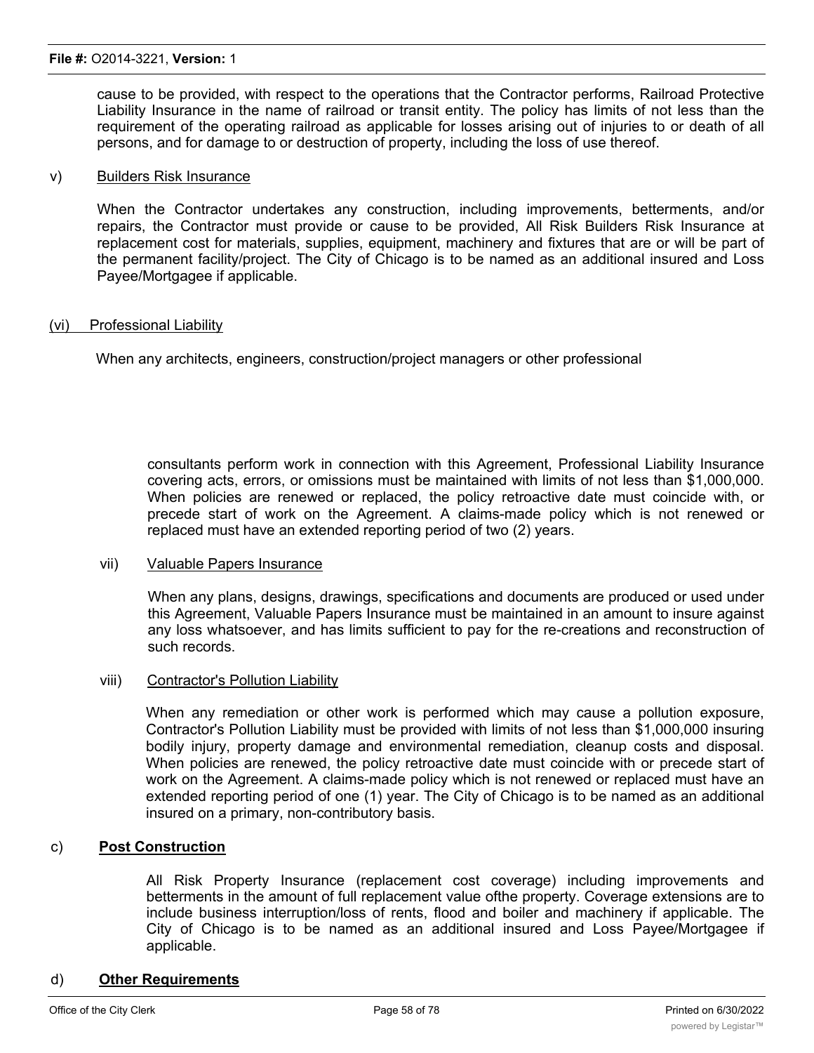cause to be provided, with respect to the operations that the Contractor performs, Railroad Protective Liability Insurance in the name of railroad or transit entity. The policy has limits of not less than the requirement of the operating railroad as applicable for losses arising out of injuries to or death of all persons, and for damage to or destruction of property, including the loss of use thereof.

v) Builders Risk Insurance

When the Contractor undertakes any construction, including improvements, betterments, and/or repairs, the Contractor must provide or cause to be provided, All Risk Builders Risk Insurance at replacement cost for materials, supplies, equipment, machinery and fixtures that are or will be part of the permanent facility/project. The City of Chicago is to be named as an additional insured and Loss Payee/Mortgagee if applicable.

(vi) Professional Liability

When any architects, engineers, construction/project managers or other professional consultants perform work in connection with this Agreement, Professional Liability Insurance covering acts, errors, or omissions must be maintained with limits of not less than $1,000,000. When policies are renewed or replaced, the policy retroactive date must coincide with, or precede start of work on the Agreement. A claims-made policy which is not renewed or replaced must have an extended reporting period of two (2) years.

vii) Valuable Papers Insurance

When any plans, designs, drawings, specifications and documents are produced or used under this Agreement, Valuable Papers Insurance must be maintained in an amount to insure against any loss whatsoever, and has limits sufficient to pay for the re-creations and reconstruction of such records.

viii) Contractor's Pollution Liability

When any remediation or other work is performed which may cause a pollution exposure, Contractor's Pollution Liability must be provided with limits of not less than $1,000,000 insuring bodily injury, property damage and environmental remediation, cleanup costs and disposal. When policies are renewed, the policy retroactive date must coincide with or precede start of work on the Agreement. A claims-made policy which is not renewed or replaced must have an extended reporting period of one (1) year. The City of Chicago is to be named as an additional insured on a primary, non-contributory basis.

c) **Post Construction**

All Risk Property Insurance (replacement cost coverage) including improvements and betterments in the amount of full replacement value ofthe property. Coverage extensions are to include business interruption/loss of rents, flood and boiler and machinery if applicable. The City of Chicago is to be named as an additional insured and Loss Payee/Mortgagee if applicable.

d) **Other Requirements**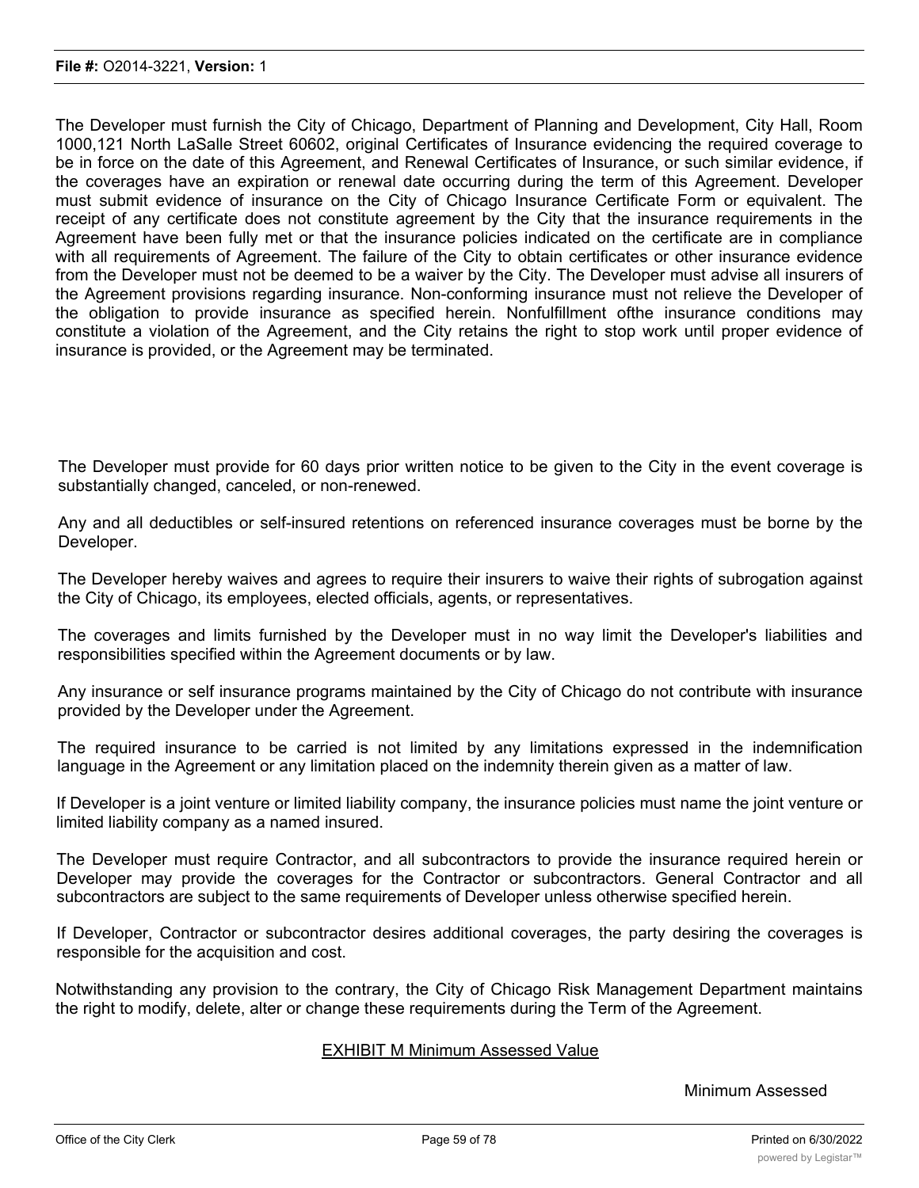The Developer must furnish the City of Chicago, Department of Planning and Development, City Hall, Room 1000,121 North LaSalle Street 60602, original Certificates of Insurance evidencing the required coverage to be in force on the date of this Agreement, and Renewal Certificates of Insurance, or such similar evidence, if the coverages have an expiration or renewal date occurring during the term of this Agreement. Developer must submit evidence of insurance on the City of Chicago Insurance Certificate Form or equivalent. The receipt of any certificate does not constitute agreement by the City that the insurance requirements in the Agreement have been fully met or that the insurance policies indicated on the certificate are in compliance with all requirements of Agreement. The failure of the City to obtain certificates or other insurance evidence from the Developer must not be deemed to be a waiver by the City. The Developer must advise all insurers of the Agreement provisions regarding insurance. Non-conforming insurance must not relieve the Developer of the obligation to provide insurance as specified herein. Nonfulfillment ofthe insurance conditions may constitute a violation of the Agreement, and the City retains the right to stop work until proper evidence of insurance is provided, or the Agreement may be terminated.

The Developer must provide for 60 days prior written notice to be given to the City in the event coverage is substantially changed, canceled, or non-renewed.

Any and all deductibles or self-insured retentions on referenced insurance coverages must be borne by the Developer.

The Developer hereby waives and agrees to require their insurers to waive their rights of subrogation against the City of Chicago, its employees, elected officials, agents, or representatives.

The coverages and limits furnished by the Developer must in no way limit the Developer's liabilities and responsibilities specified within the Agreement documents or by law.

Any insurance or self insurance programs maintained by the City of Chicago do not contribute with insurance provided by the Developer under the Agreement.

The required insurance to be carried is not limited by any limitations expressed in the indemnification language in the Agreement or any limitation placed on the indemnity therein given as a matter of law.

If Developer is a joint venture or limited liability company, the insurance policies must name the joint venture or limited liability company as a named insured.

The Developer must require Contractor, and all subcontractors to provide the insurance required herein or Developer may provide the coverages for the Contractor or subcontractors. General Contractor and all subcontractors are subject to the same requirements of Developer unless otherwise specified herein.

If Developer, Contractor or subcontractor desires additional coverages, the party desiring the coverages is responsible for the acquisition and cost.

Notwithstanding any provision to the contrary, the City of Chicago Risk Management Department maintains the right to modify, delete, alter or change these requirements during the Term of the Agreement.

## EXHIBIT M Minimum Assessed Value

Minimum Assessed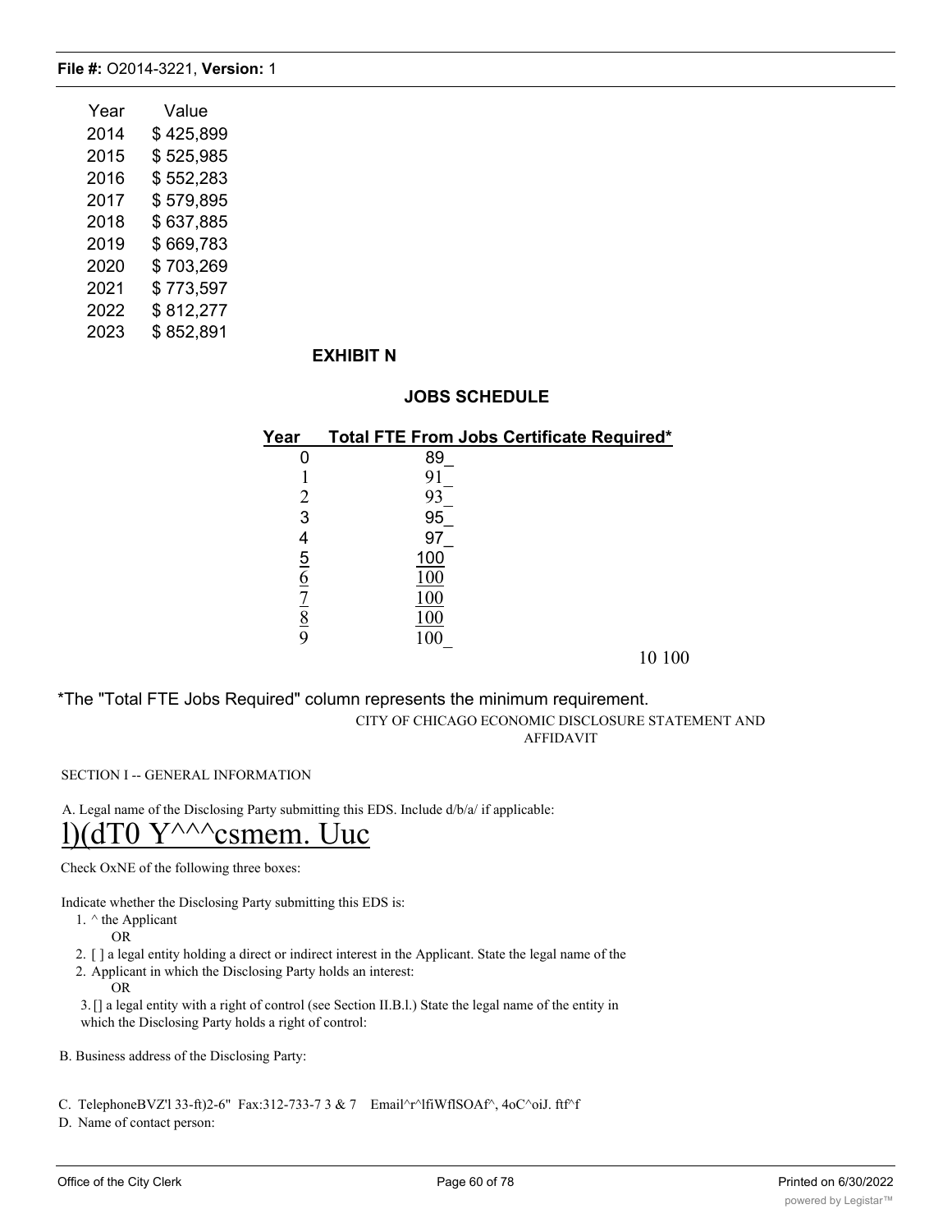| Year | Value |
| --- | --- |
| 2014 | $ 425,899 |
| 2015 | $ 525,985 |
| 2016 | $ 552,283 |
| 2017 | $ 579,895 |
| 2018 | $ 637,885 |
| 2019 | $ 669,783 |
| 2020 | $ 703,269 |
| 2021 | $ 773,597 |
| 2022 | $ 812,277 |
| 2023 | $ 852,891 |

## EXHIBIT N

### JOBS SCHEDULE

| Year | Total FTE From Jobs Certificate Required* |
| --- | --- |
| 0 | 89_ |
| 1 | 91_ |
| 2 | 93_ |
| 3 | 95_ |
| 4 | 97_ |
| 5 | 100 |
| 6 | 100 |
| 7 | 100 |
| 8 | 100 |
| 9 | 100_ |
| 10 | 100 |

*The "Total FTE Jobs Required" column represents the minimum requirement.

CITY OF CHICAGO ECONOMIC DISCLOSURE STATEMENT AND AFFIDAVIT

SECTION I -- GENERAL INFORMATION

A. Legal name of the Disclosing Party submitting this EDS. Include d/b/a/ if applicable:

l)(dT0 Y^^^csmem. Uuc

Check OxNE of the following three boxes:

Indicate whether the Disclosing Party submitting this EDS is:

1. ^ the Applicant

   OR

2. [ ] a legal entity holding a direct or indirect interest in the Applicant. State the legal name of the Applicant in which the Disclosing Party holds an interest:

   OR

3. [] a legal entity with a right of control (see Section II.B.l.) State the legal name of the entity in which the Disclosing Party holds a right of control:

B. Business address of the Disclosing Party:

C. TelephoneBVZ'l 33-ft)2-6" Fax:312-733-7 3 & 7 Email^r^lfiWflSOAf^, 4oC^oiJ. ftf^f

D. Name of contact person: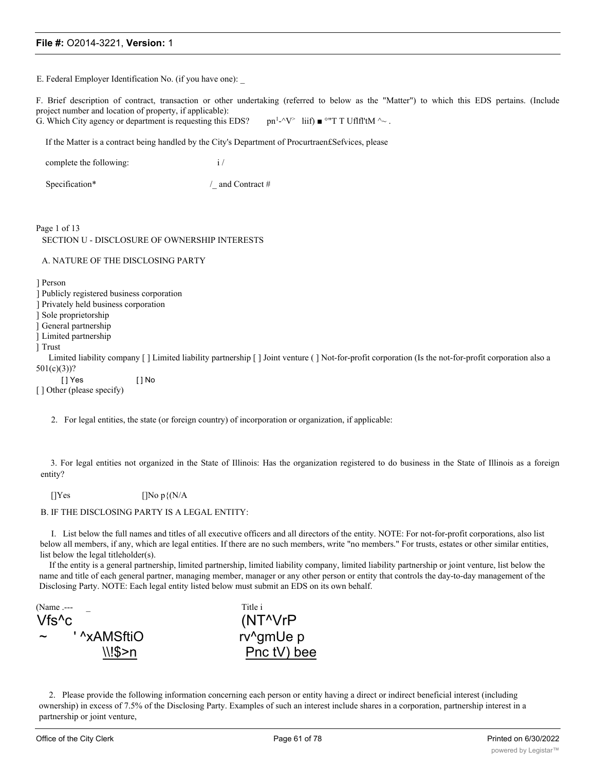E. Federal Employer Identification No. (if you have one): _

F. Brief description of contract, transaction or other undertaking (referred to below as the "Matter") to which this EDS pertains. (Include project number and location of property, if applicable):

G. Which City agency or department is requesting this EDS? pn[1]-^V> liif) ■ °"T T Uflfl'tM ^~ .

If the Matter is a contract being handled by the City's Department of Procurtraen£Sefvices, please

complete the following: i /

Specification* /_ and Contract #

Page 1 of 13

SECTION U - DISCLOSURE OF OWNERSHIP INTERESTS

A. NATURE OF THE DISCLOSING PARTY

] Person
] Publicly registered business corporation
] Privately held business corporation
] Sole proprietorship
] General partnership
] Limited partnership
] Trust

Limited liability company [ ] Limited liability partnership [ ] Joint venture ( ] Not-for-profit corporation (Is the not-for-profit corporation also a 501(c)(3))?

[ ] Yes [ ] No

[ ] Other (please specify)

2. For legal entities, the state (or foreign country) of incorporation or organization, if applicable:

3. For legal entities not organized in the State of Illinois: Has the organization registered to do business in the State of Illinois as a foreign entity?

[]Yes []No p{(N/A

B. IF THE DISCLOSING PARTY IS A LEGAL ENTITY:

I. List below the full names and titles of all executive officers and all directors of the entity. NOTE: For not-for-profit corporations, also list below all members, if any, which are legal entities. If there are no such members, write "no members." For trusts, estates or other similar entities, list below the legal titleholder(s).

If the entity is a general partnership, limited partnership, limited liability company, limited liability partnership or joint venture, list below the name and title of each general partner, managing member, manager or any other person or entity that controls the day-to-day management of the Disclosing Party. NOTE: Each legal entity listed below must submit an EDS on its own behalf.

| (Name .--- _ | Title i |
|---|---|
| Vfs^c | (NT^VrP |
| ~ ' ^xAMSftiO | rv^gmUe p |
| \\!$>n | Pnc tV) bee |

2. Please provide the following information concerning each person or entity having a direct or indirect beneficial interest (including ownership) in excess of 7.5% of the Disclosing Party. Examples of such an interest include shares in a corporation, partnership interest in a partnership or joint venture,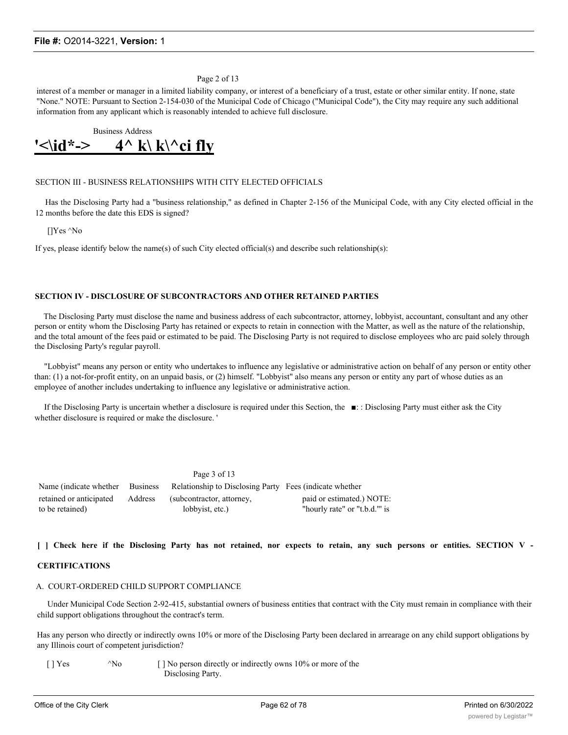interest of a member or manager in a limited liability company, or interest of a beneficiary of a trust, estate or other similar entity. If none, state "None." NOTE: Pursuant to Section 2-154-030 of the Municipal Code of Chicago ("Municipal Code"), the City may require any such additional information from any applicant which is reasonably intended to achieve full disclosure.

Business Address

**'<\id*-> 4^ k\ k\^ci fly**

SECTION III - BUSINESS RELATIONSHIPS WITH CITY ELECTED OFFICIALS

Has the Disclosing Party had a "business relationship," as defined in Chapter 2-156 of the Municipal Code, with any City elected official in the 12 months before the date this EDS is signed?

[]Yes ^No

If yes, please identify below the name(s) of such City elected official(s) and describe such relationship(s):

**SECTION IV - DISCLOSURE OF SUBCONTRACTORS AND OTHER RETAINED PARTIES**

The Disclosing Party must disclose the name and business address of each subcontractor, attorney, lobbyist, accountant, consultant and any other person or entity whom the Disclosing Party has retained or expects to retain in connection with the Matter, as well as the nature of the relationship, and the total amount of the fees paid or estimated to be paid. The Disclosing Party is not required to disclose employees who arc paid solely through the Disclosing Party's regular payroll.

"Lobbyist" means any person or entity who undertakes to influence any legislative or administrative action on behalf of any person or entity other than: (1) a not-for-profit entity, on an unpaid basis, or (2) himself. "Lobbyist" also means any person or entity any part of whose duties as an employee of another includes undertaking to influence any legislative or administrative action.

If the Disclosing Party is uncertain whether a disclosure is required under this Section, the ■: : Disclosing Party must either ask the City whether disclosure is required or make the disclosure. '

| Name (indicate whether retained or anticipated to be retained) | Business Address | Relationship to Disclosing Party (subcontractor, attorney, lobbyist, etc.) | Fees (indicate whether paid or estimated.) NOTE: "hourly rate" or "t.b.d."' is |
|---|---|---|---|

**[ ] Check here if the Disclosing Party has not retained, nor expects to retain, any such persons or entities.**

**SECTION V - CERTIFICATIONS**

A. COURT-ORDERED CHILD SUPPORT COMPLIANCE

Under Municipal Code Section 2-92-415, substantial owners of business entities that contract with the City must remain in compliance with their child support obligations throughout the contract's term.

Has any person who directly or indirectly owns 10% or more of the Disclosing Party been declared in arrearage on any child support obligations by any Illinois court of competent jurisdiction?

[ ] Yes ^No [ ] No person directly or indirectly owns 10% or more of the Disclosing Party.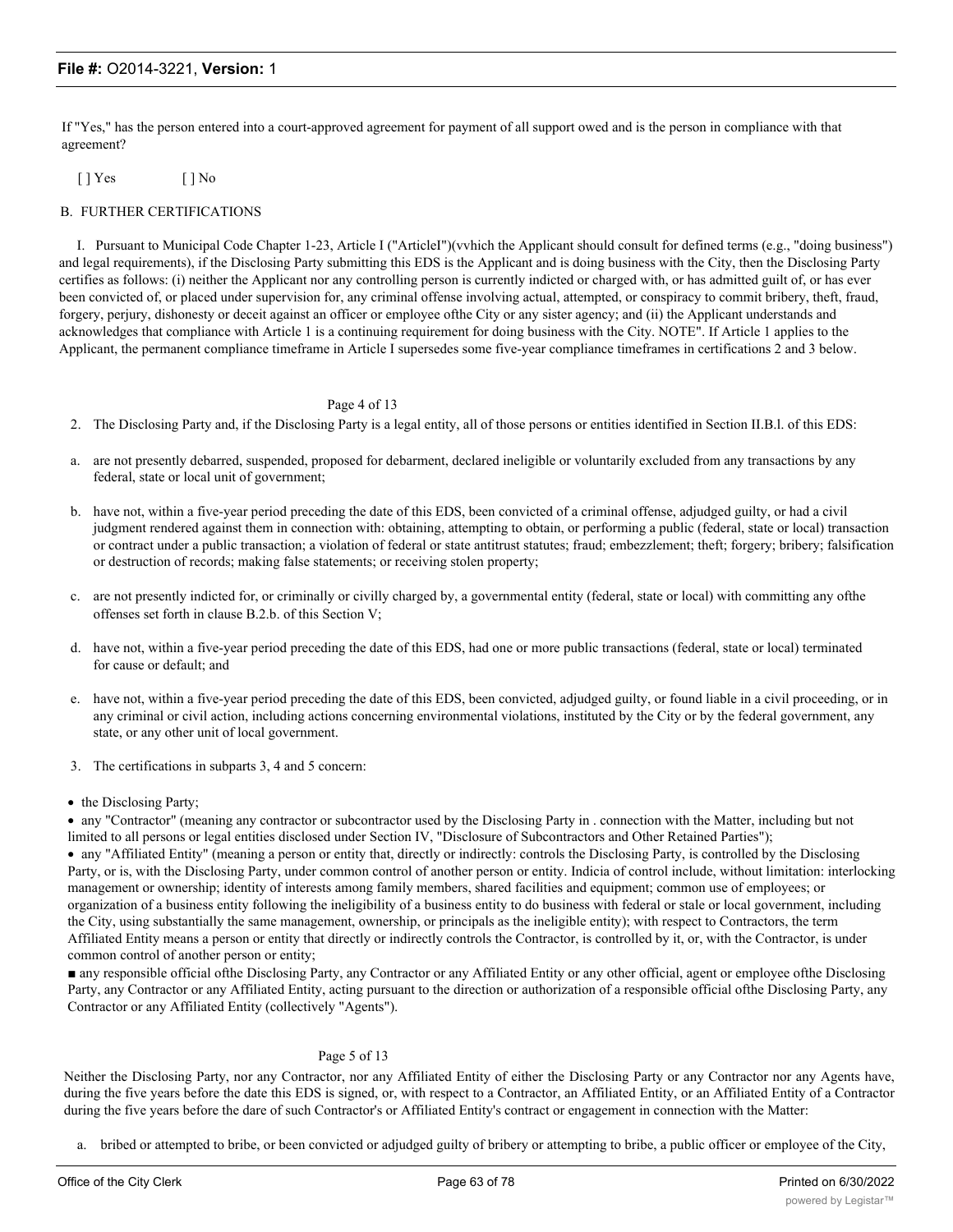If "Yes," has the person entered into a court-approved agreement for payment of all support owed and is the person in compliance with that agreement?

[ ] Yes [ ] No

B. FURTHER CERTIFICATIONS

I. Pursuant to Municipal Code Chapter 1-23, Article I ("ArticleI")(vvhich the Applicant should consult for defined terms (e.g., "doing business") and legal requirements), if the Disclosing Party submitting this EDS is the Applicant and is doing business with the City, then the Disclosing Party certifies as follows: (i) neither the Applicant nor any controlling person is currently indicted or charged with, or has admitted guilt of, or has ever been convicted of, or placed under supervision for, any criminal offense involving actual, attempted, or conspiracy to commit bribery, theft, fraud, forgery, perjury, dishonesty or deceit against an officer or employee ofthe City or any sister agency; and (ii) the Applicant understands and acknowledges that compliance with Article 1 is a continuing requirement for doing business with the City. NOTE". If Article 1 applies to the Applicant, the permanent compliance timeframe in Article I supersedes some five-year compliance timeframes in certifications 2 and 3 below.

Page 4 of 13

2. The Disclosing Party and, if the Disclosing Party is a legal entity, all of those persons or entities identified in Section II.B.l. of this EDS:

a. are not presently debarred, suspended, proposed for debarment, declared ineligible or voluntarily excluded from any transactions by any federal, state or local unit of government;

b. have not, within a five-year period preceding the date of this EDS, been convicted of a criminal offense, adjudged guilty, or had a civil judgment rendered against them in connection with: obtaining, attempting to obtain, or performing a public (federal, state or local) transaction or contract under a public transaction; a violation of federal or state antitrust statutes; fraud; embezzlement; theft; forgery; bribery; falsification or destruction of records; making false statements; or receiving stolen property;

c. are not presently indicted for, or criminally or civilly charged by, a governmental entity (federal, state or local) with committing any ofthe offenses set forth in clause B.2.b. of this Section V;

d. have not, within a five-year period preceding the date of this EDS, had one or more public transactions (federal, state or local) terminated for cause or default; and

e. have not, within a five-year period preceding the date of this EDS, been convicted, adjudged guilty, or found liable in a civil proceeding, or in any criminal or civil action, including actions concerning environmental violations, instituted by the City or by the federal government, any state, or any other unit of local government.

3. The certifications in subparts 3, 4 and 5 concern:

- the Disclosing Party;
- any "Contractor" (meaning any contractor or subcontractor used by the Disclosing Party in . connection with the Matter, including but not limited to all persons or legal entities disclosed under Section IV, "Disclosure of Subcontractors and Other Retained Parties");
- any "Affiliated Entity" (meaning a person or entity that, directly or indirectly: controls the Disclosing Party, is controlled by the Disclosing Party, or is, with the Disclosing Party, under common control of another person or entity. Indicia of control include, without limitation: interlocking management or ownership; identity of interests among family members, shared facilities and equipment; common use of employees; or organization of a business entity following the ineligibility of a business entity to do business with federal or stale or local government, including the City, using substantially the same management, ownership, or principals as the ineligible entity); with respect to Contractors, the term Affiliated Entity means a person or entity that directly or indirectly controls the Contractor, is controlled by it, or, with the Contractor, is under common control of another person or entity;
- any responsible official ofthe Disclosing Party, any Contractor or any Affiliated Entity or any other official, agent or employee ofthe Disclosing Party, any Contractor or any Affiliated Entity, acting pursuant to the direction or authorization of a responsible official ofthe Disclosing Party, any Contractor or any Affiliated Entity (collectively "Agents").

Page 5 of 13

Neither the Disclosing Party, nor any Contractor, nor any Affiliated Entity of either the Disclosing Party or any Contractor nor any Agents have, during the five years before the date this EDS is signed, or, with respect to a Contractor, an Affiliated Entity, or an Affiliated Entity of a Contractor during the five years before the dare of such Contractor's or Affiliated Entity's contract or engagement in connection with the Matter:

a. bribed or attempted to bribe, or been convicted or adjudged guilty of bribery or attempting to bribe, a public officer or employee of the City,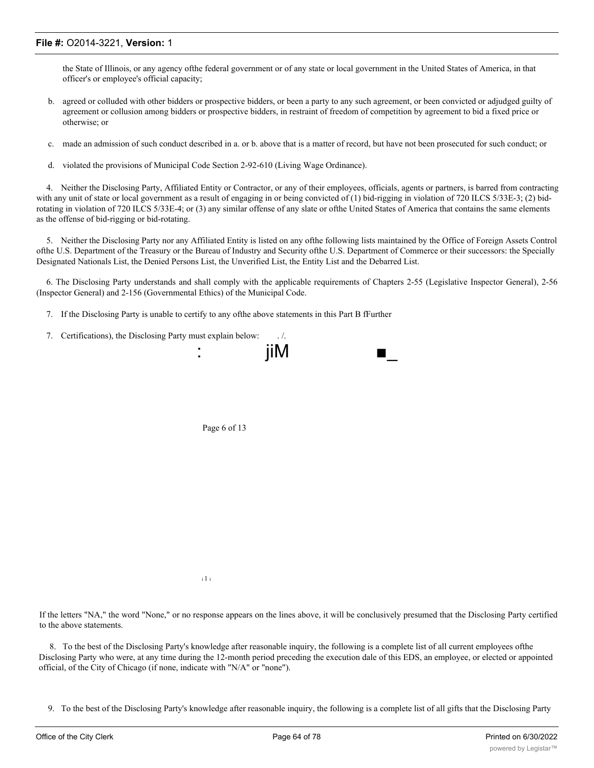the State of Illinois, or any agency ofthe federal government or of any state or local government in the United States of America, in that officer's or employee's official capacity;

b. agreed or colluded with other bidders or prospective bidders, or been a party to any such agreement, or been convicted or adjudged guilty of agreement or collusion among bidders or prospective bidders, in restraint of freedom of competition by agreement to bid a fixed price or otherwise; or

c. made an admission of such conduct described in a. or b. above that is a matter of record, but have not been prosecuted for such conduct; or

d. violated the provisions of Municipal Code Section 2-92-610 (Living Wage Ordinance).

4. Neither the Disclosing Party, Affiliated Entity or Contractor, or any of their employees, officials, agents or partners, is barred from contracting with any unit of state or local government as a result of engaging in or being convicted of (1) bid-rigging in violation of 720 ILCS 5/33E-3; (2) bid-rotating in violation of 720 ILCS 5/33E-4; or (3) any similar offense of any slate or ofthe United States of America that contains the same elements as the offense of bid-rigging or bid-rotating.

5. Neither the Disclosing Party nor any Affiliated Entity is listed on any ofthe following lists maintained by the Office of Foreign Assets Control ofthe U.S. Department of the Treasury or the Bureau of Industry and Security ofthe U.S. Department of Commerce or their successors: the Specially Designated Nationals List, the Denied Persons List, the Unverified List, the Entity List and the Debarred List.

6. The Disclosing Party understands and shall comply with the applicable requirements of Chapters 2-55 (Legislative Inspector General), 2-56 (Inspector General) and 2-156 (Governmental Ethics) of the Municipal Code.

7. If the Disclosing Party is unable to certify to any ofthe above statements in this Part B fFurther

7. Certifications), the Disclosing Party must explain below: . /.

: jiM ■_

Page 6 of 13

i l i

If the letters "NA," the word "None," or no response appears on the lines above, it will be conclusively presumed that the Disclosing Party certified to the above statements.

8. To the best of the Disclosing Party's knowledge after reasonable inquiry, the following is a complete list of all current employees ofthe Disclosing Party who were, at any time during the 12-month period preceding the execution dale of this EDS, an employee, or elected or appointed official, of the City of Chicago (if none, indicate with "N/A" or "none").

9. To the best of the Disclosing Party's knowledge after reasonable inquiry, the following is a complete list of all gifts that the Disclosing Party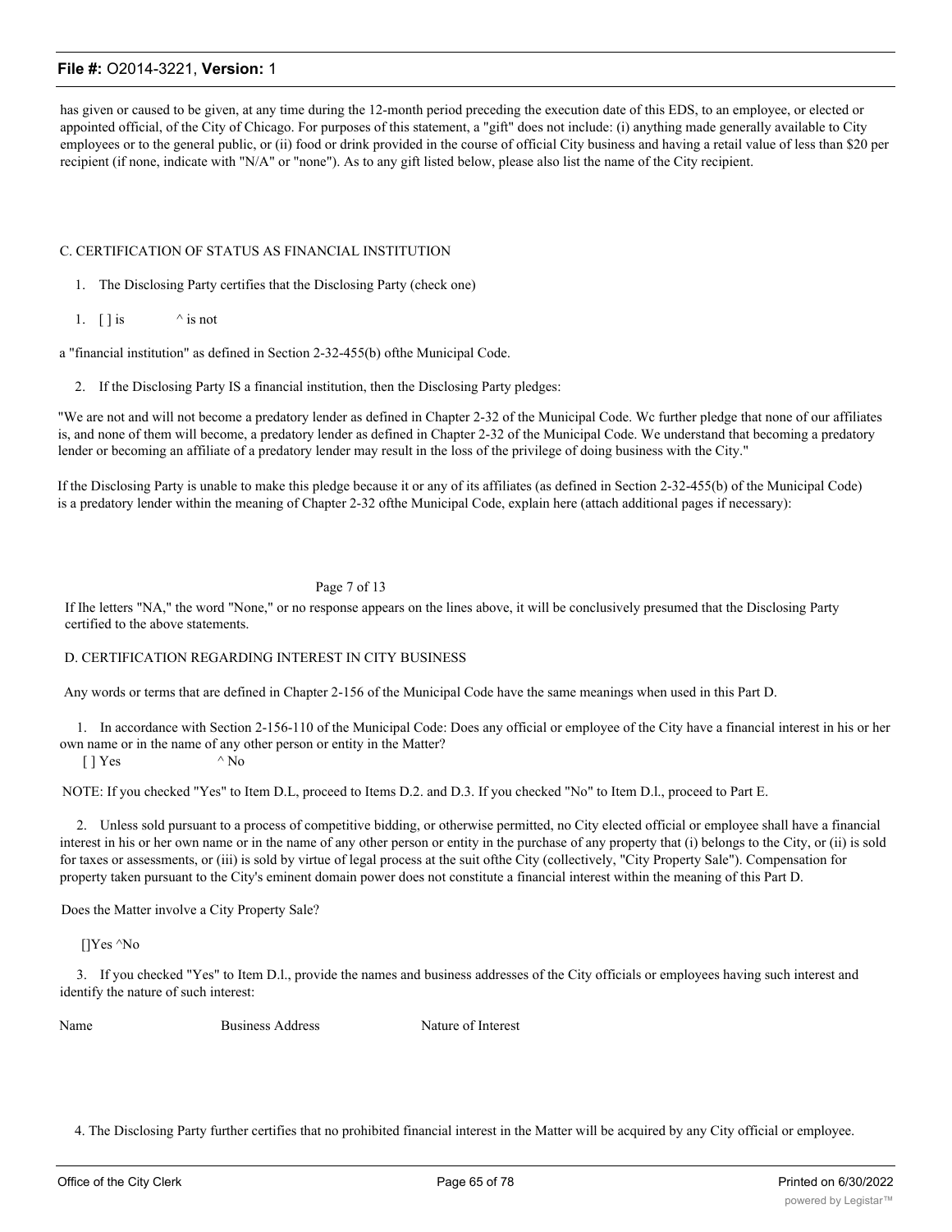has given or caused to be given, at any time during the 12-month period preceding the execution date of this EDS, to an employee, or elected or appointed official, of the City of Chicago. For purposes of this statement, a "gift" does not include: (i) anything made generally available to City employees or to the general public, or (ii) food or drink provided in the course of official City business and having a retail value of less than $20 per recipient (if none, indicate with "N/A" or "none"). As to any gift listed below, please also list the name of the City recipient.

C. CERTIFICATION OF STATUS AS FINANCIAL INSTITUTION

1. The Disclosing Party certifies that the Disclosing Party (check one)

1. [ ] is ^ is not

a "financial institution" as defined in Section 2-32-455(b) ofthe Municipal Code.

2. If the Disclosing Party IS a financial institution, then the Disclosing Party pledges:

"We are not and will not become a predatory lender as defined in Chapter 2-32 of the Municipal Code. Wc further pledge that none of our affiliates is, and none of them will become, a predatory lender as defined in Chapter 2-32 of the Municipal Code. We understand that becoming a predatory lender or becoming an affiliate of a predatory lender may result in the loss of the privilege of doing business with the City."

If the Disclosing Party is unable to make this pledge because it or any of its affiliates (as defined in Section 2-32-455(b) of the Municipal Code) is a predatory lender within the meaning of Chapter 2-32 ofthe Municipal Code, explain here (attach additional pages if necessary):

Page 7 of 13

If Ihe letters "NA," the word "None," or no response appears on the lines above, it will be conclusively presumed that the Disclosing Party certified to the above statements.

D. CERTIFICATION REGARDING INTEREST IN CITY BUSINESS

Any words or terms that are defined in Chapter 2-156 of the Municipal Code have the same meanings when used in this Part D.

1. In accordance with Section 2-156-110 of the Municipal Code: Does any official or employee of the City have a financial interest in his or her own name or in the name of any other person or entity in the Matter?

[ ] Yes ^ No

NOTE: If you checked "Yes" to Item D.L, proceed to Items D.2. and D.3. If you checked "No" to Item D.l., proceed to Part E.

2. Unless sold pursuant to a process of competitive bidding, or otherwise permitted, no City elected official or employee shall have a financial interest in his or her own name or in the name of any other person or entity in the purchase of any property that (i) belongs to the City, or (ii) is sold for taxes or assessments, or (iii) is sold by virtue of legal process at the suit ofthe City (collectively, "City Property Sale"). Compensation for property taken pursuant to the City's eminent domain power does not constitute a financial interest within the meaning of this Part D.

Does the Matter involve a City Property Sale?

[]Yes ^No

3. If you checked "Yes" to Item D.l., provide the names and business addresses of the City officials or employees having such interest and identify the nature of such interest:

| Name | Business Address | Nature of Interest |
|---|---|---|

4. The Disclosing Party further certifies that no prohibited financial interest in the Matter will be acquired by any City official or employee.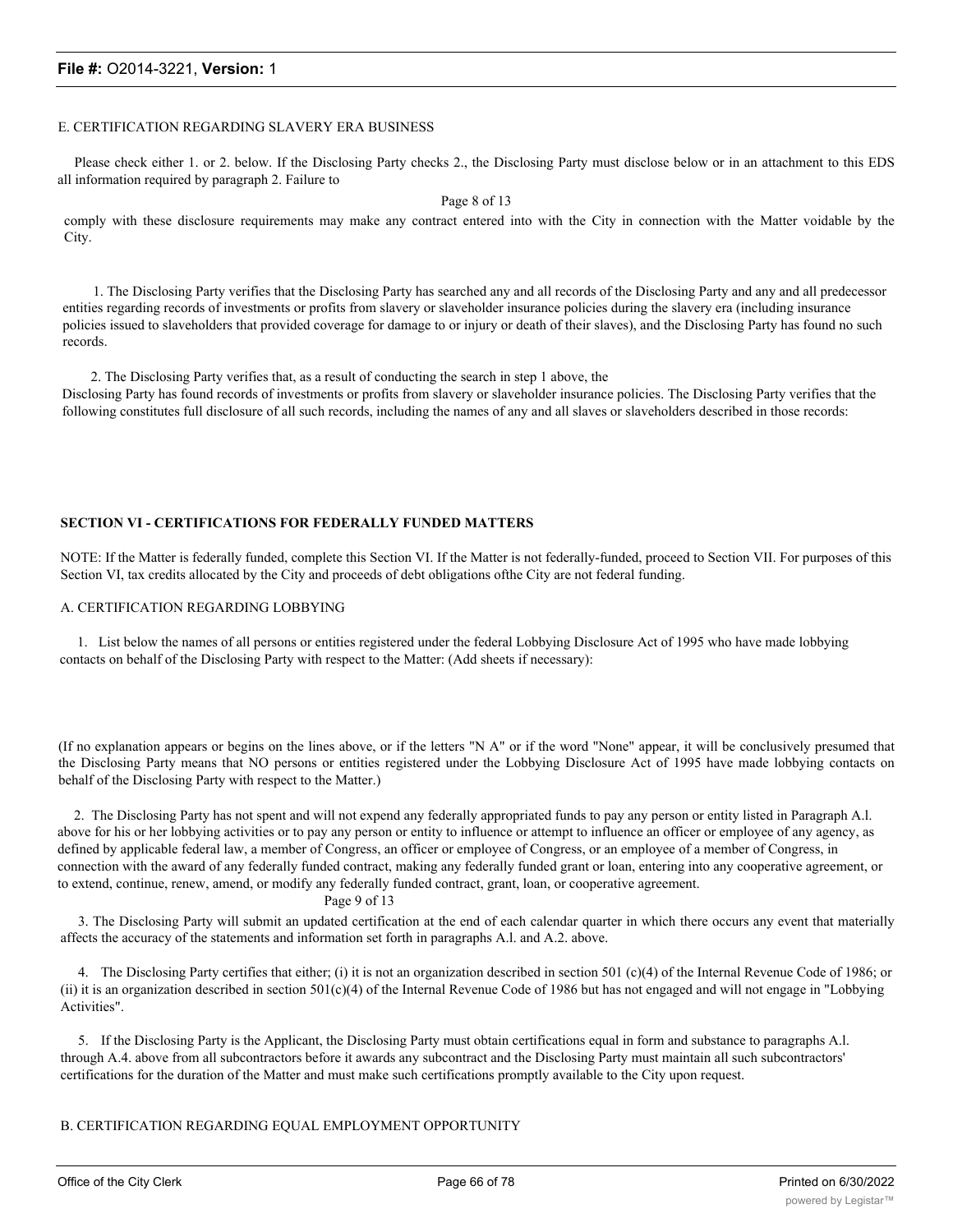E. CERTIFICATION REGARDING SLAVERY ERA BUSINESS

Please check either 1. or 2. below. If the Disclosing Party checks 2., the Disclosing Party must disclose below or in an attachment to this EDS all information required by paragraph 2. Failure to

Page 8 of 13

comply with these disclosure requirements may make any contract entered into with the City in connection with the Matter voidable by the City.

1. The Disclosing Party verifies that the Disclosing Party has searched any and all records of the Disclosing Party and any and all predecessor entities regarding records of investments or profits from slavery or slaveholder insurance policies during the slavery era (including insurance policies issued to slaveholders that provided coverage for damage to or injury or death of their slaves), and the Disclosing Party has found no such records.

2. The Disclosing Party verifies that, as a result of conducting the search in step 1 above, the Disclosing Party has found records of investments or profits from slavery or slaveholder insurance policies. The Disclosing Party verifies that the following constitutes full disclosure of all such records, including the names of any and all slaves or slaveholders described in those records:

**SECTION VI - CERTIFICATIONS FOR FEDERALLY FUNDED MATTERS**

NOTE: If the Matter is federally funded, complete this Section VI. If the Matter is not federally-funded, proceed to Section VII. For purposes of this Section VI, tax credits allocated by the City and proceeds of debt obligations ofthe City are not federal funding.

A. CERTIFICATION REGARDING LOBBYING

1. List below the names of all persons or entities registered under the federal Lobbying Disclosure Act of 1995 who have made lobbying contacts on behalf of the Disclosing Party with respect to the Matter: (Add sheets if necessary):

(If no explanation appears or begins on the lines above, or if the letters "N A" or if the word "None" appear, it will be conclusively presumed that the Disclosing Party means that NO persons or entities registered under the Lobbying Disclosure Act of 1995 have made lobbying contacts on behalf of the Disclosing Party with respect to the Matter.)

2. The Disclosing Party has not spent and will not expend any federally appropriated funds to pay any person or entity listed in Paragraph A.l. above for his or her lobbying activities or to pay any person or entity to influence or attempt to influence an officer or employee of any agency, as defined by applicable federal law, a member of Congress, an officer or employee of Congress, or an employee of a member of Congress, in connection with the award of any federally funded contract, making any federally funded grant or loan, entering into any cooperative agreement, or to extend, continue, renew, amend, or modify any federally funded contract, grant, loan, or cooperative agreement.

Page 9 of 13

3. The Disclosing Party will submit an updated certification at the end of each calendar quarter in which there occurs any event that materially affects the accuracy of the statements and information set forth in paragraphs A.l. and A.2. above.

4. The Disclosing Party certifies that either; (i) it is not an organization described in section 501 (c)(4) of the Internal Revenue Code of 1986; or (ii) it is an organization described in section 501(c)(4) of the Internal Revenue Code of 1986 but has not engaged and will not engage in "Lobbying Activities".

5. If the Disclosing Party is the Applicant, the Disclosing Party must obtain certifications equal in form and substance to paragraphs A.l. through A.4. above from all subcontractors before it awards any subcontract and the Disclosing Party must maintain all such subcontractors' certifications for the duration of the Matter and must make such certifications promptly available to the City upon request.

B. CERTIFICATION REGARDING EQUAL EMPLOYMENT OPPORTUNITY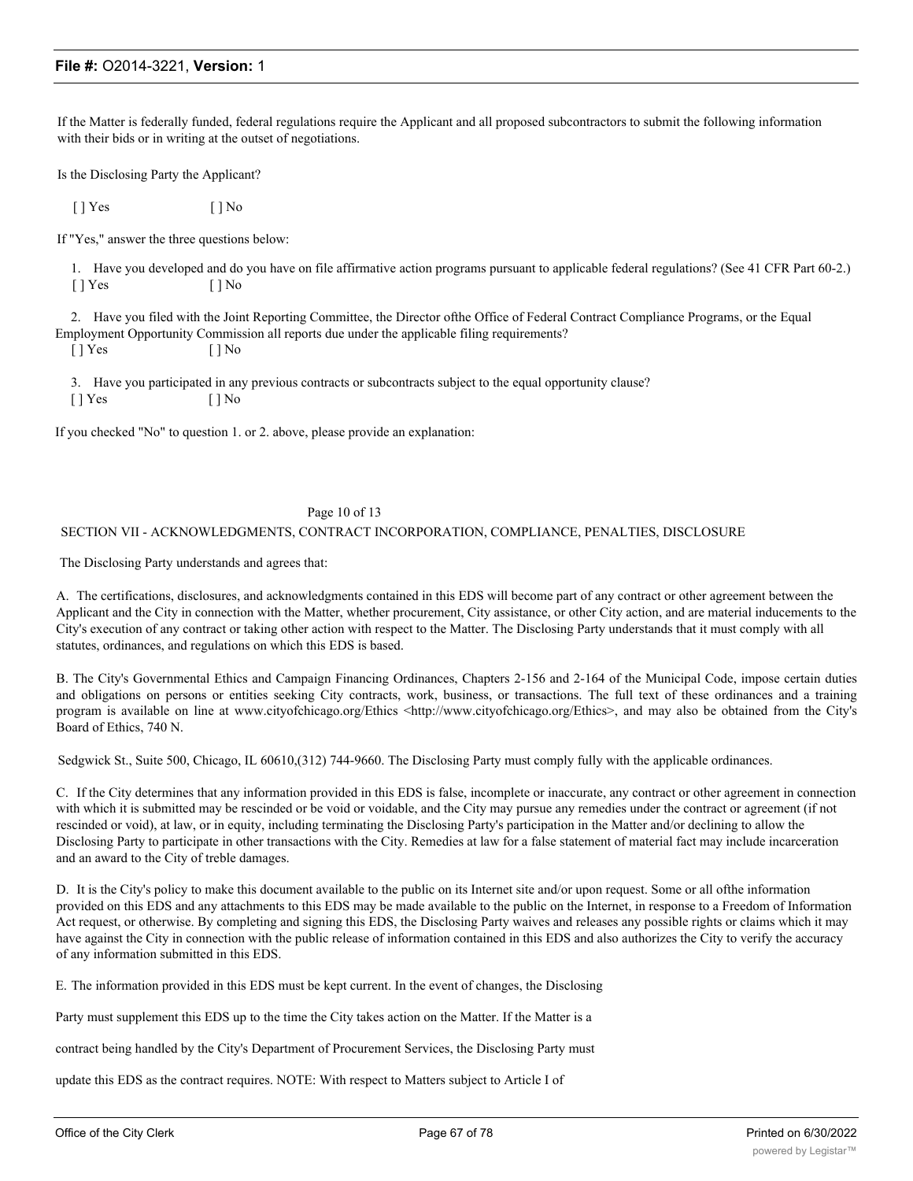If the Matter is federally funded, federal regulations require the Applicant and all proposed subcontractors to submit the following information with their bids or in writing at the outset of negotiations.

Is the Disclosing Party the Applicant?

[ ] Yes [ ] No

If "Yes," answer the three questions below:

1. Have you developed and do you have on file affirmative action programs pursuant to applicable federal regulations? (See 41 CFR Part 60-2.)
[ ] Yes [ ] No

2. Have you filed with the Joint Reporting Committee, the Director ofthe Office of Federal Contract Compliance Programs, or the Equal Employment Opportunity Commission all reports due under the applicable filing requirements?
[ ] Yes [ ] No

3. Have you participated in any previous contracts or subcontracts subject to the equal opportunity clause?
[ ] Yes [ ] No

If you checked "No" to question 1. or 2. above, please provide an explanation:

Page 10 of 13

## SECTION VII - ACKNOWLEDGMENTS, CONTRACT INCORPORATION, COMPLIANCE, PENALTIES, DISCLOSURE

The Disclosing Party understands and agrees that:

A. The certifications, disclosures, and acknowledgments contained in this EDS will become part of any contract or other agreement between the Applicant and the City in connection with the Matter, whether procurement, City assistance, or other City action, and are material inducements to the City's execution of any contract or taking other action with respect to the Matter. The Disclosing Party understands that it must comply with all statutes, ordinances, and regulations on which this EDS is based.

B. The City's Governmental Ethics and Campaign Financing Ordinances, Chapters 2-156 and 2-164 of the Municipal Code, impose certain duties and obligations on persons or entities seeking City contracts, work, business, or transactions. The full text of these ordinances and a training program is available on line at www.cityofchicago.org/Ethics <http://www.cityofchicago.org/Ethics>, and may also be obtained from the City's Board of Ethics, 740 N.

Sedgwick St., Suite 500, Chicago, IL 60610,(312) 744-9660. The Disclosing Party must comply fully with the applicable ordinances.

C. If the City determines that any information provided in this EDS is false, incomplete or inaccurate, any contract or other agreement in connection with which it is submitted may be rescinded or be void or voidable, and the City may pursue any remedies under the contract or agreement (if not rescinded or void), at law, or in equity, including terminating the Disclosing Party's participation in the Matter and/or declining to allow the Disclosing Party to participate in other transactions with the City. Remedies at law for a false statement of material fact may include incarceration and an award to the City of treble damages.

D. It is the City's policy to make this document available to the public on its Internet site and/or upon request. Some or all ofthe information provided on this EDS and any attachments to this EDS may be made available to the public on the Internet, in response to a Freedom of Information Act request, or otherwise. By completing and signing this EDS, the Disclosing Party waives and releases any possible rights or claims which it may have against the City in connection with the public release of information contained in this EDS and also authorizes the City to verify the accuracy of any information submitted in this EDS.

E. The information provided in this EDS must be kept current. In the event of changes, the Disclosing

Party must supplement this EDS up to the time the City takes action on the Matter. If the Matter is a

contract being handled by the City's Department of Procurement Services, the Disclosing Party must

update this EDS as the contract requires. NOTE: With respect to Matters subject to Article I of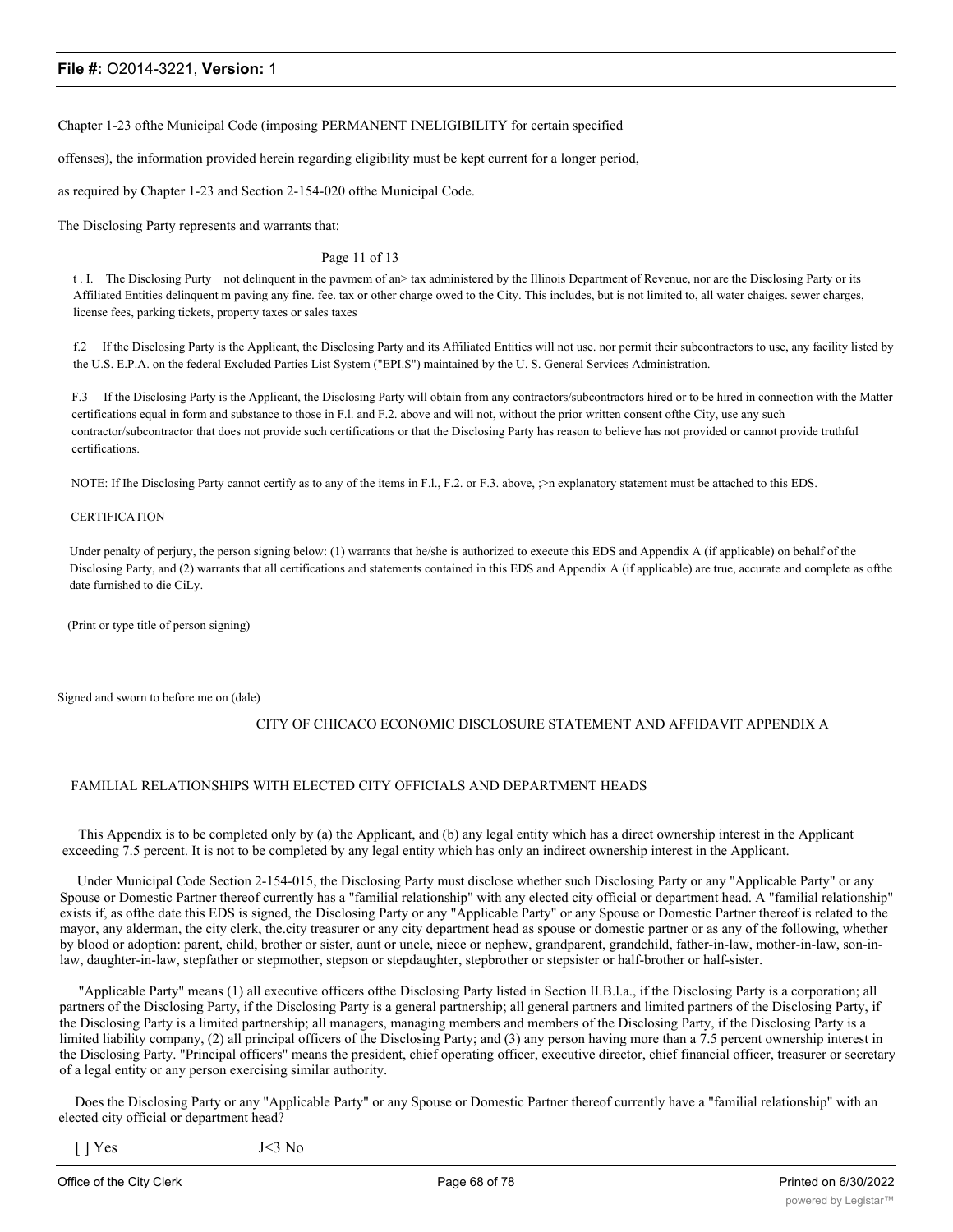Chapter 1-23 ofthe Municipal Code (imposing PERMANENT INELIGIBILITY for certain specified offenses), the information provided herein regarding eligibility must be kept current for a longer period, as required by Chapter 1-23 and Section 2-154-020 ofthe Municipal Code.

The Disclosing Party represents and warrants that:

Page 11 of 13

t . I. The Disclosing Purty not delinquent in the pavmem of an> tax administered by the Illinois Department of Revenue, nor are the Disclosing Party or its Affiliated Entities delinquent m paving any fine. fee. tax or other charge owed to the City. This includes, but is not limited to, all water chaiges. sewer charges, license fees, parking tickets, property taxes or sales taxes

f.2 If the Disclosing Party is the Applicant, the Disclosing Party and its Affiliated Entities will not use. nor permit their subcontractors to use, any facility listed by the U.S. E.P.A. on the federal Excluded Parties List System ("EPI.S") maintained by the U. S. General Services Administration.

F.3 If the Disclosing Party is the Applicant, the Disclosing Party will obtain from any contractors/subcontractors hired or to be hired in connection with the Matter certifications equal in form and substance to those in F.l. and F.2. above and will not, without the prior written consent ofthe City, use any such contractor/subcontractor that does not provide such certifications or that the Disclosing Party has reason to believe has not provided or cannot provide truthful certifications.

NOTE: If Ihe Disclosing Party cannot certify as to any of the items in F.l., F.2. or F.3. above, ;>n explanatory statement must be attached to this EDS.

CERTIFICATION

Under penalty of perjury, the person signing below: (1) warrants that he/she is authorized to execute this EDS and Appendix A (if applicable) on behalf of the Disclosing Party, and (2) warrants that all certifications and statements contained in this EDS and Appendix A (if applicable) are true, accurate and complete as ofthe date furnished to die CiLy.

(Print or type title of person signing)

Signed and sworn to before me on (dale)

CITY OF CHICACO ECONOMIC DISCLOSURE STATEMENT AND AFFIDAVIT APPENDIX A

FAMILIAL RELATIONSHIPS WITH ELECTED CITY OFFICIALS AND DEPARTMENT HEADS

This Appendix is to be completed only by (a) the Applicant, and (b) any legal entity which has a direct ownership interest in the Applicant exceeding 7.5 percent. It is not to be completed by any legal entity which has only an indirect ownership interest in the Applicant.

Under Municipal Code Section 2-154-015, the Disclosing Party must disclose whether such Disclosing Party or any "Applicable Party" or any Spouse or Domestic Partner thereof currently has a "familial relationship" with any elected city official or department head. A "familial relationship" exists if, as ofthe date this EDS is signed, the Disclosing Party or any "Applicable Party" or any Spouse or Domestic Partner thereof is related to the mayor, any alderman, the city clerk, the.city treasurer or any city department head as spouse or domestic partner or as any of the following, whether by blood or adoption: parent, child, brother or sister, aunt or uncle, niece or nephew, grandparent, grandchild, father-in-law, mother-in-law, son-in-law, daughter-in-law, stepfather or stepmother, stepson or stepdaughter, stepbrother or stepsister or half-brother or half-sister.

"Applicable Party" means (1) all executive officers ofthe Disclosing Party listed in Section II.B.l.a., if the Disclosing Party is a corporation; all partners of the Disclosing Party, if the Disclosing Party is a general partnership; all general partners and limited partners of the Disclosing Party, if the Disclosing Party is a limited partnership; all managers, managing members and members of the Disclosing Party, if the Disclosing Party is a limited liability company, (2) all principal officers of the Disclosing Party; and (3) any person having more than a 7.5 percent ownership interest in the Disclosing Party. "Principal officers" means the president, chief operating officer, executive director, chief financial officer, treasurer or secretary of a legal entity or any person exercising similar authority.

Does the Disclosing Party or any "Applicable Party" or any Spouse or Domestic Partner thereof currently have a "familial relationship" with an elected city official or department head?

[ ] Yes J<3 No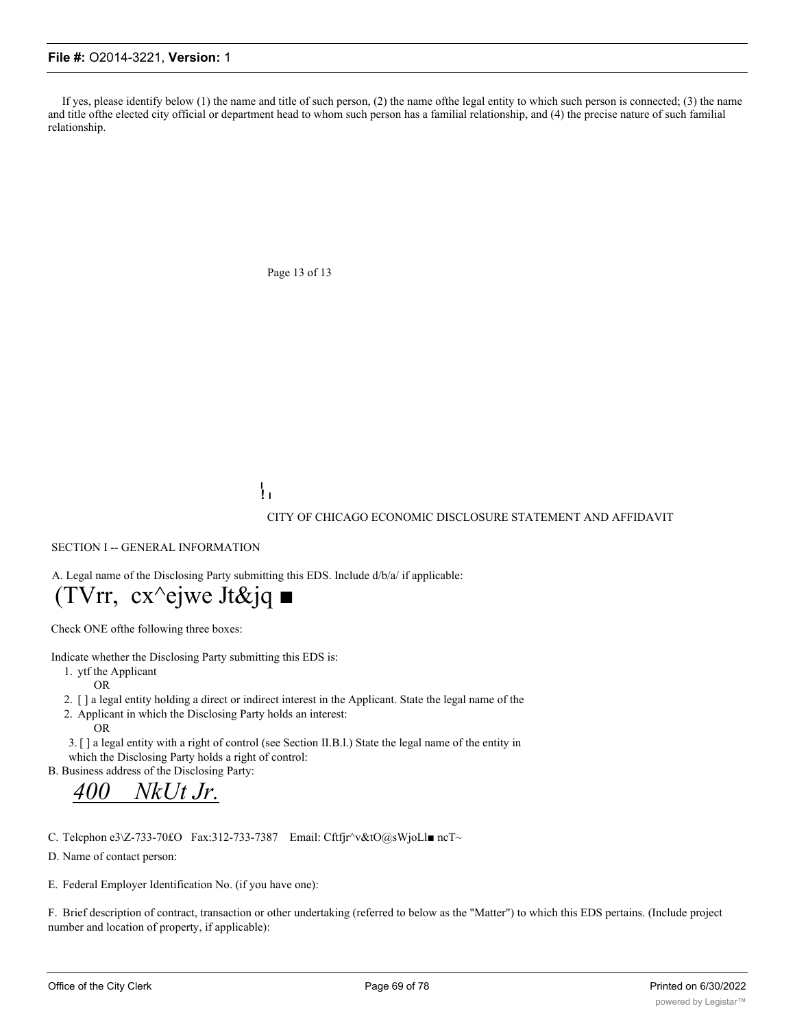If yes, please identify below (1) the name and title of such person, (2) the name ofthe legal entity to which such person is connected; (3) the name and title ofthe elected city official or department head to whom such person has a familial relationship, and (4) the precise nature of such familial relationship.

Page 13 of 13

!ı

CITY OF CHICAGO ECONOMIC DISCLOSURE STATEMENT AND AFFIDAVIT

SECTION I -- GENERAL INFORMATION

A. Legal name of the Disclosing Party submitting this EDS. Include d/b/a/ if applicable:

(TVrr, cx^ejwe Jt&jq ■

Check ONE ofthe following three boxes:

Indicate whether the Disclosing Party submitting this EDS is:

1. ytf the Applicant

   OR

2. [ ] a legal entity holding a direct or indirect interest in the Applicant. State the legal name of the

2. Applicant in which the Disclosing Party holds an interest:

   OR

3. [ ] a legal entity with a right of control (see Section II.B.l.) State the legal name of the entity in which the Disclosing Party holds a right of control:

B. Business address of the Disclosing Party:

*400 NkUt Jr.*

C. Telcphon e3\Z-733-70£O Fax:312-733-7387 Email: Cftfjr^v&tO@sWjoLl■ ncT~

D. Name of contact person:

E. Federal Employer Identification No. (if you have one):

F. Brief description of contract, transaction or other undertaking (referred to below as the "Matter") to which this EDS pertains. (Include project number and location of property, if applicable):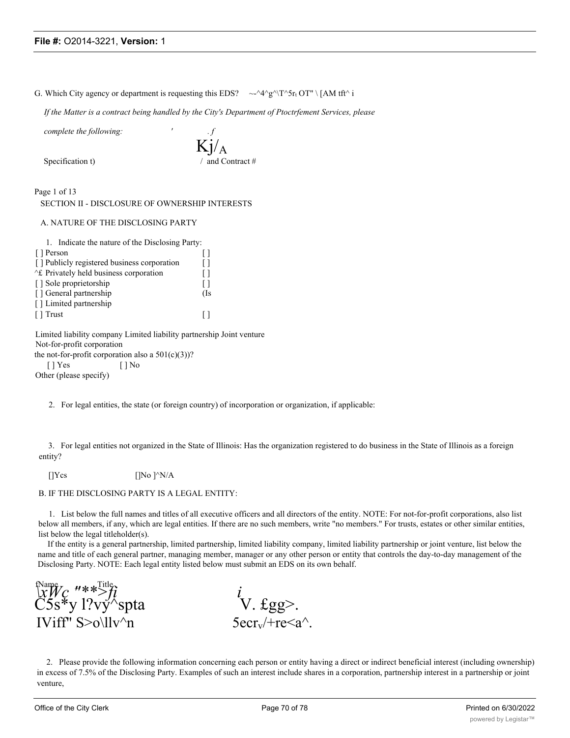G. Which City agency or department is requesting this EDS? ~-^4^g^\T^5r OT" \ [AM tft^ i

*If the Matter is a contract being handled by the City's Department of Ptoctrfement Services, please complete the following:*

Specification t) Kj/A / and Contract #

Page 1 of 13

SECTION II - DISCLOSURE OF OWNERSHIP INTERESTS

A. NATURE OF THE DISCLOSING PARTY

1. Indicate the nature of the Disclosing Party:

| | |
|---|---|
| [ ] Person | [ ] |
| [ ] Publicly registered business corporation | [ ] |
| ^£ Privately held business corporation | [ ] |
| [ ] Sole proprietorship | [ ] |
| [ ] General partnership | (Is |
| [ ] Limited partnership | |
| [ ] Trust | [ ] |

Limited liability company Limited liability partnership Joint venture Not-for-profit corporation the not-for-profit corporation also a 501(c)(3))?

[ ] Yes [ ] No

Other (please specify)

2. For legal entities, the state (or foreign country) of incorporation or organization, if applicable:

3. For legal entities not organized in the State of Illinois: Has the organization registered to do business in the State of Illinois as a foreign entity?

[]Ycs []No ]^N/A

B. IF THE DISCLOSING PARTY IS A LEGAL ENTITY:

1. List below the full names and titles of all executive officers and all directors of the entity. NOTE: For not-for-profit corporations, also list below all members, if any, which are legal entities. If there are no such members, write "no members." For trusts, estates or other similar entities, list below the legal titleholder(s).

If the entity is a general partnership, limited partnership, limited liability company, limited liability partnership or joint venture, list below the name and title of each general partner, managing member, manager or any other person or entity that controls the day-to-day management of the Disclosing Party. NOTE: Each legal entity listed below must submit an EDS on its own behalf.

| Name | Title |
|---|---|
| \xWc "**>fi C5s*y l?vy^spta | V. £gg>. |
| IViff" S>o\llv^n | 5ecrv/+re<a^. |

2. Please provide the following information concerning each person or entity having a direct or indirect beneficial interest (including ownership) in excess of 7.5% of the Disclosing Party. Examples of such an interest include shares in a corporation, partnership interest in a partnership or joint venture,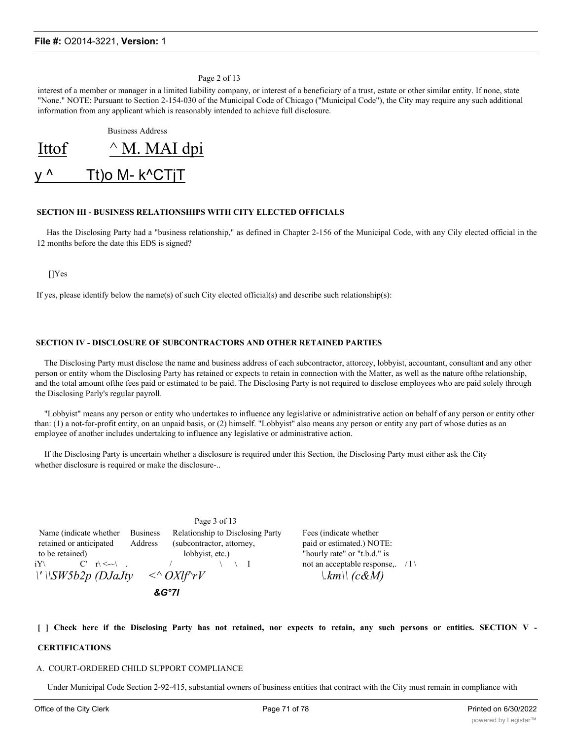Page 2 of 13

interest of a member or manager in a limited liability company, or interest of a beneficiary of a trust, estate or other similar entity. If none, state "None." NOTE: Pursuant to Section 2-154-030 of the Municipal Code of Chicago ("Municipal Code"), the City may require any such additional information from any applicant which is reasonably intended to achieve full disclosure.

Business Address

Ittof ^ M. MAI dpi

y ^ Tt)o M- k^CTjT

**SECTION HI - BUSINESS RELATIONSHIPS WITH CITY ELECTED OFFICIALS**

Has the Disclosing Party had a "business relationship," as defined in Chapter 2-156 of the Municipal Code, with any Cily elected official in the 12 months before the date this EDS is signed?

[]Yes

If yes, please identify below the name(s) of such City elected official(s) and describe such relationship(s):

**SECTION IV - DISCLOSURE OF SUBCONTRACTORS AND OTHER RETAINED PARTIES**

The Disclosing Party must disclose the name and business address of each subcontractor, attorcey, lobbyist, accountant, consultant and any other person or entity whom the Disclosing Party has retained or expects to retain in connection with the Matter, as well as the nature ofthe relationship, and the total amount ofthe fees paid or estimated to be paid. The Disclosing Party is not required to disclose employees who are paid solely through the Disclosing Parly's regular payroll.

"Lobbyist" means any person or entity who undertakes to influence any legislative or administrative action on behalf of any person or entity other than: (1) a not-for-profit entity, on an unpaid basis, or (2) himself. "Lobbyist" also means any person or entity any part of whose duties as an employee of another includes undertaking to influence any legislative or administrative action.

If the Disclosing Party is uncertain whether a disclosure is required under this Section, the Disclosing Party must either ask the City whether disclosure is required or make the disclosure-..

Page 3 of 13

| Name (indicate whether retained or anticipated to be retained) | Business Address | Relationship to Disclosing Party (subcontractor, attorney, lobbyist, etc.) | Fees (indicate whether paid or estimated.) NOTE: "hourly rate" or "t.b.d." is not an acceptable response,. |
|---|---|---|---|
| iY\ C' r\<-~\ . | / | \ \ I | /1\ |
| \' \\SW5b2p (DJaJty | <^ OXlf^rV &G°7I | | \.km\\ (c&M) |

[ ] Check here if the Disclosing Party has not retained, nor expects to retain, any such persons or entities.

**SECTION V - CERTIFICATIONS**

A. COURT-ORDERED CHILD SUPPORT COMPLIANCE

Under Municipal Code Section 2-92-415, substantial owners of business entities that contract with the City must remain in compliance with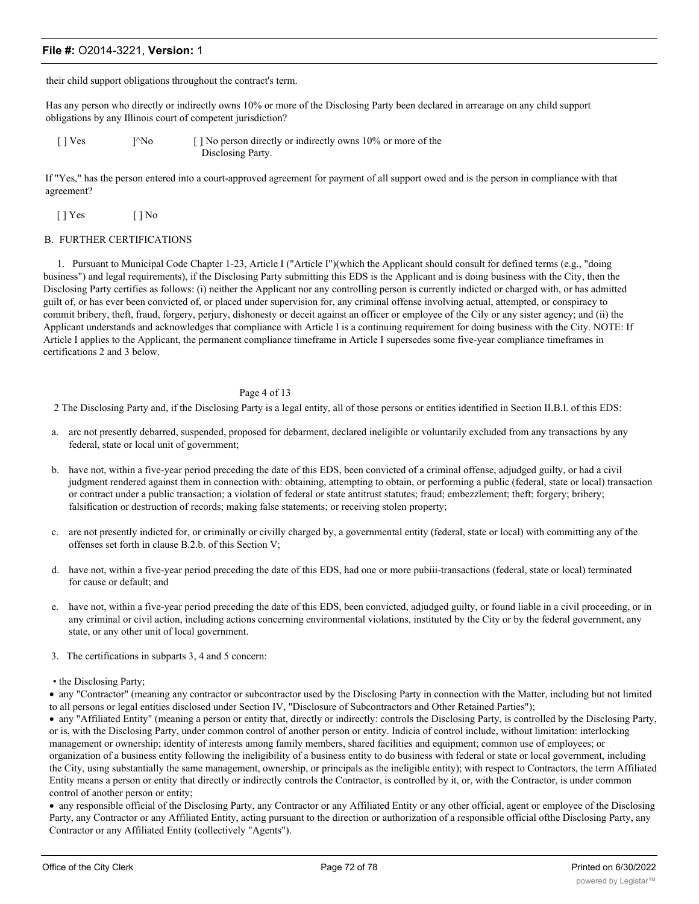their child support obligations throughout the contract's term.

Has any person who directly or indirectly owns 10% or more of the Disclosing Party been declared in arrearage on any child support obligations by any Illinois court of competent jurisdiction?

[ ] Ves ]^No [ ] No person directly or indirectly owns 10% or more of the Disclosing Party.

If "Yes," has the person entered into a court-approved agreement for payment of all support owed and is the person in compliance with that agreement?

[ ] Yes [ ] No

B. FURTHER CERTIFICATIONS

1. Pursuant to Municipal Code Chapter 1-23, Article I ("Article I")(which the Applicant should consult for defined terms (e.g., "doing business") and legal requirements), if the Disclosing Party submitting this EDS is the Applicant and is doing business with the City, then the Disclosing Party certifies as follows: (i) neither the Applicant nor any controlling person is currently indicted or charged with, or has admitted guilt of, or has ever been convicted of, or placed under supervision for, any criminal offense involving actual, attempted, or conspiracy to commit bribery, theft, fraud, forgery, perjury, dishonesty or deceit against an officer or employee of the Cily or any sister agency; and (ii) the Applicant understands and acknowledges that compliance with Article I is a continuing requirement for doing business with the City. NOTE: If Article I applies to the Applicant, the permanent compliance timeframe in Article I supersedes some five-year compliance timeframes in certifications 2 and 3 below.

Page 4 of 13

2 The Disclosing Party and, if the Disclosing Party is a legal entity, all of those persons or entities identified in Section II.B.l. of this EDS:

a. arc not presently debarred, suspended, proposed for debarment, declared ineligible or voluntarily excluded from any transactions by any federal, state or local unit of government;

b. have not, within a five-year period preceding the date of this EDS, been convicted of a criminal offense, adjudged guilty, or had a civil judgment rendered against them in connection with: obtaining, attempting to obtain, or performing a public (federal, state or local) transaction or contract under a public transaction; a violation of federal or state antitrust statutes; fraud; embezzlement; theft; forgery; bribery; falsification or destruction of records; making false statements; or receiving stolen property;

c. are not presently indicted for, or criminally or civilly charged by, a governmental entity (federal, state or local) with committing any of the offenses set forth in clause B.2.b. of this Section V;

d. have not, within a five-year period preceding the date of this EDS, had one or more pubiii-transactions (federal, state or local) terminated for cause or default; and

e. have not, within a five-year period preceding the date of this EDS, been convicted, adjudged guilty, or found liable in a civil proceeding, or in any criminal or civil action, including actions concerning environmental violations, instituted by the City or by the federal government, any state, or any other unit of local government.

3. The certifications in subparts 3, 4 and 5 concern:

- the Disclosing Party;
- any "Contractor" (meaning any contractor or subcontractor used by the Disclosing Party in connection with the Matter, including but not limited to all persons or legal entities disclosed under Section IV, "Disclosure of Subcontractors and Other Retained Parties");
- any "Affiliated Entity" (meaning a person or entity that, directly or indirectly: controls the Disclosing Party, is controlled by the Disclosing Party, or is, with the Disclosing Party, under common control of another person or entity. Indicia of control include, without limitation: interlocking management or ownership; identity of interests among family members, shared facilities and equipment; common use of employees; or organization of a business entity following the ineligibility of a business entity to do business with federal or state or local government, including the City, using substantially the same management, ownership, or principals as the ineligible entity); with respect to Contractors, the term Affiliated Entity means a person or entity that directly or indirectly controls the Contractor, is controlled by it, or, with the Contractor, is under common control of another person or entity;
- any responsible official of the Disclosing Party, any Contractor or any Affiliated Entity or any other official, agent or employee of the Disclosing Party, any Contractor or any Affiliated Entity, acting pursuant to the direction or authorization of a responsible official ofthe Disclosing Party, any Contractor or any Affiliated Entity (collectively "Agents").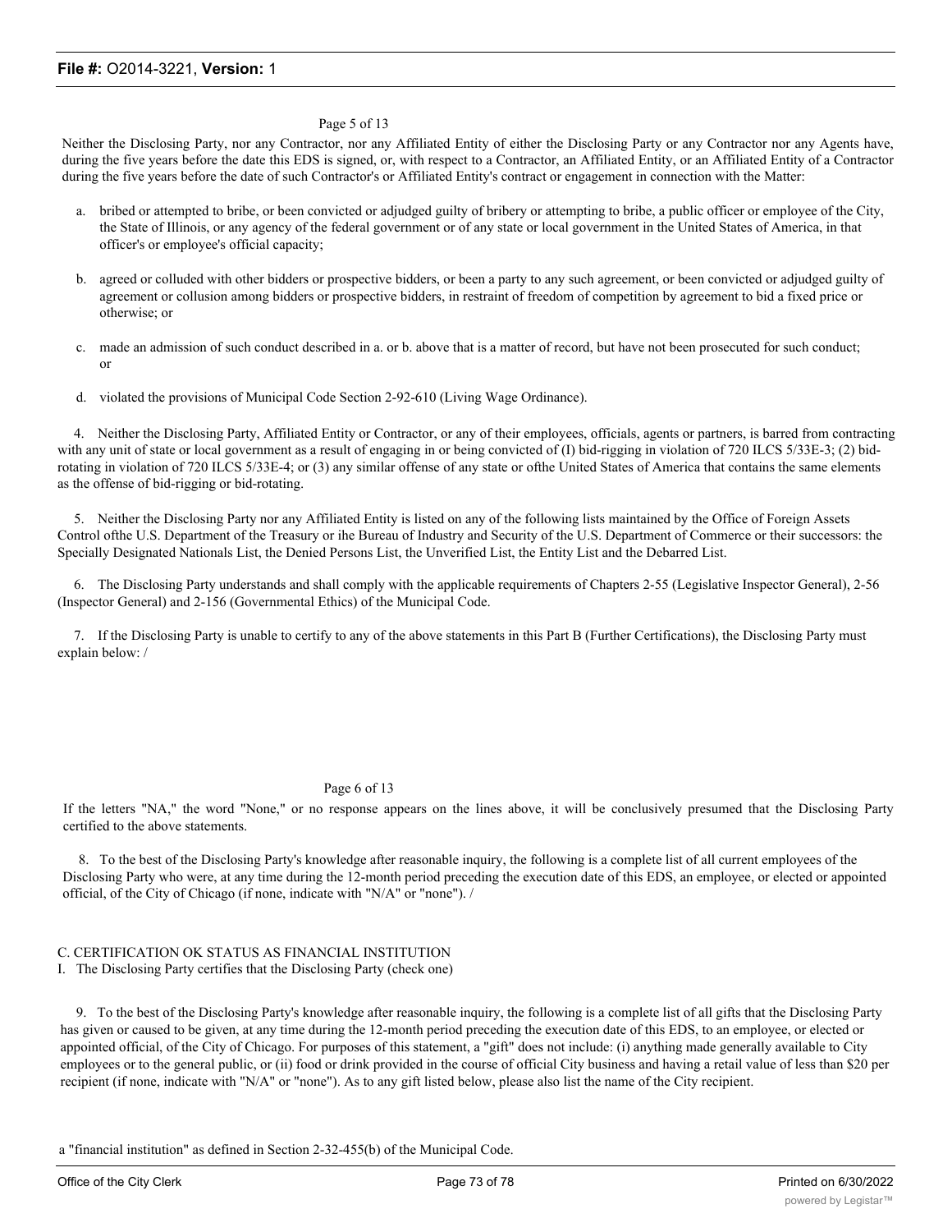Neither the Disclosing Party, nor any Contractor, nor any Affiliated Entity of either the Disclosing Party or any Contractor nor any Agents have, during the five years before the date this EDS is signed, or, with respect to a Contractor, an Affiliated Entity, or an Affiliated Entity of a Contractor during the five years before the date of such Contractor's or Affiliated Entity's contract or engagement in connection with the Matter:

a. bribed or attempted to bribe, or been convicted or adjudged guilty of bribery or attempting to bribe, a public officer or employee of the City, the State of Illinois, or any agency of the federal government or of any state or local government in the United States of America, in that officer's or employee's official capacity;

b. agreed or colluded with other bidders or prospective bidders, or been a party to any such agreement, or been convicted or adjudged guilty of agreement or collusion among bidders or prospective bidders, in restraint of freedom of competition by agreement to bid a fixed price or otherwise; or

c. made an admission of such conduct described in a. or b. above that is a matter of record, but have not been prosecuted for such conduct; or

d. violated the provisions of Municipal Code Section 2-92-610 (Living Wage Ordinance).

4. Neither the Disclosing Party, Affiliated Entity or Contractor, or any of their employees, officials, agents or partners, is barred from contracting with any unit of state or local government as a result of engaging in or being convicted of (I) bid-rigging in violation of 720 ILCS 5/33E-3; (2) bid-rotating in violation of 720 ILCS 5/33E-4; or (3) any similar offense of any state or ofthe United States of America that contains the same elements as the offense of bid-rigging or bid-rotating.

5. Neither the Disclosing Party nor any Affiliated Entity is listed on any of the following lists maintained by the Office of Foreign Assets Control ofthe U.S. Department of the Treasury or ihe Bureau of Industry and Security of the U.S. Department of Commerce or their successors: the Specially Designated Nationals List, the Denied Persons List, the Unverified List, the Entity List and the Debarred List.

6. The Disclosing Party understands and shall comply with the applicable requirements of Chapters 2-55 (Legislative Inspector General), 2-56 (Inspector General) and 2-156 (Governmental Ethics) of the Municipal Code.

7. If the Disclosing Party is unable to certify to any of the above statements in this Part B (Further Certifications), the Disclosing Party must explain below: /

If the letters "NA," the word "None," or no response appears on the lines above, it will be conclusively presumed that the Disclosing Party certified to the above statements.

8. To the best of the Disclosing Party's knowledge after reasonable inquiry, the following is a complete list of all current employees of the Disclosing Party who were, at any time during the 12-month period preceding the execution date of this EDS, an employee, or elected or appointed official, of the City of Chicago (if none, indicate with "N/A" or "none"). /

C. CERTIFICATION OK STATUS AS FINANCIAL INSTITUTION

I. The Disclosing Party certifies that the Disclosing Party (check one)

9. To the best of the Disclosing Party's knowledge after reasonable inquiry, the following is a complete list of all gifts that the Disclosing Party has given or caused to be given, at any time during the 12-month period preceding the execution date of this EDS, to an employee, or elected or appointed official, of the City of Chicago. For purposes of this statement, a "gift" does not include: (i) anything made generally available to City employees or to the general public, or (ii) food or drink provided in the course of official City business and having a retail value of less than $20 per recipient (if none, indicate with "N/A" or "none"). As to any gift listed below, please also list the name of the City recipient.

a "financial institution" as defined in Section 2-32-455(b) of the Municipal Code.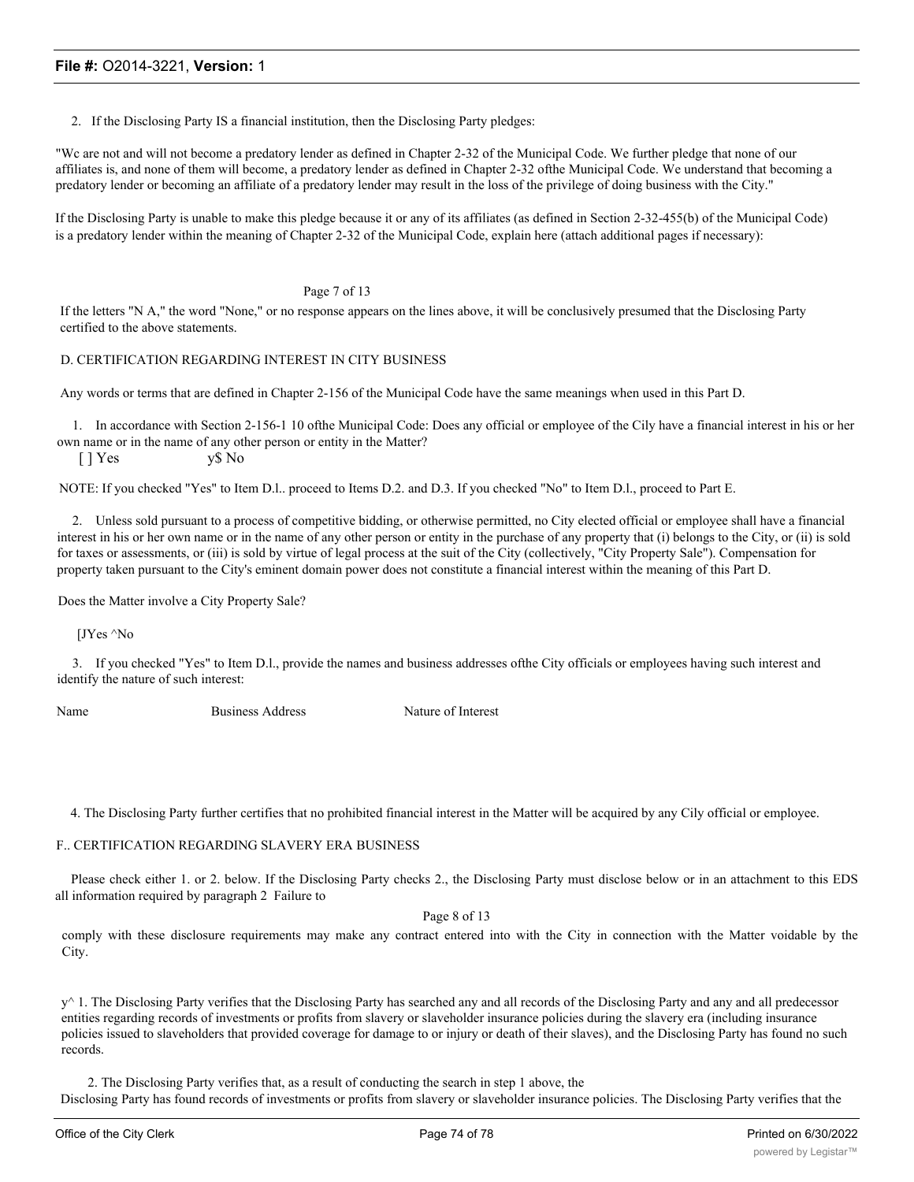2. If the Disclosing Party IS a financial institution, then the Disclosing Party pledges:

"Wc are not and will not become a predatory lender as defined in Chapter 2-32 of the Municipal Code. We further pledge that none of our affiliates is, and none of them will become, a predatory lender as defined in Chapter 2-32 ofthe Municipal Code. We understand that becoming a predatory lender or becoming an affiliate of a predatory lender may result in the loss of the privilege of doing business with the City."

If the Disclosing Party is unable to make this pledge because it or any of its affiliates (as defined in Section 2-32-455(b) of the Municipal Code) is a predatory lender within the meaning of Chapter 2-32 of the Municipal Code, explain here (attach additional pages if necessary):

Page 7 of 13

If the letters "N A," the word "None," or no response appears on the lines above, it will be conclusively presumed that the Disclosing Party certified to the above statements.

D. CERTIFICATION REGARDING INTEREST IN CITY BUSINESS

Any words or terms that are defined in Chapter 2-156 of the Municipal Code have the same meanings when used in this Part D.

1. In accordance with Section 2-156-1 10 ofthe Municipal Code: Does any official or employee of the Cily have a financial interest in his or her own name or in the name of any other person or entity in the Matter?

[ ] Yes y$ No

NOTE: If you checked "Yes" to Item D.l.. proceed to Items D.2. and D.3. If you checked "No" to Item D.l., proceed to Part E.

2. Unless sold pursuant to a process of competitive bidding, or otherwise permitted, no City elected official or employee shall have a financial interest in his or her own name or in the name of any other person or entity in the purchase of any property that (i) belongs to the City, or (ii) is sold for taxes or assessments, or (iii) is sold by virtue of legal process at the suit of the City (collectively, "City Property Sale"). Compensation for property taken pursuant to the City's eminent domain power does not constitute a financial interest within the meaning of this Part D.

Does the Matter involve a City Property Sale?

[JYes ^No

3. If you checked "Yes" to Item D.l., provide the names and business addresses ofthe City officials or employees having such interest and identify the nature of such interest:

| Name | Business Address | Nature of Interest |
|---|---|---|

4. The Disclosing Party further certifies that no prohibited financial interest in the Matter will be acquired by any Cily official or employee.

F.. CERTIFICATION REGARDING SLAVERY ERA BUSINESS

Please check either 1. or 2. below. If the Disclosing Party checks 2., the Disclosing Party must disclose below or in an attachment to this EDS all information required by paragraph 2 Failure to

Page 8 of 13

comply with these disclosure requirements may make any contract entered into with the City in connection with the Matter voidable by the City.

y^ 1. The Disclosing Party verifies that the Disclosing Party has searched any and all records of the Disclosing Party and any and all predecessor entities regarding records of investments or profits from slavery or slaveholder insurance policies during the slavery era (including insurance policies issued to slaveholders that provided coverage for damage to or injury or death of their slaves), and the Disclosing Party has found no such records.

2. The Disclosing Party verifies that, as a result of conducting the search in step 1 above, the Disclosing Party has found records of investments or profits from slavery or slaveholder insurance policies. The Disclosing Party verifies that the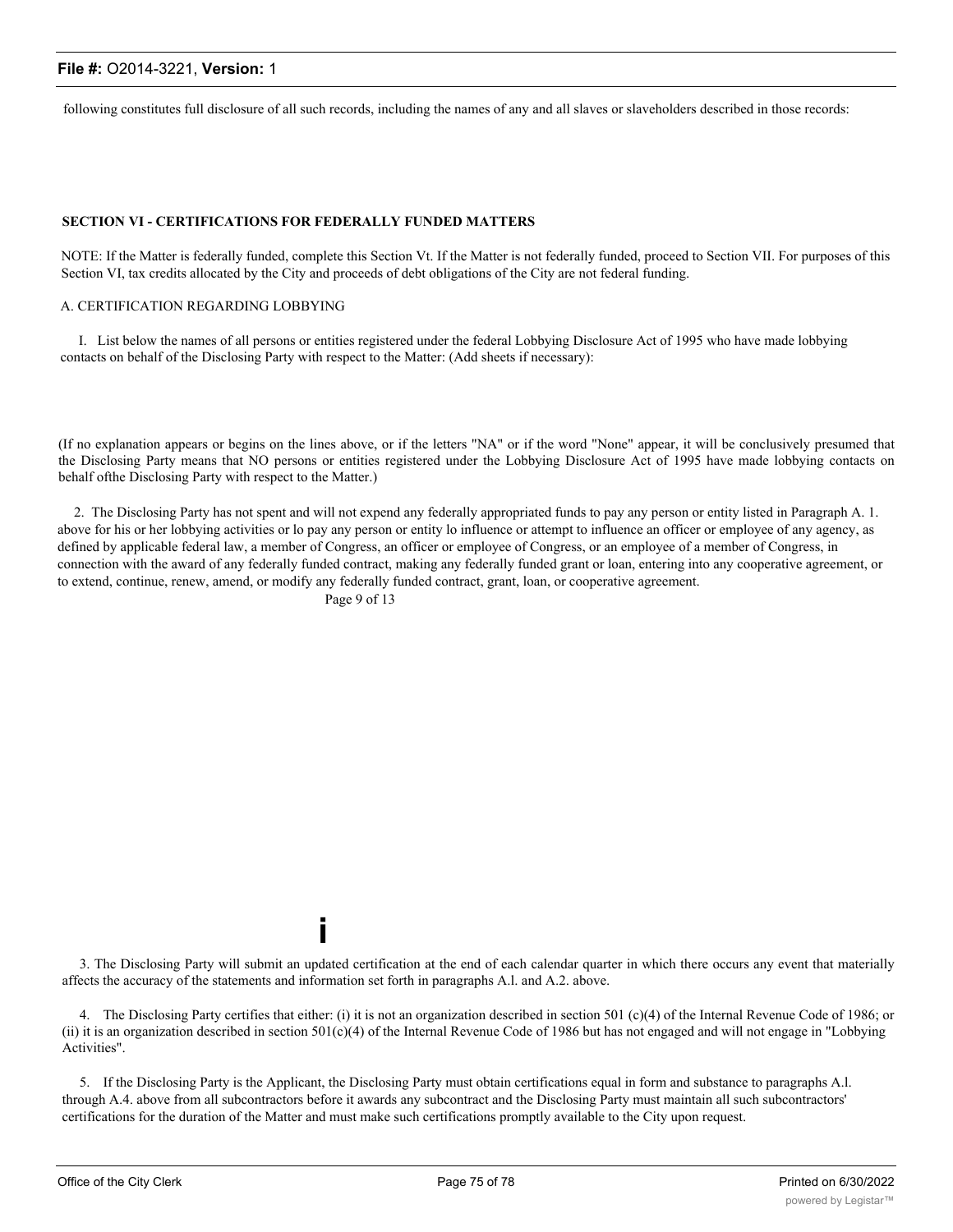following constitutes full disclosure of all such records, including the names of any and all slaves or slaveholders described in those records:

**SECTION VI - CERTIFICATIONS FOR FEDERALLY FUNDED MATTERS**

NOTE: If the Matter is federally funded, complete this Section Vt. If the Matter is not federally funded, proceed to Section VII. For purposes of this Section VI, tax credits allocated by the City and proceeds of debt obligations of the City are not federal funding.

A. CERTIFICATION REGARDING LOBBYING

I. List below the names of all persons or entities registered under the federal Lobbying Disclosure Act of 1995 who have made lobbying contacts on behalf of the Disclosing Party with respect to the Matter: (Add sheets if necessary):

(If no explanation appears or begins on the lines above, or if the letters "NA" or if the word "None" appear, it will be conclusively presumed that the Disclosing Party means that NO persons or entities registered under the Lobbying Disclosure Act of 1995 have made lobbying contacts on behalf ofthe Disclosing Party with respect to the Matter.)

2. The Disclosing Party has not spent and will not expend any federally appropriated funds to pay any person or entity listed in Paragraph A. 1. above for his or her lobbying activities or lo pay any person or entity lo influence or attempt to influence an officer or employee of any agency, as defined by applicable federal law, a member of Congress, an officer or employee of Congress, or an employee of a member of Congress, in connection with the award of any federally funded contract, making any federally funded grant or loan, entering into any cooperative agreement, or to extend, continue, renew, amend, or modify any federally funded contract, grant, loan, or cooperative agreement.

Page 9 of 13

i

3. The Disclosing Party will submit an updated certification at the end of each calendar quarter in which there occurs any event that materially affects the accuracy of the statements and information set forth in paragraphs A.l. and A.2. above.

4. The Disclosing Party certifies that either: (i) it is not an organization described in section 501 (c)(4) of the Internal Revenue Code of 1986; or (ii) it is an organization described in section 501(c)(4) of the Internal Revenue Code of 1986 but has not engaged and will not engage in "Lobbying Activities".

5. If the Disclosing Party is the Applicant, the Disclosing Party must obtain certifications equal in form and substance to paragraphs A.l. through A.4. above from all subcontractors before it awards any subcontract and the Disclosing Party must maintain all such subcontractors' certifications for the duration of the Matter and must make such certifications promptly available to the City upon request.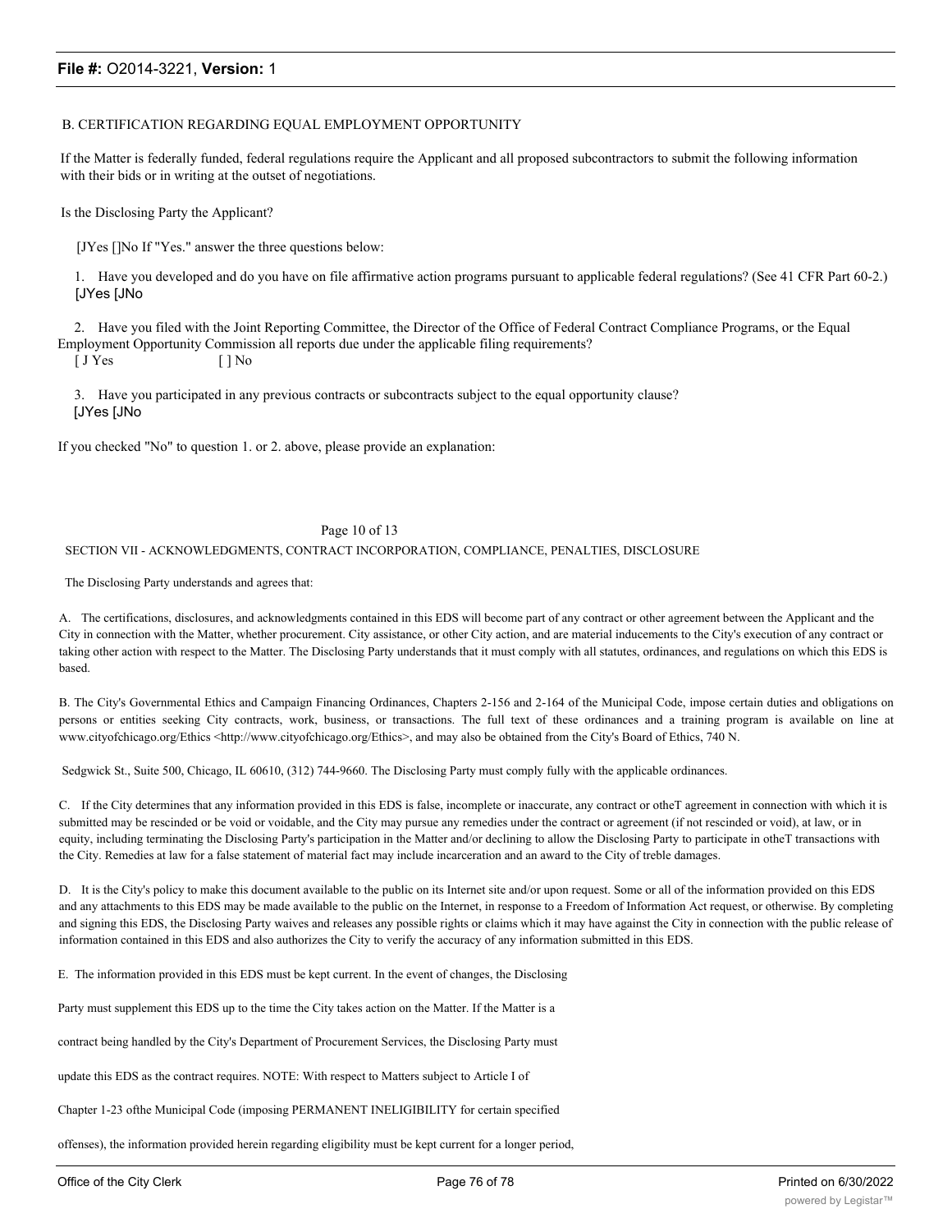B. CERTIFICATION REGARDING EQUAL EMPLOYMENT OPPORTUNITY

If the Matter is federally funded, federal regulations require the Applicant and all proposed subcontractors to submit the following information with their bids or in writing at the outset of negotiations.

Is the Disclosing Party the Applicant?

[JYes []No If "Yes." answer the three questions below:

1. Have you developed and do you have on file affirmative action programs pursuant to applicable federal regulations? (See 41 CFR Part 60-2.)
[JYes [JNo

2. Have you filed with the Joint Reporting Committee, the Director of the Office of Federal Contract Compliance Programs, or the Equal Employment Opportunity Commission all reports due under the applicable filing requirements?
[ J Yes [ ] No

3. Have you participated in any previous contracts or subcontracts subject to the equal opportunity clause?
[JYes [JNo

If you checked "No" to question 1. or 2. above, please provide an explanation:

Page 10 of 13

SECTION VII - ACKNOWLEDGMENTS, CONTRACT INCORPORATION, COMPLIANCE, PENALTIES, DISCLOSURE

The Disclosing Party understands and agrees that:

A. The certifications, disclosures, and acknowledgments contained in this EDS will become part of any contract or other agreement between the Applicant and the City in connection with the Matter, whether procurement. City assistance, or other City action, and are material inducements to the City's execution of any contract or taking other action with respect to the Matter. The Disclosing Party understands that it must comply with all statutes, ordinances, and regulations on which this EDS is based.

B. The City's Governmental Ethics and Campaign Financing Ordinances, Chapters 2-156 and 2-164 of the Municipal Code, impose certain duties and obligations on persons or entities seeking City contracts, work, business, or transactions. The full text of these ordinances and a training program is available on line at www.cityofchicago.org/Ethics <http://www.cityofchicago.org/Ethics>, and may also be obtained from the City's Board of Ethics, 740 N.

Sedgwick St., Suite 500, Chicago, IL 60610, (312) 744-9660. The Disclosing Party must comply fully with the applicable ordinances.

C. If the City determines that any information provided in this EDS is false, incomplete or inaccurate, any contract or otheT agreement in connection with which it is submitted may be rescinded or be void or voidable, and the City may pursue any remedies under the contract or agreement (if not rescinded or void), at law, or in equity, including terminating the Disclosing Party's participation in the Matter and/or declining to allow the Disclosing Party to participate in otheT transactions with the City. Remedies at law for a false statement of material fact may include incarceration and an award to the City of treble damages.

D. It is the City's policy to make this document available to the public on its Internet site and/or upon request. Some or all of the information provided on this EDS and any attachments to this EDS may be made available to the public on the Internet, in response to a Freedom of Information Act request, or otherwise. By completing and signing this EDS, the Disclosing Party waives and releases any possible rights or claims which it may have against the City in connection with the public release of information contained in this EDS and also authorizes the City to verify the accuracy of any information submitted in this EDS.

E. The information provided in this EDS must be kept current. In the event of changes, the Disclosing Party must supplement this EDS up to the time the City takes action on the Matter. If the Matter is a contract being handled by the City's Department of Procurement Services, the Disclosing Party must update this EDS as the contract requires. NOTE: With respect to Matters subject to Article I of Chapter 1-23 ofthe Municipal Code (imposing PERMANENT INELIGIBILITY for certain specified offenses), the information provided herein regarding eligibility must be kept current for a longer period,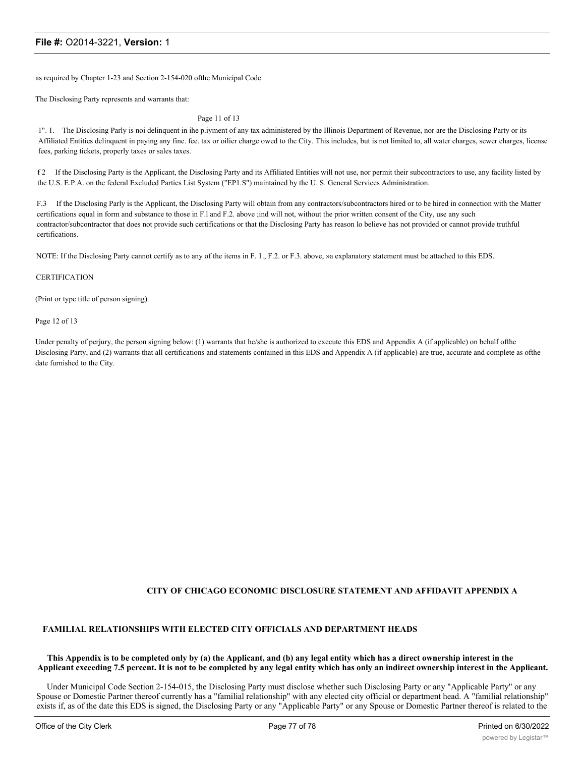as required by Chapter 1-23 and Section 2-154-020 ofthe Municipal Code.

The Disclosing Party represents and warrants that:

Page 11 of 13

1". 1. The Disclosing Parly is noi delinquent in ihe p.iyment of any tax administered by the Illinois Department of Revenue, nor are the Disclosing Party or its Affiliated Entities delinquent in paying any fine. fee. tax or oilier charge owed to the City. This includes, but is not limited to, all water charges, sewer charges, license fees, parking tickets, properly taxes or sales taxes.

f 2 If the Disclosing Party is the Applicant, the Disclosing Party and its Affiliated Entities will not use, nor permit their subcontractors to use, any facility listed by the U.S. E.P.A. on the federal Excluded Parties List System ("EP1.S") maintained by the U. S. General Services Administration.

F.3 If the Disclosing Parly is the Applicant, the Disclosing Party will obtain from any contractors/subcontractors hired or to be hired in connection with the Matter certifications equal in form and substance to those in F.l and F.2. above ;ind will not, without the prior written consent of the City, use any such contractor/subcontractor that does not provide such certifications or that the Disclosing Party has reason lo believe has not provided or cannot provide truthful certifications.

NOTE: If the Disclosing Party cannot certify as to any of the items in F. 1., F.2. or F.3. above, »a explanatory statement must be attached to this EDS.

CERTIFICATION

(Print or type title of person signing)

Page 12 of 13

Under penalty of perjury, the person signing below: (1) warrants that he/she is authorized to execute this EDS and Appendix A (if applicable) on behalf ofthe Disclosing Party, and (2) warrants that all certifications and statements contained in this EDS and Appendix A (if applicable) are true, accurate and complete as ofthe date furnished to the City.

## CITY OF CHICAGO ECONOMIC DISCLOSURE STATEMENT AND AFFIDAVIT APPENDIX A

## FAMILIAL RELATIONSHIPS WITH ELECTED CITY OFFICIALS AND DEPARTMENT HEADS

**This Appendix is to be completed only by (a) the Applicant, and (b) any legal entity which has a direct ownership interest in the Applicant exceeding 7.5 percent. It is not to be completed by any legal entity which has only an indirect ownership interest in the Applicant.**

Under Municipal Code Section 2-154-015, the Disclosing Party must disclose whether such Disclosing Party or any "Applicable Party" or any Spouse or Domestic Partner thereof currently has a "familial relationship" with any elected city official or department head. A "familial relationship" exists if, as of the date this EDS is signed, the Disclosing Party or any "Applicable Party" or any Spouse or Domestic Partner thereof is related to the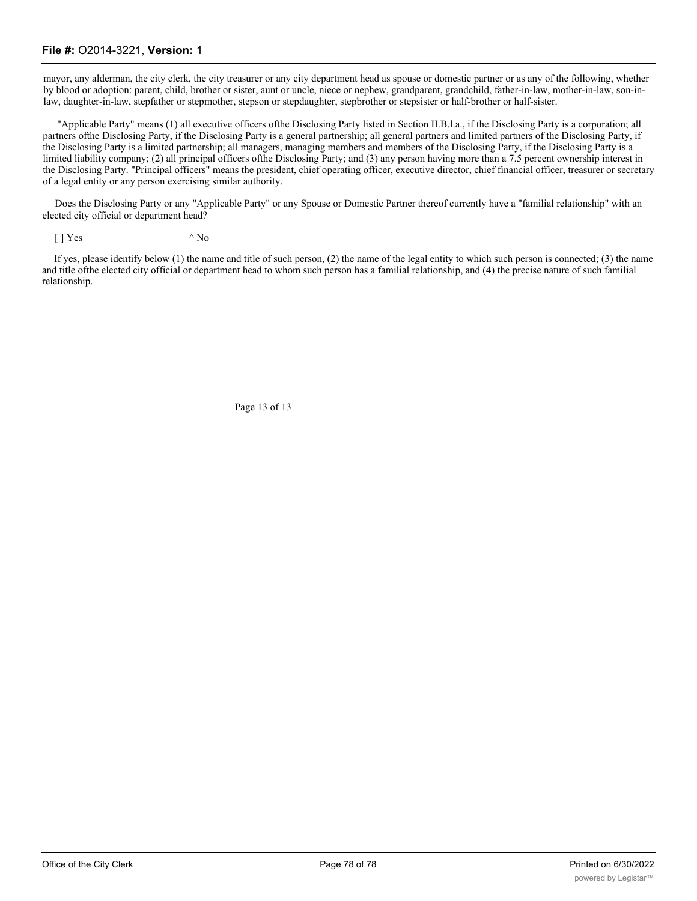mayor, any alderman, the city clerk, the city treasurer or any city department head as spouse or domestic partner or as any of the following, whether by blood or adoption: parent, child, brother or sister, aunt or uncle, niece or nephew, grandparent, grandchild, father-in-law, mother-in-law, son-in-law, daughter-in-law, stepfather or stepmother, stepson or stepdaughter, stepbrother or stepsister or half-brother or half-sister.

"Applicable Party" means (1) all executive officers ofthe Disclosing Party listed in Section II.B.l.a., if the Disclosing Party is a corporation; all partners ofthe Disclosing Party, if the Disclosing Party is a general partnership; all general partners and limited partners of the Disclosing Party, if the Disclosing Party is a limited partnership; all managers, managing members and members of the Disclosing Party, if the Disclosing Party is a limited liability company; (2) all principal officers ofthe Disclosing Party; and (3) any person having more than a 7.5 percent ownership interest in the Disclosing Party. "Principal officers" means the president, chief operating officer, executive director, chief financial officer, treasurer or secretary of a legal entity or any person exercising similar authority.

Does the Disclosing Party or any "Applicable Party" or any Spouse or Domestic Partner thereof currently have a "familial relationship" with an elected city official or department head?

[ ] Yes ^ No

If yes, please identify below (1) the name and title of such person, (2) the name of the legal entity to which such person is connected; (3) the name and title ofthe elected city official or department head to whom such person has a familial relationship, and (4) the precise nature of such familial relationship.

Page 13 of 13